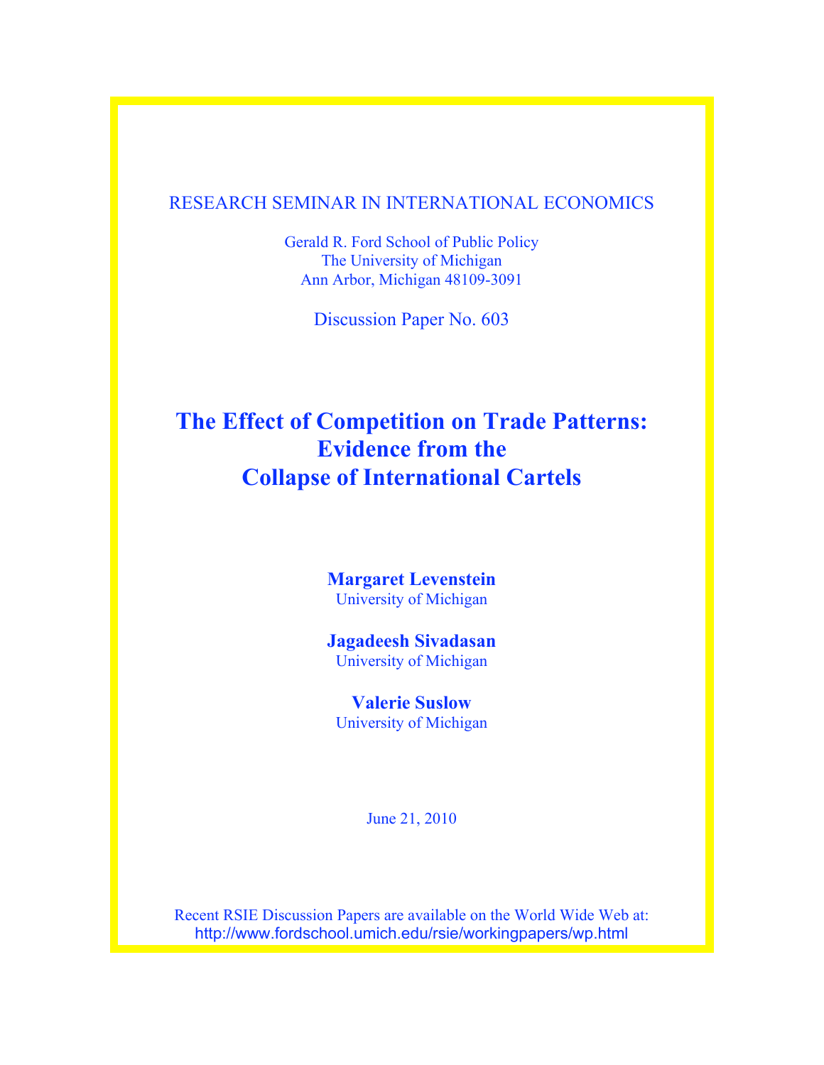RESEARCH SEMINAR IN INTERNATIONAL ECONOMICS

Gerald R. Ford School of Public Policy
The University of Michigan
Ann Arbor, Michigan 48109-3091

Discussion Paper No. 603

# The Effect of Competition on Trade Patterns: Evidence from the Collapse of International Cartels

**Margaret Levenstein**
University of Michigan

**Jagadeesh Sivadasan**
University of Michigan

**Valerie Suslow**
University of Michigan

June 21, 2010

Recent RSIE Discussion Papers are available on the World Wide Web at:
http://www.fordschool.umich.edu/rsie/workingpapers/wp.html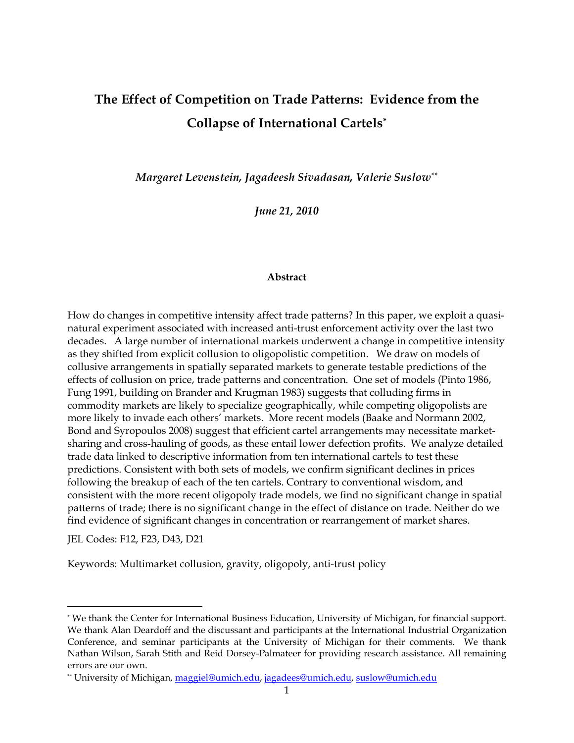# The Effect of Competition on Trade Patterns: Evidence from the Collapse of International Cartels[*]

*Margaret Levenstein, Jagadeesh Sivadasan, Valerie Suslow[**]*

*June 21, 2010*

**Abstract**

How do changes in competitive intensity affect trade patterns? In this paper, we exploit a quasi-natural experiment associated with increased anti-trust enforcement activity over the last two decades. A large number of international markets underwent a change in competitive intensity as they shifted from explicit collusion to oligopolistic competition. We draw on models of collusive arrangements in spatially separated markets to generate testable predictions of the effects of collusion on price, trade patterns and concentration. One set of models (Pinto 1986, Fung 1991, building on Brander and Krugman 1983) suggests that colluding firms in commodity markets are likely to specialize geographically, while competing oligopolists are more likely to invade each others' markets. More recent models (Baake and Normann 2002, Bond and Syropoulos 2008) suggest that efficient cartel arrangements may necessitate market-sharing and cross-hauling of goods, as these entail lower defection profits. We analyze detailed trade data linked to descriptive information from ten international cartels to test these predictions. Consistent with both sets of models, we confirm significant declines in prices following the breakup of each of the ten cartels. Contrary to conventional wisdom, and consistent with the more recent oligopoly trade models, we find no significant change in spatial patterns of trade; there is no significant change in the effect of distance on trade. Neither do we find evidence of significant changes in concentration or rearrangement of market shares.

JEL Codes: F12, F23, D43, D21

Keywords: Multimarket collusion, gravity, oligopoly, anti-trust policy

---

[*] We thank the Center for International Business Education, University of Michigan, for financial support. We thank Alan Deardoff and the discussant and participants at the International Industrial Organization Conference, and seminar participants at the University of Michigan for their comments. We thank Nathan Wilson, Sarah Stith and Reid Dorsey-Palmateer for providing research assistance. All remaining errors are our own.

[**] University of Michigan, maggiel@umich.edu, jagadees@umich.edu, suslow@umich.edu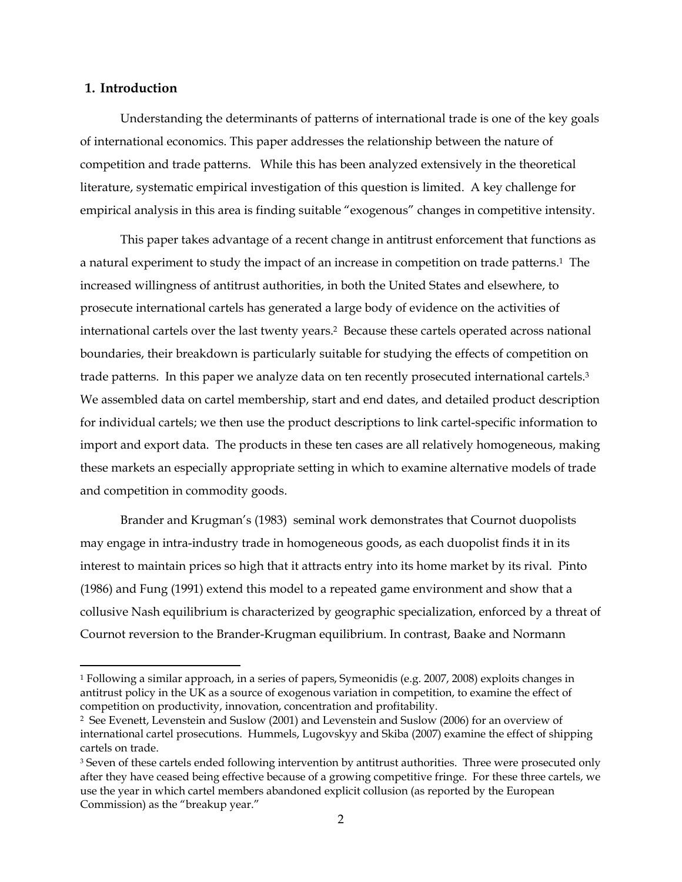## 1. Introduction

Understanding the determinants of patterns of international trade is one of the key goals of international economics. This paper addresses the relationship between the nature of competition and trade patterns. While this has been analyzed extensively in the theoretical literature, systematic empirical investigation of this question is limited. A key challenge for empirical analysis in this area is finding suitable "exogenous" changes in competitive intensity.

This paper takes advantage of a recent change in antitrust enforcement that functions as a natural experiment to study the impact of an increase in competition on trade patterns.[1] The increased willingness of antitrust authorities, in both the United States and elsewhere, to prosecute international cartels has generated a large body of evidence on the activities of international cartels over the last twenty years.[2] Because these cartels operated across national boundaries, their breakdown is particularly suitable for studying the effects of competition on trade patterns. In this paper we analyze data on ten recently prosecuted international cartels.[3] We assembled data on cartel membership, start and end dates, and detailed product description for individual cartels; we then use the product descriptions to link cartel-specific information to import and export data. The products in these ten cases are all relatively homogeneous, making these markets an especially appropriate setting in which to examine alternative models of trade and competition in commodity goods.

Brander and Krugman's (1983) seminal work demonstrates that Cournot duopolists may engage in intra-industry trade in homogeneous goods, as each duopolist finds it in its interest to maintain prices so high that it attracts entry into its home market by its rival. Pinto (1986) and Fung (1991) extend this model to a repeated game environment and show that a collusive Nash equilibrium is characterized by geographic specialization, enforced by a threat of Cournot reversion to the Brander-Krugman equilibrium. In contrast, Baake and Normann

[1] Following a similar approach, in a series of papers, Symeonidis (e.g. 2007, 2008) exploits changes in antitrust policy in the UK as a source of exogenous variation in competition, to examine the effect of competition on productivity, innovation, concentration and profitability.

[2] See Evenett, Levenstein and Suslow (2001) and Levenstein and Suslow (2006) for an overview of international cartel prosecutions. Hummels, Lugovskyy and Skiba (2007) examine the effect of shipping cartels on trade.

[3] Seven of these cartels ended following intervention by antitrust authorities. Three were prosecuted only after they have ceased being effective because of a growing competitive fringe. For these three cartels, we use the year in which cartel members abandoned explicit collusion (as reported by the European Commission) as the "breakup year."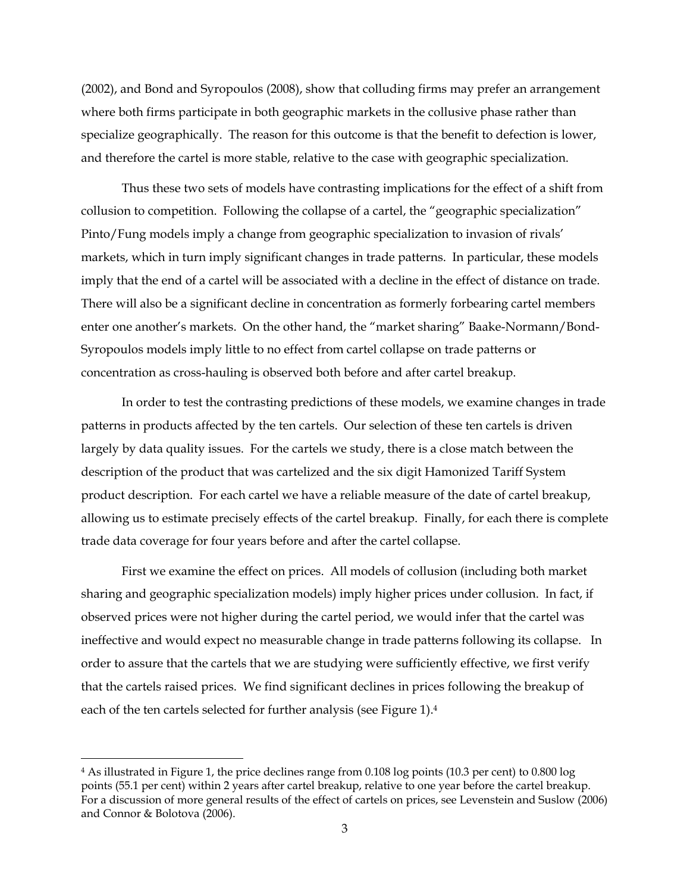(2002), and Bond and Syropoulos (2008), show that colluding firms may prefer an arrangement where both firms participate in both geographic markets in the collusive phase rather than specialize geographically. The reason for this outcome is that the benefit to defection is lower, and therefore the cartel is more stable, relative to the case with geographic specialization.

Thus these two sets of models have contrasting implications for the effect of a shift from collusion to competition. Following the collapse of a cartel, the "geographic specialization" Pinto/Fung models imply a change from geographic specialization to invasion of rivals' markets, which in turn imply significant changes in trade patterns. In particular, these models imply that the end of a cartel will be associated with a decline in the effect of distance on trade. There will also be a significant decline in concentration as formerly forbearing cartel members enter one another's markets. On the other hand, the "market sharing" Baake-Normann/Bond-Syropoulos models imply little to no effect from cartel collapse on trade patterns or concentration as cross-hauling is observed both before and after cartel breakup.

In order to test the contrasting predictions of these models, we examine changes in trade patterns in products affected by the ten cartels. Our selection of these ten cartels is driven largely by data quality issues. For the cartels we study, there is a close match between the description of the product that was cartelized and the six digit Hamonized Tariff System product description. For each cartel we have a reliable measure of the date of cartel breakup, allowing us to estimate precisely effects of the cartel breakup. Finally, for each there is complete trade data coverage for four years before and after the cartel collapse.

First we examine the effect on prices. All models of collusion (including both market sharing and geographic specialization models) imply higher prices under collusion. In fact, if observed prices were not higher during the cartel period, we would infer that the cartel was ineffective and would expect no measurable change in trade patterns following its collapse. In order to assure that the cartels that we are studying were sufficiently effective, we first verify that the cartels raised prices. We find significant declines in prices following the breakup of each of the ten cartels selected for further analysis (see Figure 1).[4]

[4] As illustrated in Figure 1, the price declines range from 0.108 log points (10.3 per cent) to 0.800 log points (55.1 per cent) within 2 years after cartel breakup, relative to one year before the cartel breakup. For a discussion of more general results of the effect of cartels on prices, see Levenstein and Suslow (2006) and Connor & Bolotova (2006).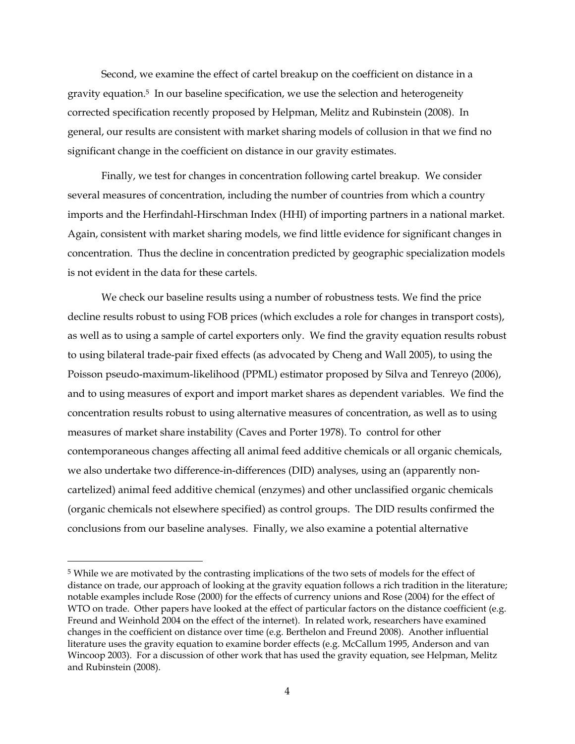Second, we examine the effect of cartel breakup on the coefficient on distance in a gravity equation.[5] In our baseline specification, we use the selection and heterogeneity corrected specification recently proposed by Helpman, Melitz and Rubinstein (2008). In general, our results are consistent with market sharing models of collusion in that we find no significant change in the coefficient on distance in our gravity estimates.

Finally, we test for changes in concentration following cartel breakup. We consider several measures of concentration, including the number of countries from which a country imports and the Herfindahl-Hirschman Index (HHI) of importing partners in a national market. Again, consistent with market sharing models, we find little evidence for significant changes in concentration. Thus the decline in concentration predicted by geographic specialization models is not evident in the data for these cartels.

We check our baseline results using a number of robustness tests. We find the price decline results robust to using FOB prices (which excludes a role for changes in transport costs), as well as to using a sample of cartel exporters only. We find the gravity equation results robust to using bilateral trade-pair fixed effects (as advocated by Cheng and Wall 2005), to using the Poisson pseudo-maximum-likelihood (PPML) estimator proposed by Silva and Tenreyo (2006), and to using measures of export and import market shares as dependent variables. We find the concentration results robust to using alternative measures of concentration, as well as to using measures of market share instability (Caves and Porter 1978). To control for other contemporaneous changes affecting all animal feed additive chemicals or all organic chemicals, we also undertake two difference-in-differences (DID) analyses, using an (apparently non-cartelized) animal feed additive chemical (enzymes) and other unclassified organic chemicals (organic chemicals not elsewhere specified) as control groups. The DID results confirmed the conclusions from our baseline analyses. Finally, we also examine a potential alternative

[5] While we are motivated by the contrasting implications of the two sets of models for the effect of distance on trade, our approach of looking at the gravity equation follows a rich tradition in the literature; notable examples include Rose (2000) for the effects of currency unions and Rose (2004) for the effect of WTO on trade. Other papers have looked at the effect of particular factors on the distance coefficient (e.g. Freund and Weinhold 2004 on the effect of the internet). In related work, researchers have examined changes in the coefficient on distance over time (e.g. Berthelon and Freund 2008). Another influential literature uses the gravity equation to examine border effects (e.g. McCallum 1995, Anderson and van Wincoop 2003). For a discussion of other work that has used the gravity equation, see Helpman, Melitz and Rubinstein (2008).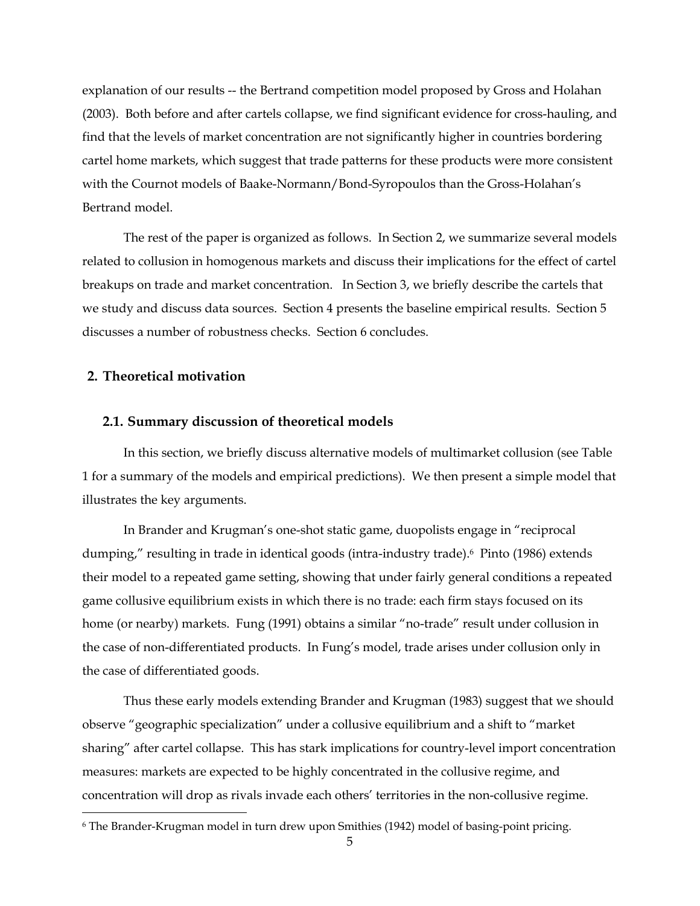explanation of our results -- the Bertrand competition model proposed by Gross and Holahan (2003). Both before and after cartels collapse, we find significant evidence for cross-hauling, and find that the levels of market concentration are not significantly higher in countries bordering cartel home markets, which suggest that trade patterns for these products were more consistent with the Cournot models of Baake-Normann/Bond-Syropoulos than the Gross-Holahan's Bertrand model.

The rest of the paper is organized as follows. In Section 2, we summarize several models related to collusion in homogenous markets and discuss their implications for the effect of cartel breakups on trade and market concentration. In Section 3, we briefly describe the cartels that we study and discuss data sources. Section 4 presents the baseline empirical results. Section 5 discusses a number of robustness checks. Section 6 concludes.

## 2. Theoretical motivation

### 2.1. Summary discussion of theoretical models

In this section, we briefly discuss alternative models of multimarket collusion (see Table 1 for a summary of the models and empirical predictions). We then present a simple model that illustrates the key arguments.

In Brander and Krugman's one-shot static game, duopolists engage in "reciprocal dumping," resulting in trade in identical goods (intra-industry trade).[6] Pinto (1986) extends their model to a repeated game setting, showing that under fairly general conditions a repeated game collusive equilibrium exists in which there is no trade: each firm stays focused on its home (or nearby) markets. Fung (1991) obtains a similar "no-trade" result under collusion in the case of non-differentiated products. In Fung's model, trade arises under collusion only in the case of differentiated goods.

Thus these early models extending Brander and Krugman (1983) suggest that we should observe "geographic specialization" under a collusive equilibrium and a shift to "market sharing" after cartel collapse. This has stark implications for country-level import concentration measures: markets are expected to be highly concentrated in the collusive regime, and concentration will drop as rivals invade each others' territories in the non-collusive regime.

[6] The Brander-Krugman model in turn drew upon Smithies (1942) model of basing-point pricing.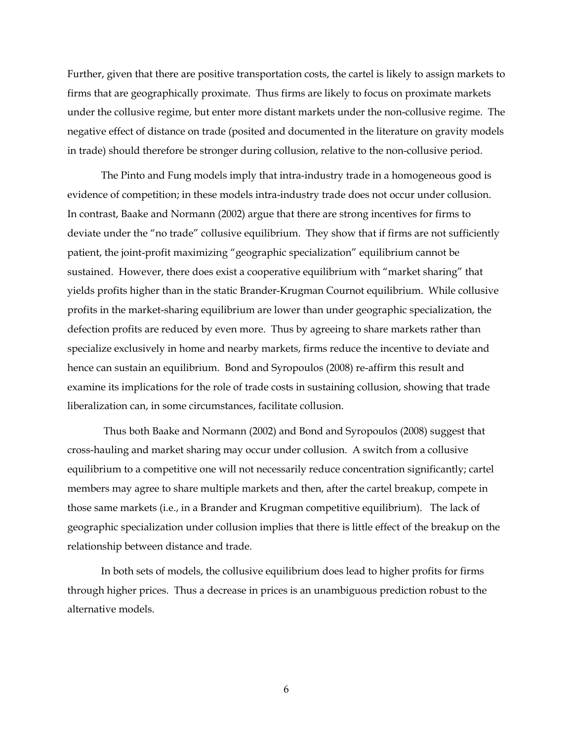Further, given that there are positive transportation costs, the cartel is likely to assign markets to firms that are geographically proximate. Thus firms are likely to focus on proximate markets under the collusive regime, but enter more distant markets under the non-collusive regime. The negative effect of distance on trade (posited and documented in the literature on gravity models in trade) should therefore be stronger during collusion, relative to the non-collusive period.

The Pinto and Fung models imply that intra-industry trade in a homogeneous good is evidence of competition; in these models intra-industry trade does not occur under collusion. In contrast, Baake and Normann (2002) argue that there are strong incentives for firms to deviate under the "no trade" collusive equilibrium. They show that if firms are not sufficiently patient, the joint-profit maximizing "geographic specialization" equilibrium cannot be sustained. However, there does exist a cooperative equilibrium with "market sharing" that yields profits higher than in the static Brander-Krugman Cournot equilibrium. While collusive profits in the market-sharing equilibrium are lower than under geographic specialization, the defection profits are reduced by even more. Thus by agreeing to share markets rather than specialize exclusively in home and nearby markets, firms reduce the incentive to deviate and hence can sustain an equilibrium. Bond and Syropoulos (2008) re-affirm this result and examine its implications for the role of trade costs in sustaining collusion, showing that trade liberalization can, in some circumstances, facilitate collusion.

Thus both Baake and Normann (2002) and Bond and Syropoulos (2008) suggest that cross-hauling and market sharing may occur under collusion. A switch from a collusive equilibrium to a competitive one will not necessarily reduce concentration significantly; cartel members may agree to share multiple markets and then, after the cartel breakup, compete in those same markets (i.e., in a Brander and Krugman competitive equilibrium). The lack of geographic specialization under collusion implies that there is little effect of the breakup on the relationship between distance and trade.

In both sets of models, the collusive equilibrium does lead to higher profits for firms through higher prices. Thus a decrease in prices is an unambiguous prediction robust to the alternative models.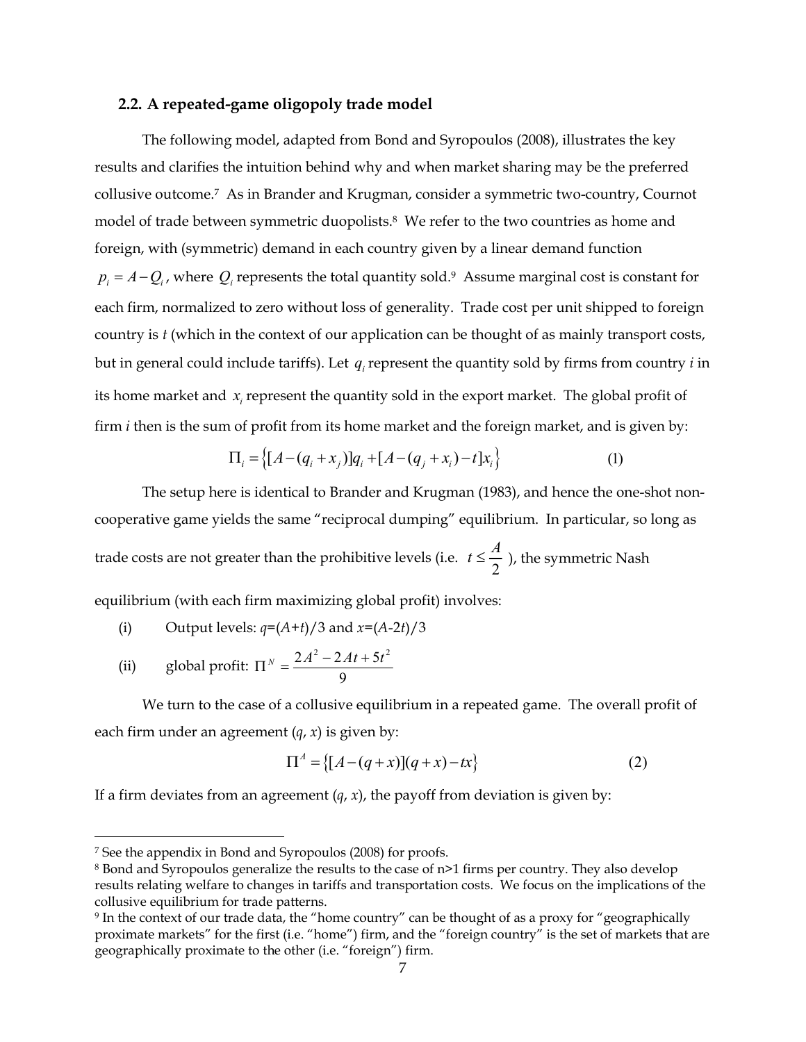### 2.2. A repeated-game oligopoly trade model

The following model, adapted from Bond and Syropoulos (2008), illustrates the key results and clarifies the intuition behind why and when market sharing may be the preferred collusive outcome.[7] As in Brander and Krugman, consider a symmetric two-country, Cournot model of trade between symmetric duopolists.[8] We refer to the two countries as home and foreign, with (symmetric) demand in each country given by a linear demand function $p_i = A - Q_i$, where $Q_i$ represents the total quantity sold.[9] Assume marginal cost is constant for each firm, normalized to zero without loss of generality. Trade cost per unit shipped to foreign country is *t* (which in the context of our application can be thought of as mainly transport costs, but in general could include tariffs). Let $q_i$ represent the quantity sold by firms from country *i* in its home market and $x_i$ represent the quantity sold in the export market. The global profit of firm *i* then is the sum of profit from its home market and the foreign market, and is given by:

$$\Pi_i = \left\{[A-(q_i+x_j)]q_i + [A-(q_j+x_i)-t]x_i\right\} \tag{1}$$

The setup here is identical to Brander and Krugman (1983), and hence the one-shot non-cooperative game yields the same "reciprocal dumping" equilibrium. In particular, so long as trade costs are not greater than the prohibitive levels (i.e. $t \leq \frac{A}{2}$), the symmetric Nash equilibrium (with each firm maximizing global profit) involves:

(i) Output levels: $q=(A+t)/3$ and $x=(A-2t)/3$

(ii) global profit: $\Pi^N = \dfrac{2A^2 - 2At + 5t^2}{9}$

We turn to the case of a collusive equilibrium in a repeated game. The overall profit of each firm under an agreement $(q, x)$ is given by:

$$\Pi^A = \left\{[A-(q+x)](q+x) - tx\right\} \tag{2}$$

If a firm deviates from an agreement $(q, x)$, the payoff from deviation is given by:

---

[7] See the appendix in Bond and Syropoulos (2008) for proofs.

[8] Bond and Syropoulos generalize the results to the case of n>1 firms per country. They also develop results relating welfare to changes in tariffs and transportation costs. We focus on the implications of the collusive equilibrium for trade patterns.

[9] In the context of our trade data, the "home country" can be thought of as a proxy for "geographically proximate markets" for the first (i.e. "home") firm, and the "foreign country" is the set of markets that are geographically proximate to the other (i.e. "foreign") firm.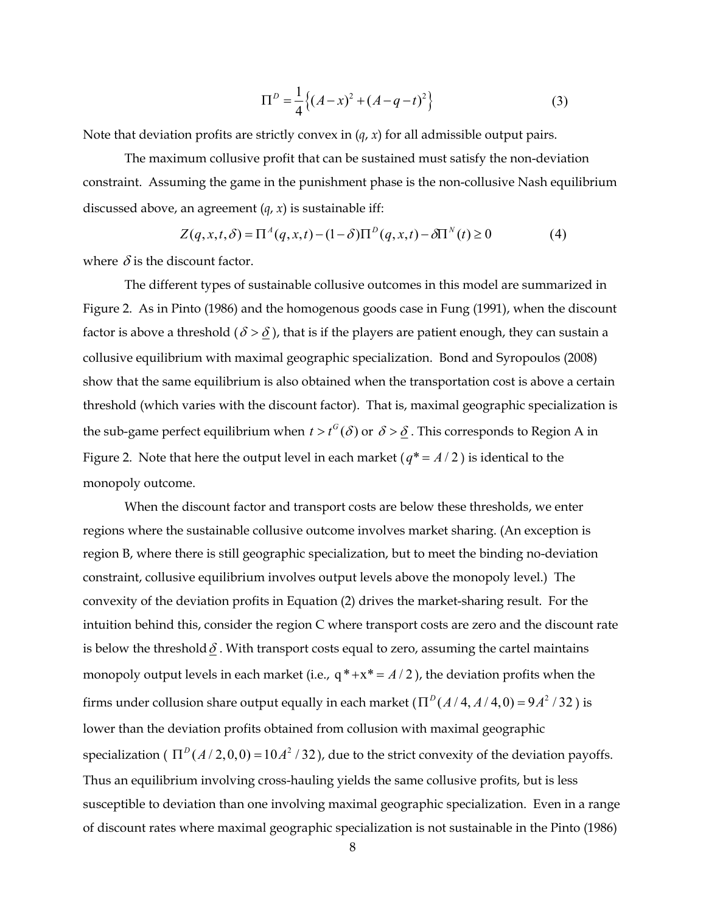$$\Pi^D = \frac{1}{4}\left\{(A-x)^2 + (A-q-t)^2\right\} \tag{3}$$

Note that deviation profits are strictly convex in ($q$, $x$) for all admissible output pairs.

The maximum collusive profit that can be sustained must satisfy the non-deviation constraint. Assuming the game in the punishment phase is the non-collusive Nash equilibrium discussed above, an agreement ($q$, $x$) is sustainable iff:

$$Z(q,x,t,\delta) = \Pi^A(q,x,t) - (1-\delta)\Pi^D(q,x,t) - \delta\Pi^N(t) \geq 0 \tag{4}$$

where $\delta$ is the discount factor.

The different types of sustainable collusive outcomes in this model are summarized in Figure 2. As in Pinto (1986) and the homogenous goods case in Fung (1991), when the discount factor is above a threshold ($\delta > \underline{\delta}$), that is if the players are patient enough, they can sustain a collusive equilibrium with maximal geographic specialization. Bond and Syropoulos (2008) show that the same equilibrium is also obtained when the transportation cost is above a certain threshold (which varies with the discount factor). That is, maximal geographic specialization is the sub-game perfect equilibrium when $t > t^G(\delta)$ or $\delta > \underline{\delta}$. This corresponds to Region A in Figure 2. Note that here the output level in each market ($q^* = A/2$) is identical to the monopoly outcome.

When the discount factor and transport costs are below these thresholds, we enter regions where the sustainable collusive outcome involves market sharing. (An exception is region B, where there is still geographic specialization, but to meet the binding no-deviation constraint, collusive equilibrium involves output levels above the monopoly level.) The convexity of the deviation profits in Equation (2) drives the market-sharing result. For the intuition behind this, consider the region C where transport costs are zero and the discount rate is below the threshold $\underline{\delta}$. With transport costs equal to zero, assuming the cartel maintains monopoly output levels in each market (i.e., $q^*+x^* = A/2$), the deviation profits when the firms under collusion share output equally in each market ($\Pi^D(A/4, A/4, 0) = 9A^2/32$) is lower than the deviation profits obtained from collusion with maximal geographic specialization ( $\Pi^D(A/2,0,0) = 10A^2/32$), due to the strict convexity of the deviation payoffs. Thus an equilibrium involving cross-hauling yields the same collusive profits, but is less susceptible to deviation than one involving maximal geographic specialization. Even in a range of discount rates where maximal geographic specialization is not sustainable in the Pinto (1986)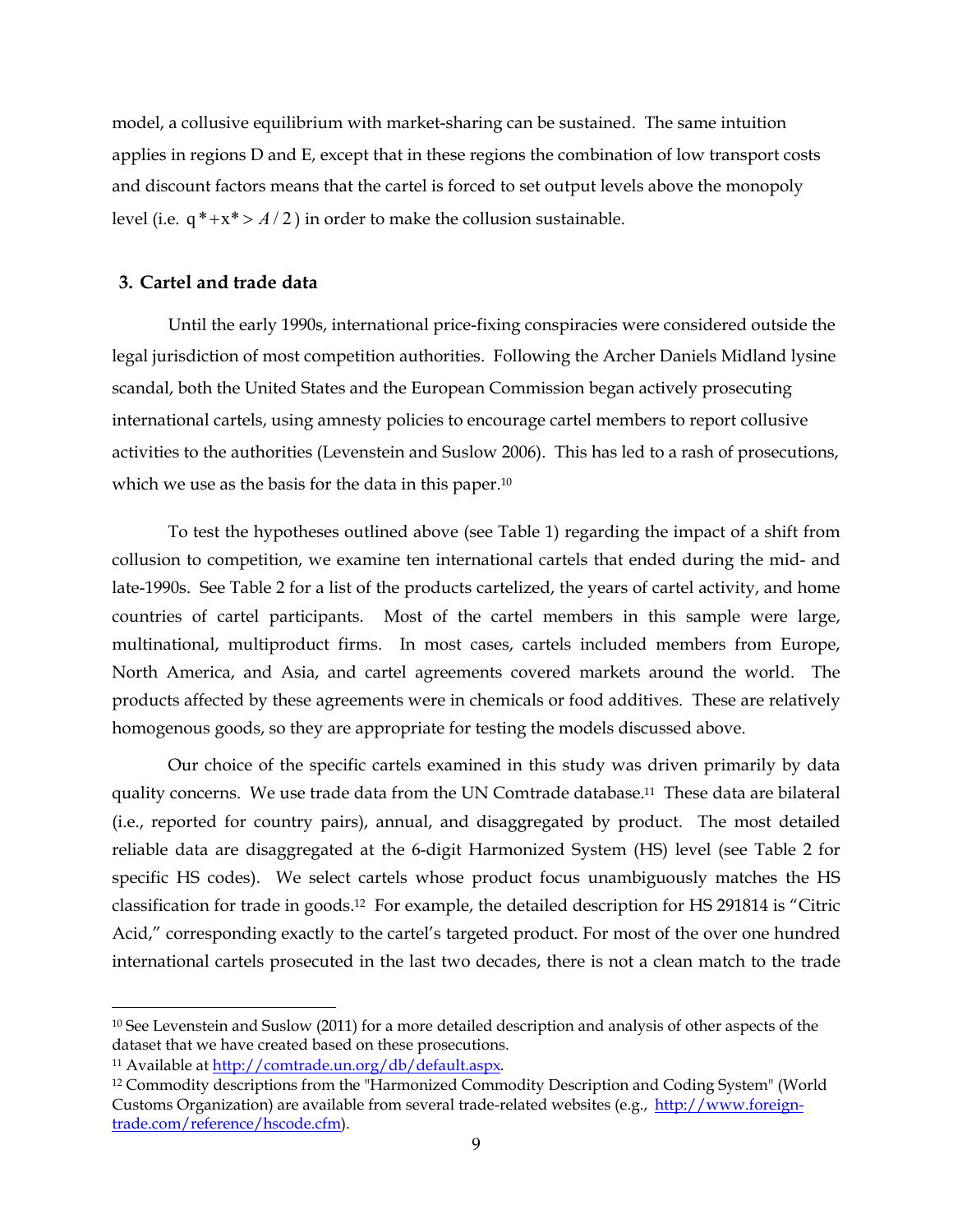model, a collusive equilibrium with market-sharing can be sustained. The same intuition applies in regions D and E, except that in these regions the combination of low transport costs and discount factors means that the cartel is forced to set output levels above the monopoly level (i.e. $q^*+x^* > A/2$) in order to make the collusion sustainable.

## 3. Cartel and trade data

Until the early 1990s, international price-fixing conspiracies were considered outside the legal jurisdiction of most competition authorities. Following the Archer Daniels Midland lysine scandal, both the United States and the European Commission began actively prosecuting international cartels, using amnesty policies to encourage cartel members to report collusive activities to the authorities (Levenstein and Suslow 2006). This has led to a rash of prosecutions, which we use as the basis for the data in this paper.[10]

To test the hypotheses outlined above (see Table 1) regarding the impact of a shift from collusion to competition, we examine ten international cartels that ended during the mid- and late-1990s. See Table 2 for a list of the products cartelized, the years of cartel activity, and home countries of cartel participants. Most of the cartel members in this sample were large, multinational, multiproduct firms. In most cases, cartels included members from Europe, North America, and Asia, and cartel agreements covered markets around the world. The products affected by these agreements were in chemicals or food additives. These are relatively homogenous goods, so they are appropriate for testing the models discussed above.

Our choice of the specific cartels examined in this study was driven primarily by data quality concerns. We use trade data from the UN Comtrade database.[11] These data are bilateral (i.e., reported for country pairs), annual, and disaggregated by product. The most detailed reliable data are disaggregated at the 6-digit Harmonized System (HS) level (see Table 2 for specific HS codes). We select cartels whose product focus unambiguously matches the HS classification for trade in goods.[12] For example, the detailed description for HS 291814 is "Citric Acid," corresponding exactly to the cartel's targeted product. For most of the over one hundred international cartels prosecuted in the last two decades, there is not a clean match to the trade

---

[10] See Levenstein and Suslow (2011) for a more detailed description and analysis of other aspects of the dataset that we have created based on these prosecutions.

[11] Available at http://comtrade.un.org/db/default.aspx.

[12] Commodity descriptions from the "Harmonized Commodity Description and Coding System" (World Customs Organization) are available from several trade-related websites (e.g., http://www.foreign-trade.com/reference/hscode.cfm).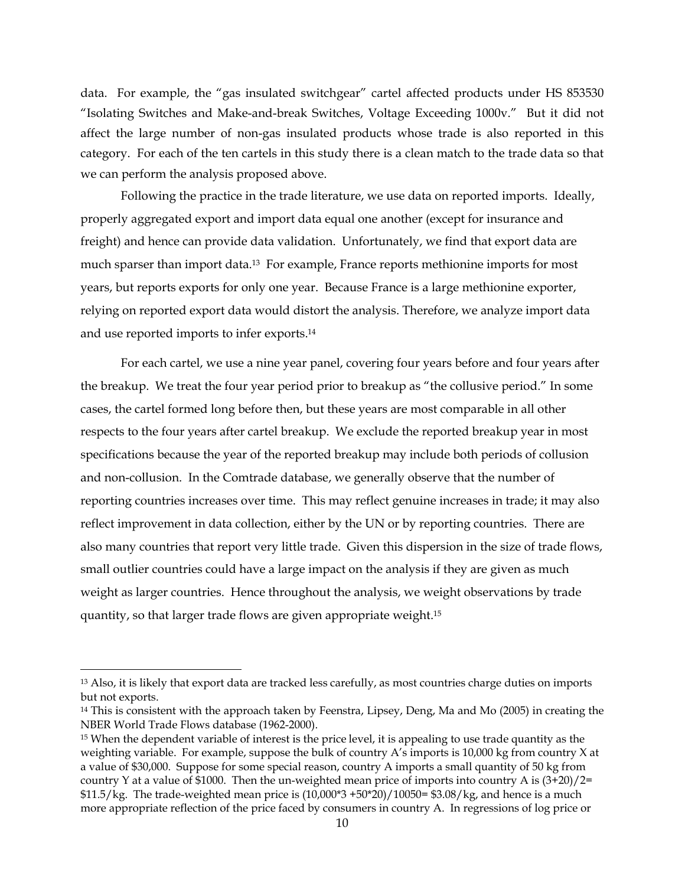data. For example, the "gas insulated switchgear" cartel affected products under HS 853530 "Isolating Switches and Make-and-break Switches, Voltage Exceeding 1000v." But it did not affect the large number of non-gas insulated products whose trade is also reported in this category. For each of the ten cartels in this study there is a clean match to the trade data so that we can perform the analysis proposed above.

Following the practice in the trade literature, we use data on reported imports. Ideally, properly aggregated export and import data equal one another (except for insurance and freight) and hence can provide data validation. Unfortunately, we find that export data are much sparser than import data.[13] For example, France reports methionine imports for most years, but reports exports for only one year. Because France is a large methionine exporter, relying on reported export data would distort the analysis. Therefore, we analyze import data and use reported imports to infer exports.[14]

For each cartel, we use a nine year panel, covering four years before and four years after the breakup. We treat the four year period prior to breakup as "the collusive period." In some cases, the cartel formed long before then, but these years are most comparable in all other respects to the four years after cartel breakup. We exclude the reported breakup year in most specifications because the year of the reported breakup may include both periods of collusion and non-collusion. In the Comtrade database, we generally observe that the number of reporting countries increases over time. This may reflect genuine increases in trade; it may also reflect improvement in data collection, either by the UN or by reporting countries. There are also many countries that report very little trade. Given this dispersion in the size of trade flows, small outlier countries could have a large impact on the analysis if they are given as much weight as larger countries. Hence throughout the analysis, we weight observations by trade quantity, so that larger trade flows are given appropriate weight.[15]

---

[13] Also, it is likely that export data are tracked less carefully, as most countries charge duties on imports but not exports.

[14] This is consistent with the approach taken by Feenstra, Lipsey, Deng, Ma and Mo (2005) in creating the NBER World Trade Flows database (1962-2000).

[15] When the dependent variable of interest is the price level, it is appealing to use trade quantity as the weighting variable. For example, suppose the bulk of country A's imports is 10,000 kg from country X at a value of $30,000. Suppose for some special reason, country A imports a small quantity of 50 kg from country Y at a value of $1000. Then the un-weighted mean price of imports into country A is (3+20)/2= $11.5/kg. The trade-weighted mean price is (10,000*3 +50*20)/10050= $3.08/kg, and hence is a much more appropriate reflection of the price faced by consumers in country A. In regressions of log price or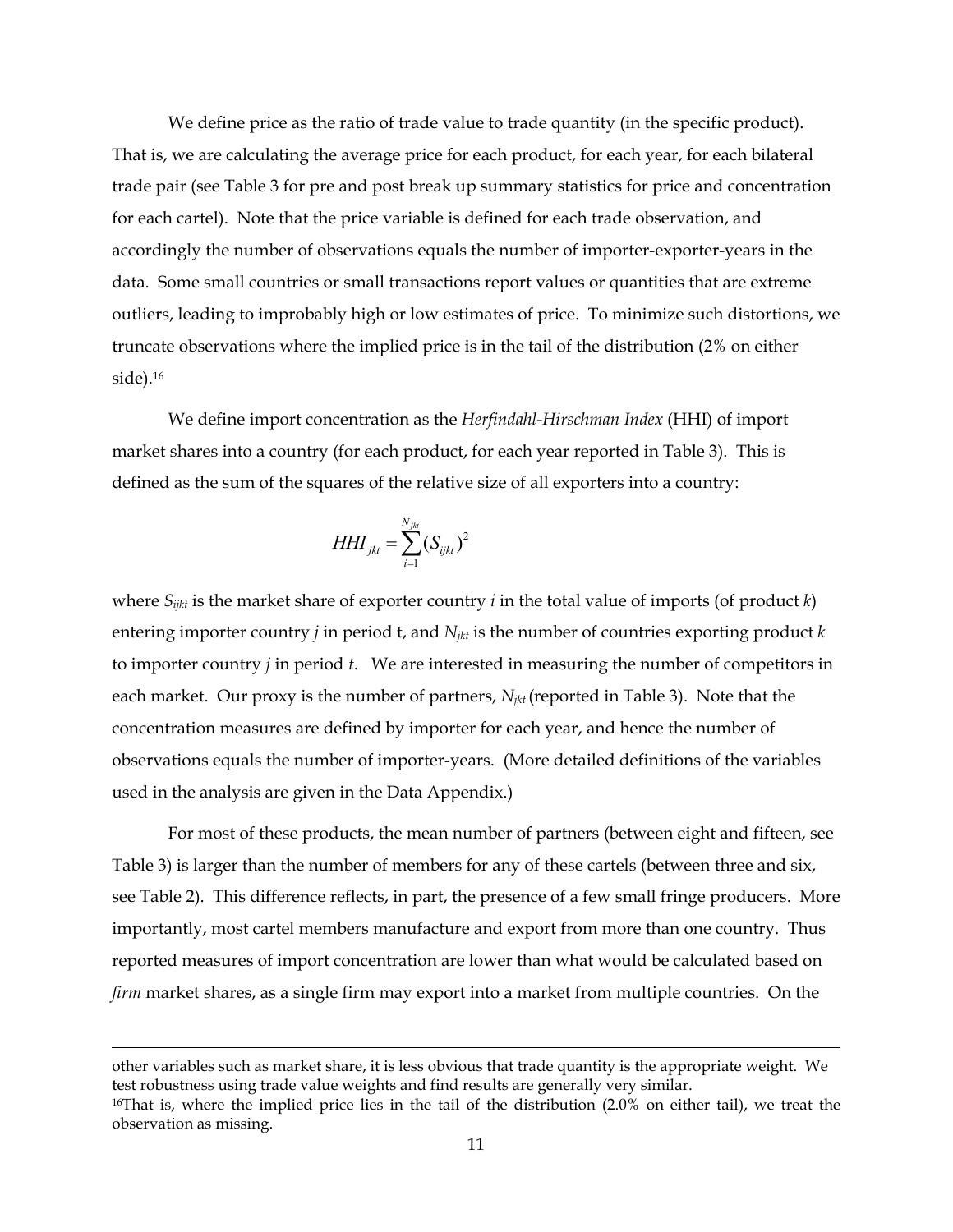We define price as the ratio of trade value to trade quantity (in the specific product). That is, we are calculating the average price for each product, for each year, for each bilateral trade pair (see Table 3 for pre and post break up summary statistics for price and concentration for each cartel). Note that the price variable is defined for each trade observation, and accordingly the number of observations equals the number of importer-exporter-years in the data. Some small countries or small transactions report values or quantities that are extreme outliers, leading to improbably high or low estimates of price. To minimize such distortions, we truncate observations where the implied price is in the tail of the distribution (2% on either side).[16]

We define import concentration as the *Herfindahl-Hirschman Index* (HHI) of import market shares into a country (for each product, for each year reported in Table 3). This is defined as the sum of the squares of the relative size of all exporters into a country:

$$HHI_{jkt} = \sum_{i=1}^{N_{jkt}} (S_{ijkt})^2$$

where $S_{ijkt}$ is the market share of exporter country $i$ in the total value of imports (of product $k$) entering importer country $j$ in period t, and $N_{jkt}$ is the number of countries exporting product $k$ to importer country $j$ in period $t$. We are interested in measuring the number of competitors in each market. Our proxy is the number of partners, $N_{jkt}$ (reported in Table 3). Note that the concentration measures are defined by importer for each year, and hence the number of observations equals the number of importer-years. (More detailed definitions of the variables used in the analysis are given in the Data Appendix.)

For most of these products, the mean number of partners (between eight and fifteen, see Table 3) is larger than the number of members for any of these cartels (between three and six, see Table 2). This difference reflects, in part, the presence of a few small fringe producers. More importantly, most cartel members manufacture and export from more than one country. Thus reported measures of import concentration are lower than what would be calculated based on *firm* market shares, as a single firm may export into a market from multiple countries. On the

---

other variables such as market share, it is less obvious that trade quantity is the appropriate weight. We test robustness using trade value weights and find results are generally very similar.

[16] That is, where the implied price lies in the tail of the distribution (2.0% on either tail), we treat the observation as missing.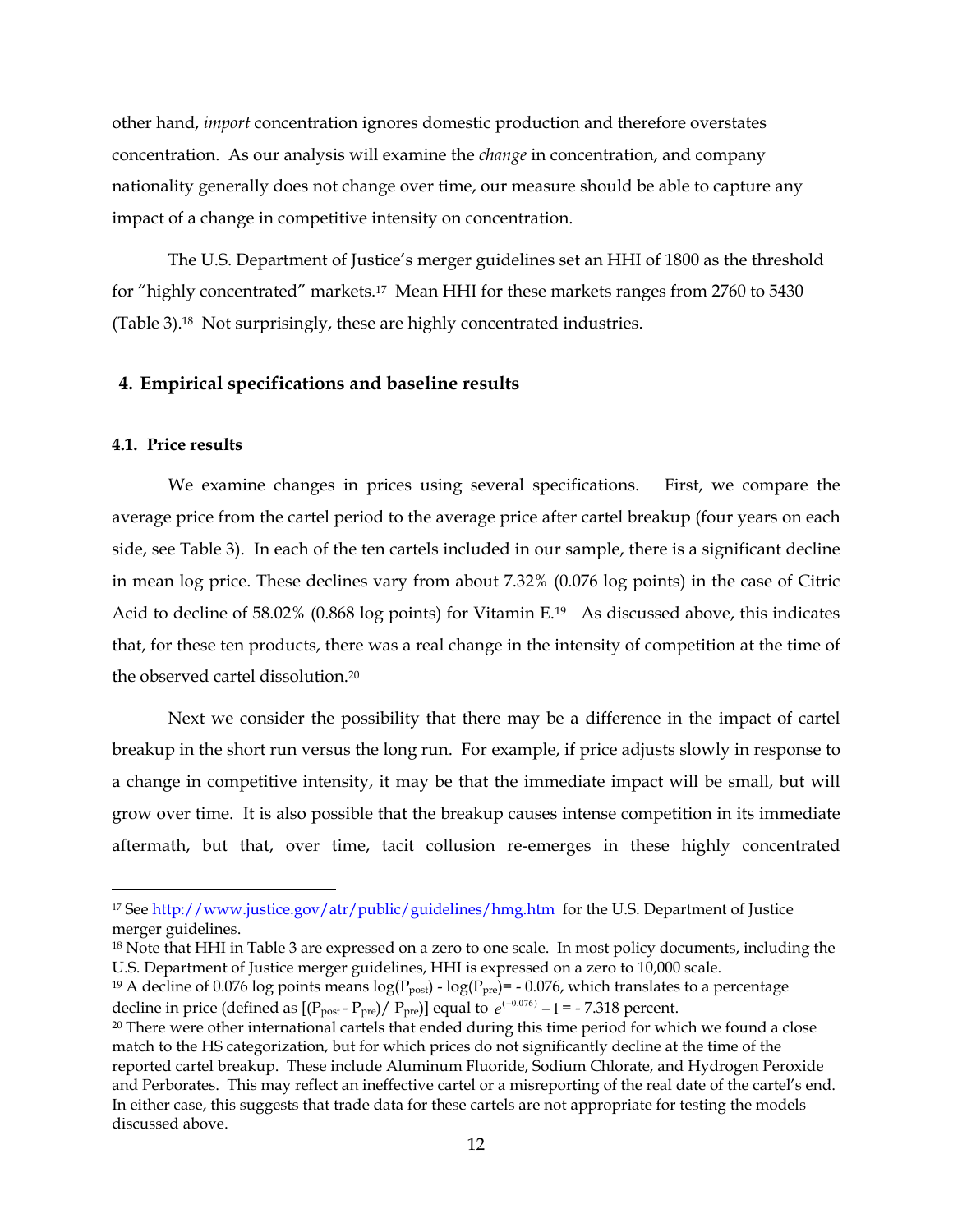other hand, *import* concentration ignores domestic production and therefore overstates concentration. As our analysis will examine the *change* in concentration, and company nationality generally does not change over time, our measure should be able to capture any impact of a change in competitive intensity on concentration.

The U.S. Department of Justice's merger guidelines set an HHI of 1800 as the threshold for "highly concentrated" markets.[17] Mean HHI for these markets ranges from 2760 to 5430 (Table 3).[18] Not surprisingly, these are highly concentrated industries.

## 4. Empirical specifications and baseline results

### 4.1. Price results

We examine changes in prices using several specifications. First, we compare the average price from the cartel period to the average price after cartel breakup (four years on each side, see Table 3). In each of the ten cartels included in our sample, there is a significant decline in mean log price. These declines vary from about 7.32% (0.076 log points) in the case of Citric Acid to decline of 58.02% (0.868 log points) for Vitamin E.[19] As discussed above, this indicates that, for these ten products, there was a real change in the intensity of competition at the time of the observed cartel dissolution.[20]

Next we consider the possibility that there may be a difference in the impact of cartel breakup in the short run versus the long run. For example, if price adjusts slowly in response to a change in competitive intensity, it may be that the immediate impact will be small, but will grow over time. It is also possible that the breakup causes intense competition in its immediate aftermath, but that, over time, tacit collusion re-emerges in these highly concentrated

---

[17] See http://www.justice.gov/atr/public/guidelines/hmg.htm for the U.S. Department of Justice merger guidelines.

[18] Note that HHI in Table 3 are expressed on a zero to one scale. In most policy documents, including the U.S. Department of Justice merger guidelines, HHI is expressed on a zero to 10,000 scale.

[19] A decline of 0.076 log points means $\log(P_{post}) - \log(P_{pre}) = -0.076$, which translates to a percentage decline in price (defined as $[(P_{post} - P_{pre}) / P_{pre}]$) equal to $e^{(-0.076)} - 1 = -7.318$ percent.

[20] There were other international cartels that ended during this time period for which we found a close match to the HS categorization, but for which prices do not significantly decline at the time of the reported cartel breakup. These include Aluminum Fluoride, Sodium Chlorate, and Hydrogen Peroxide and Perborates. This may reflect an ineffective cartel or a misreporting of the real date of the cartel's end. In either case, this suggests that trade data for these cartels are not appropriate for testing the models discussed above.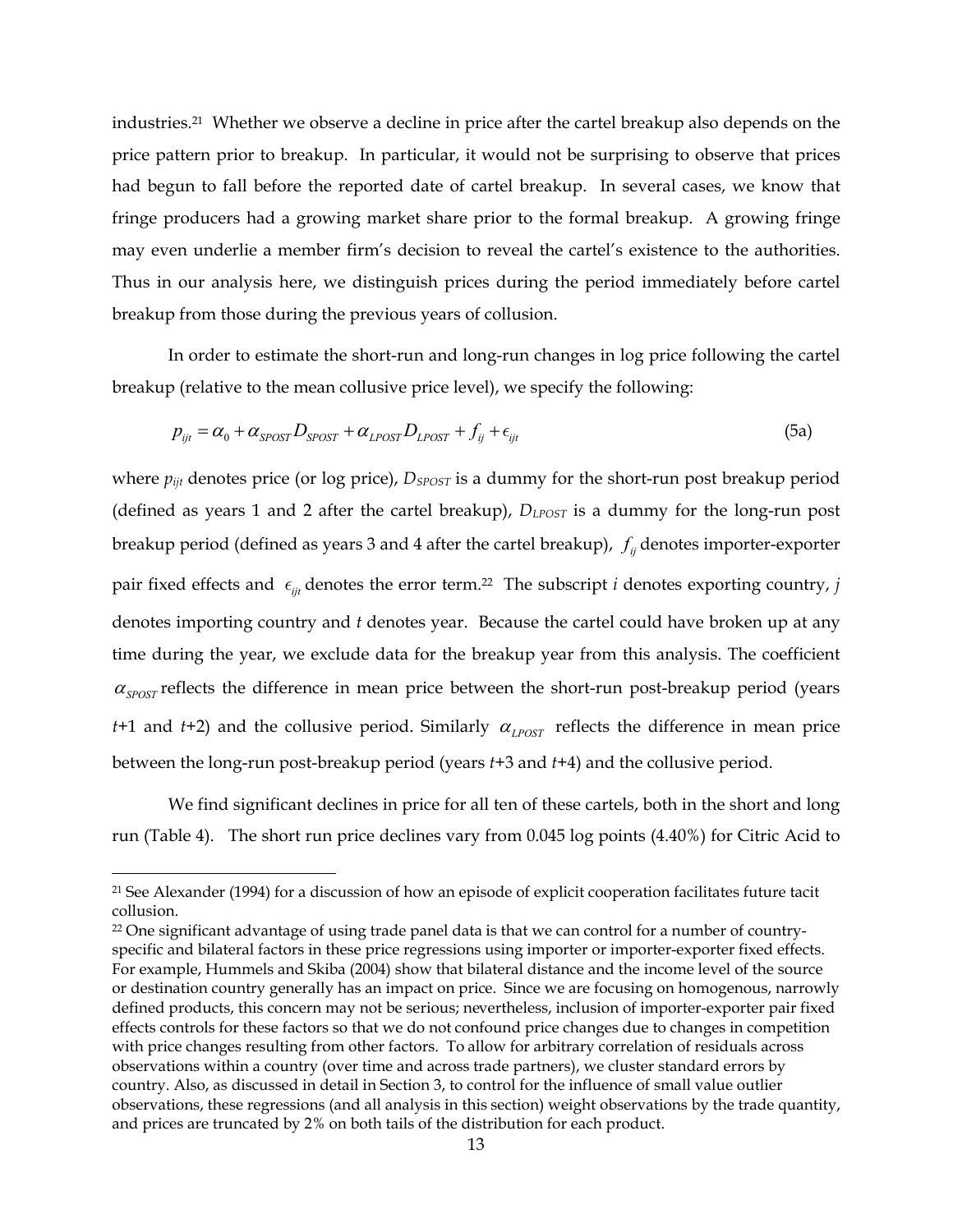industries.[21] Whether we observe a decline in price after the cartel breakup also depends on the price pattern prior to breakup. In particular, it would not be surprising to observe that prices had begun to fall before the reported date of cartel breakup. In several cases, we know that fringe producers had a growing market share prior to the formal breakup. A growing fringe may even underlie a member firm's decision to reveal the cartel's existence to the authorities. Thus in our analysis here, we distinguish prices during the period immediately before cartel breakup from those during the previous years of collusion.

In order to estimate the short-run and long-run changes in log price following the cartel breakup (relative to the mean collusive price level), we specify the following:

$$p_{ijt} = \alpha_0 + \alpha_{SPOST} D_{SPOST} + \alpha_{LPOST} D_{LPOST} + f_{ij} + \epsilon_{ijt} \tag{5a}$$

where $p_{ijt}$ denotes price (or log price), $D_{SPOST}$ is a dummy for the short-run post breakup period (defined as years 1 and 2 after the cartel breakup), $D_{LPOST}$ is a dummy for the long-run post breakup period (defined as years 3 and 4 after the cartel breakup), $f_{ij}$ denotes importer-exporter pair fixed effects and $\epsilon_{ijt}$ denotes the error term.[22] The subscript $i$ denotes exporting country, $j$ denotes importing country and $t$ denotes year. Because the cartel could have broken up at any time during the year, we exclude data for the breakup year from this analysis. The coefficient $\alpha_{SPOST}$ reflects the difference in mean price between the short-run post-breakup period (years $t$+1 and $t$+2) and the collusive period. Similarly $\alpha_{LPOST}$ reflects the difference in mean price between the long-run post-breakup period (years $t$+3 and $t$+4) and the collusive period.

We find significant declines in price for all ten of these cartels, both in the short and long run (Table 4). The short run price declines vary from 0.045 log points (4.40%) for Citric Acid to

---

[21] See Alexander (1994) for a discussion of how an episode of explicit cooperation facilitates future tacit collusion.

[22] One significant advantage of using trade panel data is that we can control for a number of country-specific and bilateral factors in these price regressions using importer or importer-exporter fixed effects. For example, Hummels and Skiba (2004) show that bilateral distance and the income level of the source or destination country generally has an impact on price. Since we are focusing on homogenous, narrowly defined products, this concern may not be serious; nevertheless, inclusion of importer-exporter pair fixed effects controls for these factors so that we do not confound price changes due to changes in competition with price changes resulting from other factors. To allow for arbitrary correlation of residuals across observations within a country (over time and across trade partners), we cluster standard errors by country. Also, as discussed in detail in Section 3, to control for the influence of small value outlier observations, these regressions (and all analysis in this section) weight observations by the trade quantity, and prices are truncated by 2% on both tails of the distribution for each product.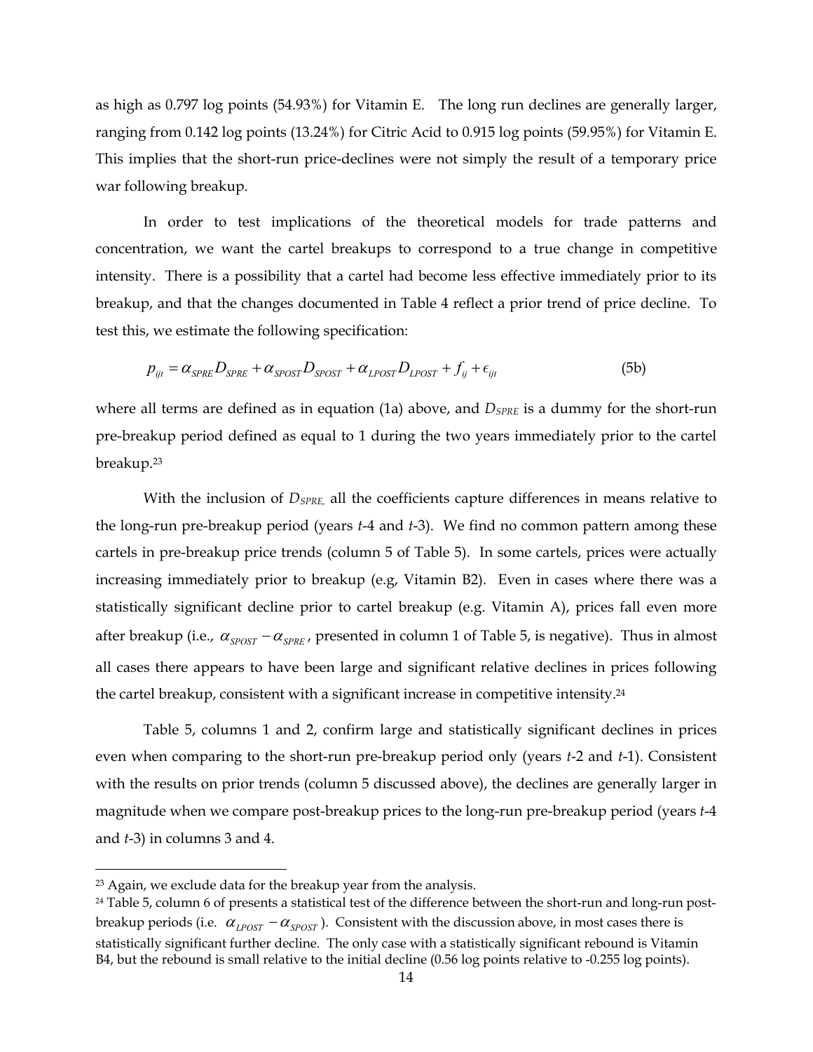as high as 0.797 log points (54.93%) for Vitamin E. The long run declines are generally larger, ranging from 0.142 log points (13.24%) for Citric Acid to 0.915 log points (59.95%) for Vitamin E. This implies that the short-run price-declines were not simply the result of a temporary price war following breakup.

In order to test implications of the theoretical models for trade patterns and concentration, we want the cartel breakups to correspond to a true change in competitive intensity. There is a possibility that a cartel had become less effective immediately prior to its breakup, and that the changes documented in Table 4 reflect a prior trend of price decline. To test this, we estimate the following specification:

$$p_{ijt} = \alpha_{SPRE} D_{SPRE} + \alpha_{SPOST} D_{SPOST} + \alpha_{LPOST} D_{LPOST} + f_{ij} + \epsilon_{ijt} \qquad (5b)$$

where all terms are defined as in equation (1a) above, and $D_{SPRE}$ is a dummy for the short-run pre-breakup period defined as equal to 1 during the two years immediately prior to the cartel breakup.[23]

With the inclusion of $D_{SPRE}$, all the coefficients capture differences in means relative to the long-run pre-breakup period (years *t*-4 and *t*-3). We find no common pattern among these cartels in pre-breakup price trends (column 5 of Table 5). In some cartels, prices were actually increasing immediately prior to breakup (e.g, Vitamin B2). Even in cases where there was a statistically significant decline prior to cartel breakup (e.g. Vitamin A), prices fall even more after breakup (i.e., $\alpha_{SPOST} - \alpha_{SPRE}$, presented in column 1 of Table 5, is negative). Thus in almost all cases there appears to have been large and significant relative declines in prices following the cartel breakup, consistent with a significant increase in competitive intensity.[24]

Table 5, columns 1 and 2, confirm large and statistically significant declines in prices even when comparing to the short-run pre-breakup period only (years *t*-2 and *t*-1). Consistent with the results on prior trends (column 5 discussed above), the declines are generally larger in magnitude when we compare post-breakup prices to the long-run pre-breakup period (years *t*-4 and *t*-3) in columns 3 and 4.

---

[23] Again, we exclude data for the breakup year from the analysis.

[24] Table 5, column 6 of presents a statistical test of the difference between the short-run and long-run post-breakup periods (i.e. $\alpha_{LPOST} - \alpha_{SPOST}$). Consistent with the discussion above, in most cases there is statistically significant further decline. The only case with a statistically significant rebound is Vitamin B4, but the rebound is small relative to the initial decline (0.56 log points relative to -0.255 log points).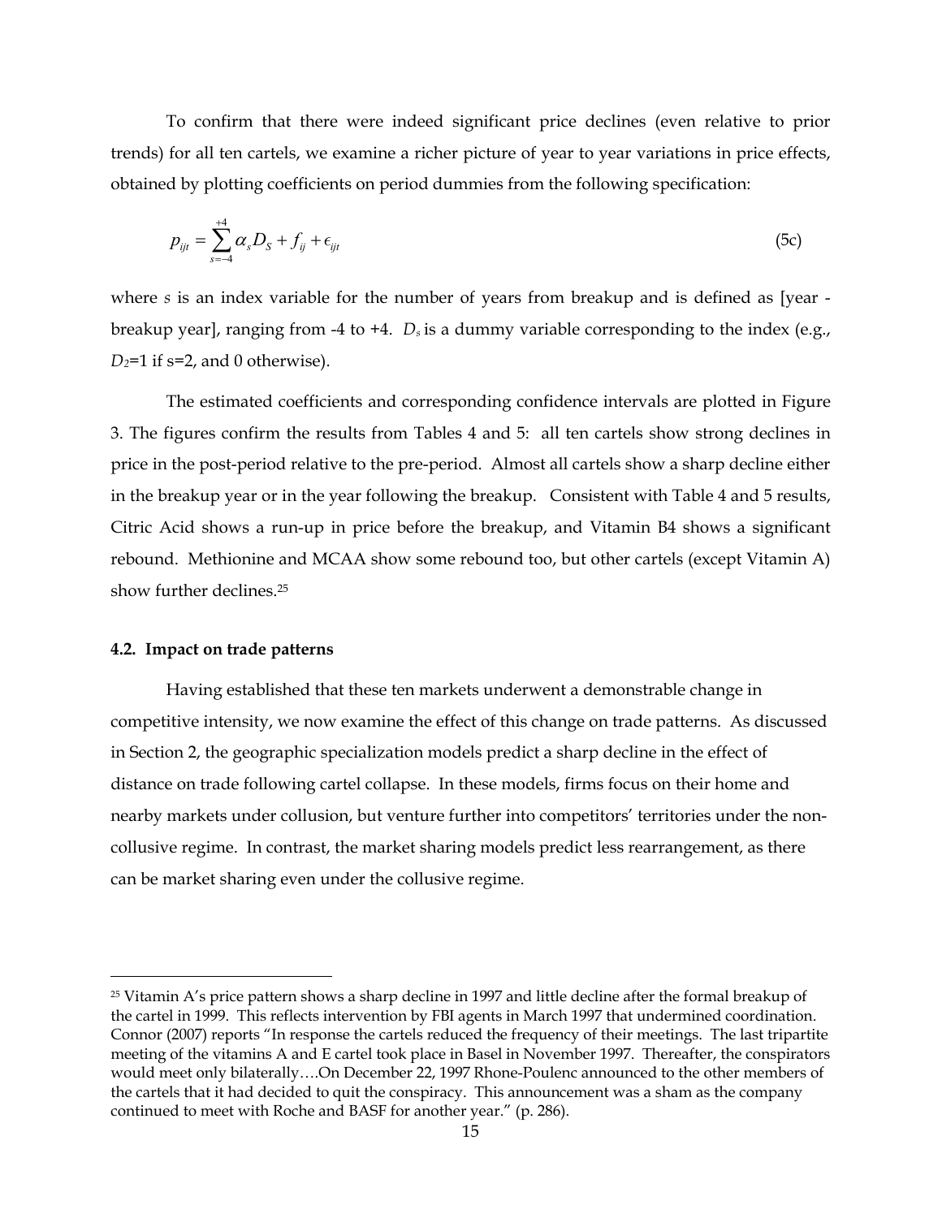To confirm that there were indeed significant price declines (even relative to prior trends) for all ten cartels, we examine a richer picture of year to year variations in price effects, obtained by plotting coefficients on period dummies from the following specification:

$$p_{ijt} = \sum_{s=-4}^{+4} \alpha_s D_S + f_{ij} + \epsilon_{ijt} \tag{5c}$$

where $s$ is an index variable for the number of years from breakup and is defined as [year - breakup year], ranging from -4 to +4. $D_s$ is a dummy variable corresponding to the index (e.g., $D_2$=1 if s=2, and 0 otherwise).

The estimated coefficients and corresponding confidence intervals are plotted in Figure 3. The figures confirm the results from Tables 4 and 5: all ten cartels show strong declines in price in the post-period relative to the pre-period. Almost all cartels show a sharp decline either in the breakup year or in the year following the breakup. Consistent with Table 4 and 5 results, Citric Acid shows a run-up in price before the breakup, and Vitamin B4 shows a significant rebound. Methionine and MCAA show some rebound too, but other cartels (except Vitamin A) show further declines.[25]

### 4.2. Impact on trade patterns

Having established that these ten markets underwent a demonstrable change in competitive intensity, we now examine the effect of this change on trade patterns. As discussed in Section 2, the geographic specialization models predict a sharp decline in the effect of distance on trade following cartel collapse. In these models, firms focus on their home and nearby markets under collusion, but venture further into competitors' territories under the non-collusive regime. In contrast, the market sharing models predict less rearrangement, as there can be market sharing even under the collusive regime.

---

[25] Vitamin A's price pattern shows a sharp decline in 1997 and little decline after the formal breakup of the cartel in 1999. This reflects intervention by FBI agents in March 1997 that undermined coordination. Connor (2007) reports "In response the cartels reduced the frequency of their meetings. The last tripartite meeting of the vitamins A and E cartel took place in Basel in November 1997. Thereafter, the conspirators would meet only bilaterally….On December 22, 1997 Rhone-Poulenc announced to the other members of the cartels that it had decided to quit the conspiracy. This announcement was a sham as the company continued to meet with Roche and BASF for another year." (p. 286).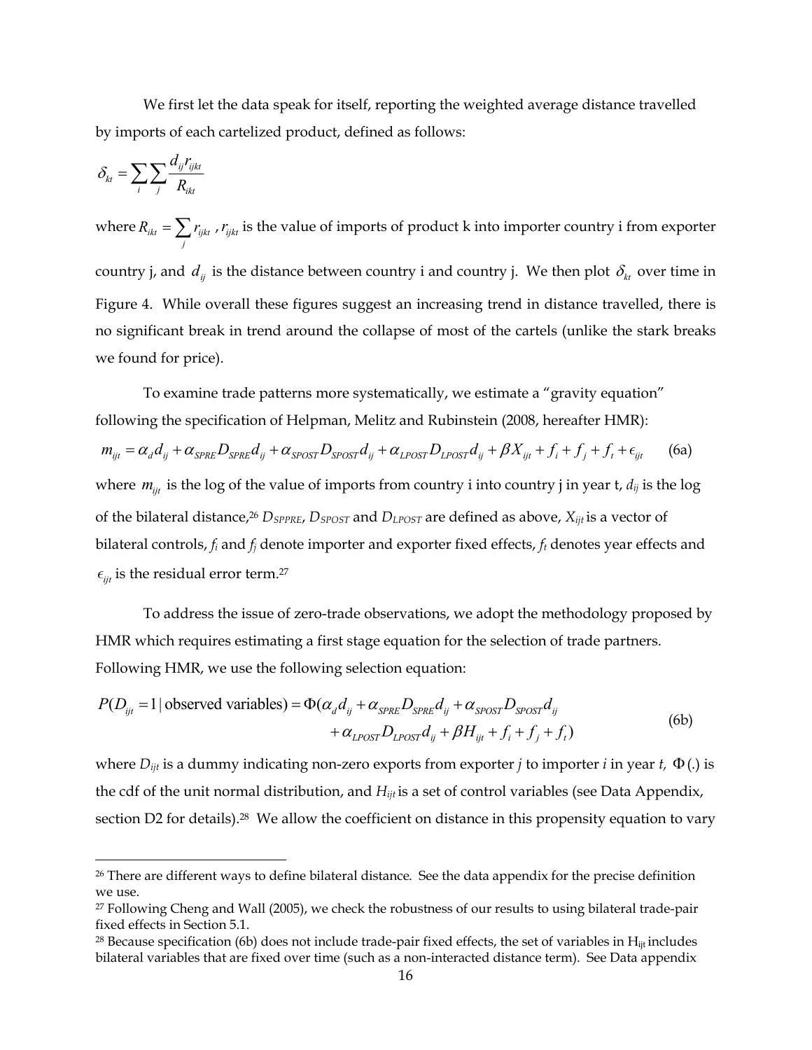We first let the data speak for itself, reporting the weighted average distance travelled by imports of each cartelized product, defined as follows:

$$\delta_{kt} = \sum_i \sum_j \frac{d_{ij} r_{ijkt}}{R_{ikt}}$$

where $R_{ikt} = \sum_j r_{ijkt}$ , $r_{ijkt}$ is the value of imports of product k into importer country i from exporter country j, and $d_{ij}$ is the distance between country i and country j. We then plot $\delta_{kt}$ over time in Figure 4. While overall these figures suggest an increasing trend in distance travelled, there is no significant break in trend around the collapse of most of the cartels (unlike the stark breaks we found for price).

To examine trade patterns more systematically, we estimate a "gravity equation" following the specification of Helpman, Melitz and Rubinstein (2008, hereafter HMR):

$$m_{ijt} = \alpha_d d_{ij} + \alpha_{SPRE} D_{SPRE} d_{ij} + \alpha_{SPOST} D_{SPOST} d_{ij} + \alpha_{LPOST} D_{LPOST} d_{ij} + \beta X_{ijt} + f_i + f_j + f_t + \epsilon_{ijt} \qquad \text{(6a)}$$

where $m_{ijt}$ is the log of the value of imports from country i into country j in year t, $d_{ij}$ is the log of the bilateral distance,[26] $D_{SPPRE}$, $D_{SPOST}$ and $D_{LPOST}$ are defined as above, $X_{ijt}$ is a vector of bilateral controls, $f_i$ and $f_j$ denote importer and exporter fixed effects, $f_t$ denotes year effects and $\epsilon_{ijt}$ is the residual error term.[27]

To address the issue of zero-trade observations, we adopt the methodology proposed by HMR which requires estimating a first stage equation for the selection of trade partners. Following HMR, we use the following selection equation:

$$\begin{aligned} P(D_{ijt} = 1 \mid \text{observed variables}) = \Phi(&\alpha_d d_{ij} + \alpha_{SPRE} D_{SPRE} d_{ij} + \alpha_{SPOST} D_{SPOST} d_{ij} \\ &+ \alpha_{LPOST} D_{LPOST} d_{ij} + \beta H_{ijt} + f_i + f_j + f_t) \end{aligned} \qquad \text{(6b)}$$

where $D_{ijt}$ is a dummy indicating non-zero exports from exporter *j* to importer *i* in year *t*, $\Phi(.)$ is the cdf of the unit normal distribution, and $H_{ijt}$ is a set of control variables (see Data Appendix, section D2 for details).[28] We allow the coefficient on distance in this propensity equation to vary

---

[26] There are different ways to define bilateral distance. See the data appendix for the precise definition we use.

[27] Following Cheng and Wall (2005), we check the robustness of our results to using bilateral trade-pair fixed effects in Section 5.1.

[28] Because specification (6b) does not include trade-pair fixed effects, the set of variables in $H_{ijt}$ includes bilateral variables that are fixed over time (such as a non-interacted distance term). See Data appendix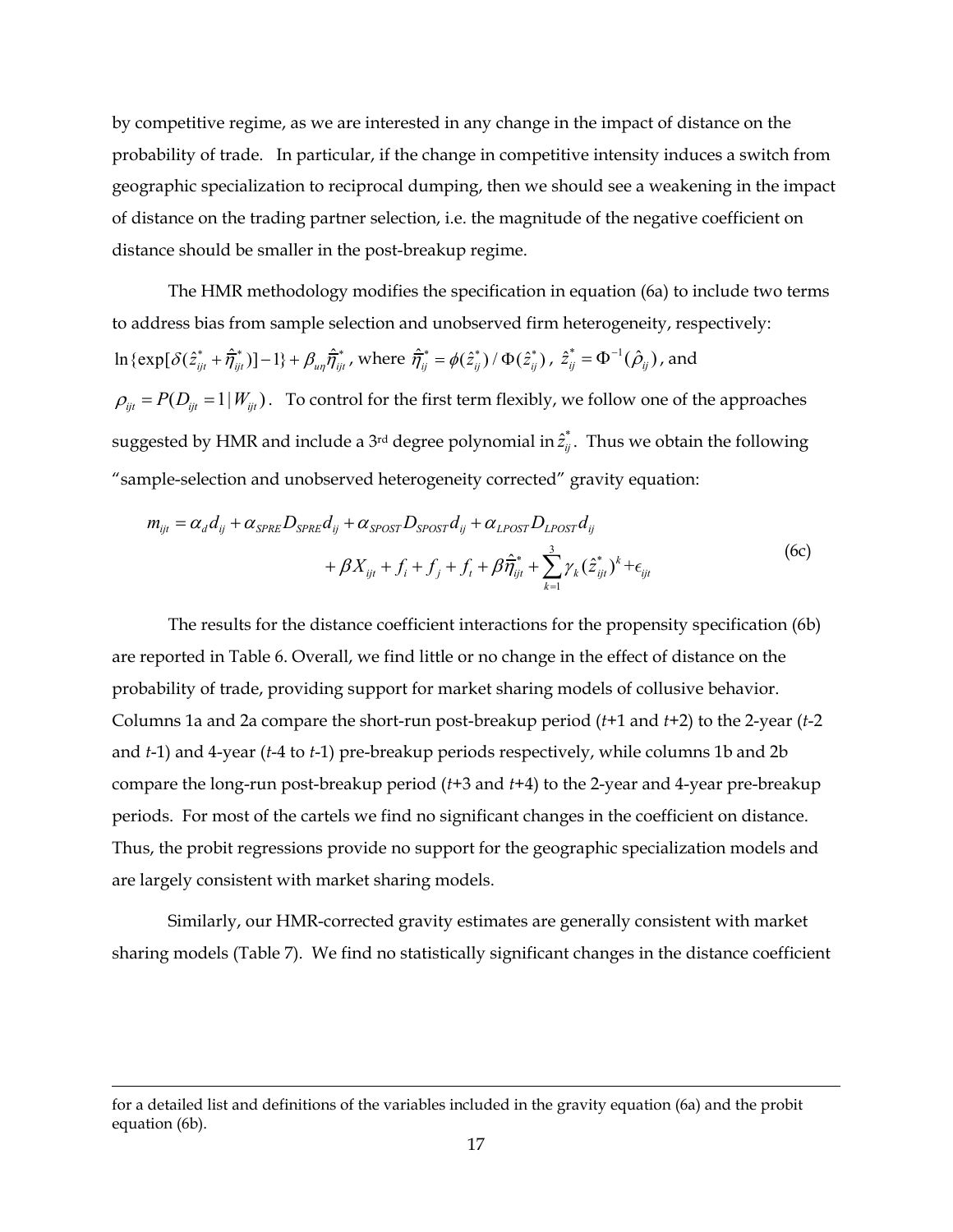by competitive regime, as we are interested in any change in the impact of distance on the probability of trade. In particular, if the change in competitive intensity induces a switch from geographic specialization to reciprocal dumping, then we should see a weakening in the impact of distance on the trading partner selection, i.e. the magnitude of the negative coefficient on distance should be smaller in the post-breakup regime.

The HMR methodology modifies the specification in equation (6a) to include two terms to address bias from sample selection and unobserved firm heterogeneity, respectively: $\ln\{\exp[\delta(\hat{z}^*_{ijt} + \hat{\bar{\eta}}^*_{ijt})] - 1\} + \beta_{u\eta}\hat{\bar{\eta}}^*_{ijt}$, where $\hat{\bar{\eta}}^*_{ij} = \phi(\hat{z}^*_{ij}) / \Phi(\hat{z}^*_{ij})$, $\hat{z}^*_{ij} = \Phi^{-1}(\hat{\rho}_{ij})$, and $\rho_{ijt} = P(D_{ijt} = 1 | W_{ijt})$. To control for the first term flexibly, we follow one of the approaches suggested by HMR and include a 3rd degree polynomial in $\hat{z}^*_{ij}$. Thus we obtain the following "sample-selection and unobserved heterogeneity corrected" gravity equation:

$$
\begin{aligned}
m_{ijt} = \alpha_d d_{ij} + \alpha_{SPRE} D_{SPRE} d_{ij} + \alpha_{SPOST} D_{SPOST} d_{ij} + \alpha_{LPOST} D_{LPOST} d_{ij} \\
+ \beta X_{ijt} + f_i + f_j + f_t + \beta \hat{\bar{\eta}}^*_{ijt} + \sum_{k=1}^{3} \gamma_k (\hat{z}^*_{ijt})^k + \epsilon_{ijt}
\end{aligned} \tag{6c}
$$

The results for the distance coefficient interactions for the propensity specification (6b) are reported in Table 6. Overall, we find little or no change in the effect of distance on the probability of trade, providing support for market sharing models of collusive behavior. Columns 1a and 2a compare the short-run post-breakup period (*t*+1 and *t*+2) to the 2-year (*t*-2 and *t*-1) and 4-year (*t*-4 to *t*-1) pre-breakup periods respectively, while columns 1b and 2b compare the long-run post-breakup period (*t*+3 and *t*+4) to the 2-year and 4-year pre-breakup periods. For most of the cartels we find no significant changes in the coefficient on distance. Thus, the probit regressions provide no support for the geographic specialization models and are largely consistent with market sharing models.

Similarly, our HMR-corrected gravity estimates are generally consistent with market sharing models (Table 7). We find no statistically significant changes in the distance coefficient

---

for a detailed list and definitions of the variables included in the gravity equation (6a) and the probit equation (6b).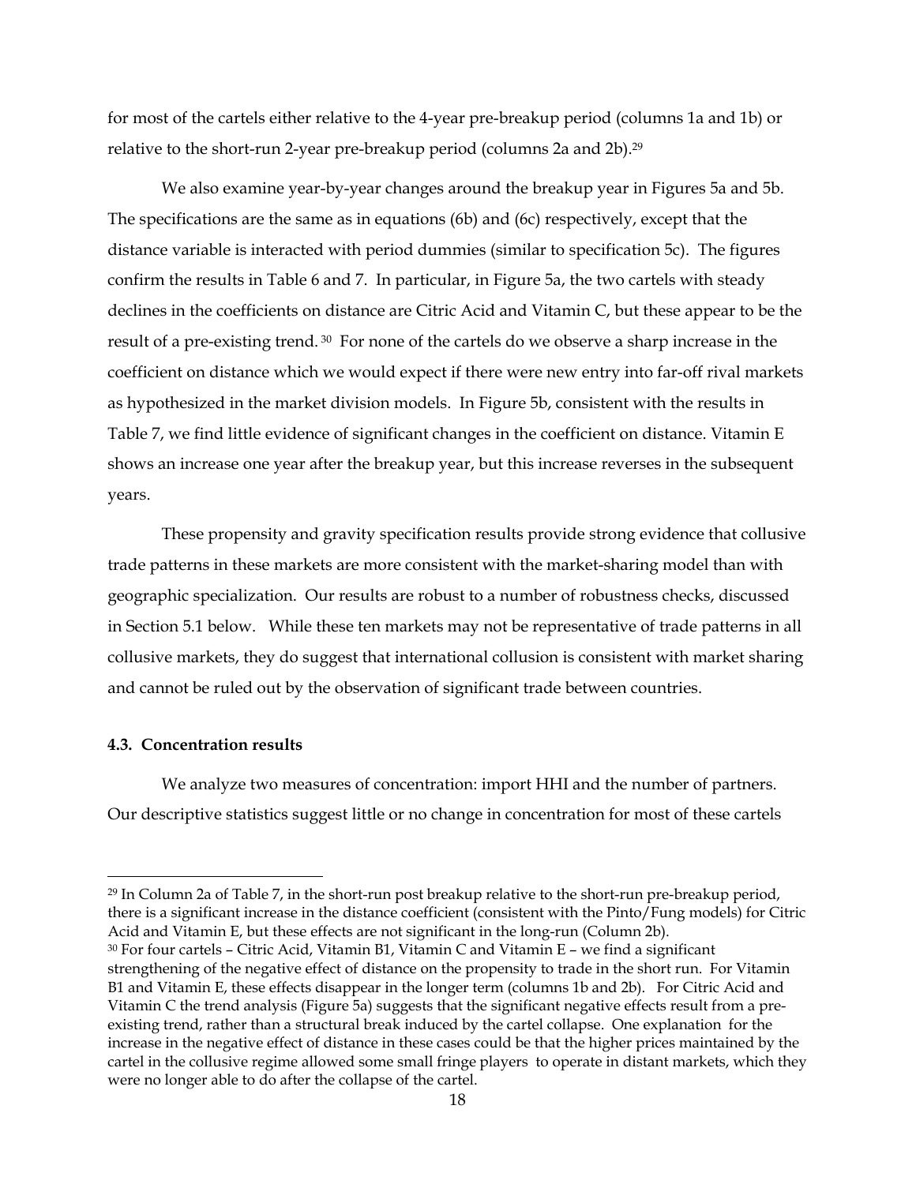for most of the cartels either relative to the 4-year pre-breakup period (columns 1a and 1b) or relative to the short-run 2-year pre-breakup period (columns 2a and 2b).[29]

We also examine year-by-year changes around the breakup year in Figures 5a and 5b. The specifications are the same as in equations (6b) and (6c) respectively, except that the distance variable is interacted with period dummies (similar to specification 5c). The figures confirm the results in Table 6 and 7. In particular, in Figure 5a, the two cartels with steady declines in the coefficients on distance are Citric Acid and Vitamin C, but these appear to be the result of a pre-existing trend.[30] For none of the cartels do we observe a sharp increase in the coefficient on distance which we would expect if there were new entry into far-off rival markets as hypothesized in the market division models. In Figure 5b, consistent with the results in Table 7, we find little evidence of significant changes in the coefficient on distance. Vitamin E shows an increase one year after the breakup year, but this increase reverses in the subsequent years.

These propensity and gravity specification results provide strong evidence that collusive trade patterns in these markets are more consistent with the market-sharing model than with geographic specialization. Our results are robust to a number of robustness checks, discussed in Section 5.1 below. While these ten markets may not be representative of trade patterns in all collusive markets, they do suggest that international collusion is consistent with market sharing and cannot be ruled out by the observation of significant trade between countries.

### 4.3. Concentration results

We analyze two measures of concentration: import HHI and the number of partners. Our descriptive statistics suggest little or no change in concentration for most of these cartels

---

[29] In Column 2a of Table 7, in the short-run post breakup relative to the short-run pre-breakup period, there is a significant increase in the distance coefficient (consistent with the Pinto/Fung models) for Citric Acid and Vitamin E, but these effects are not significant in the long-run (Column 2b).

[30] For four cartels – Citric Acid, Vitamin B1, Vitamin C and Vitamin E – we find a significant strengthening of the negative effect of distance on the propensity to trade in the short run. For Vitamin B1 and Vitamin E, these effects disappear in the longer term (columns 1b and 2b). For Citric Acid and Vitamin C the trend analysis (Figure 5a) suggests that the significant negative effects result from a pre-existing trend, rather than a structural break induced by the cartel collapse. One explanation for the increase in the negative effect of distance in these cases could be that the higher prices maintained by the cartel in the collusive regime allowed some small fringe players to operate in distant markets, which they were no longer able to do after the collapse of the cartel.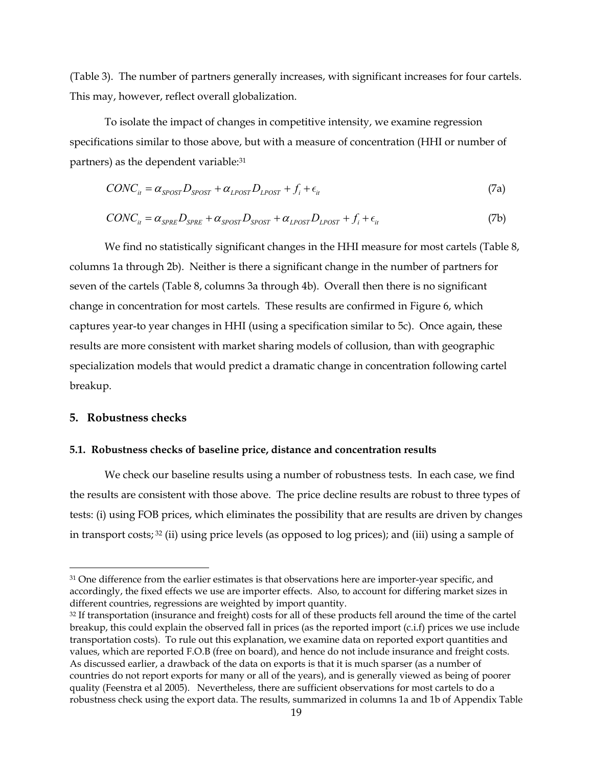(Table 3). The number of partners generally increases, with significant increases for four cartels. This may, however, reflect overall globalization.

To isolate the impact of changes in competitive intensity, we examine regression specifications similar to those above, but with a measure of concentration (HHI or number of partners) as the dependent variable:[31]

$$CONC_{it} = \alpha_{SPOST} D_{SPOST} + \alpha_{LPOST} D_{LPOST} + f_i + \epsilon_{it} \tag{7a}$$

$$CONC_{it} = \alpha_{SPRE} D_{SPRE} + \alpha_{SPOST} D_{SPOST} + \alpha_{LPOST} D_{LPOST} + f_i + \epsilon_{it} \tag{7b}$$

We find no statistically significant changes in the HHI measure for most cartels (Table 8, columns 1a through 2b). Neither is there a significant change in the number of partners for seven of the cartels (Table 8, columns 3a through 4b). Overall then there is no significant change in concentration for most cartels. These results are confirmed in Figure 6, which captures year-to year changes in HHI (using a specification similar to 5c). Once again, these results are more consistent with market sharing models of collusion, than with geographic specialization models that would predict a dramatic change in concentration following cartel breakup.

## 5. Robustness checks

### 5.1. Robustness checks of baseline price, distance and concentration results

We check our baseline results using a number of robustness tests. In each case, we find the results are consistent with those above. The price decline results are robust to three types of tests: (i) using FOB prices, which eliminates the possibility that are results are driven by changes in transport costs;[32] (ii) using price levels (as opposed to log prices); and (iii) using a sample of

---

[31] One difference from the earlier estimates is that observations here are importer-year specific, and accordingly, the fixed effects we use are importer effects. Also, to account for differing market sizes in different countries, regressions are weighted by import quantity.

[32] If transportation (insurance and freight) costs for all of these products fell around the time of the cartel breakup, this could explain the observed fall in prices (as the reported import (c.i.f) prices we use include transportation costs). To rule out this explanation, we examine data on reported export quantities and values, which are reported F.O.B (free on board), and hence do not include insurance and freight costs. As discussed earlier, a drawback of the data on exports is that it is much sparser (as a number of countries do not report exports for many or all of the years), and is generally viewed as being of poorer quality (Feenstra et al 2005). Nevertheless, there are sufficient observations for most cartels to do a robustness check using the export data. The results, summarized in columns 1a and 1b of Appendix Table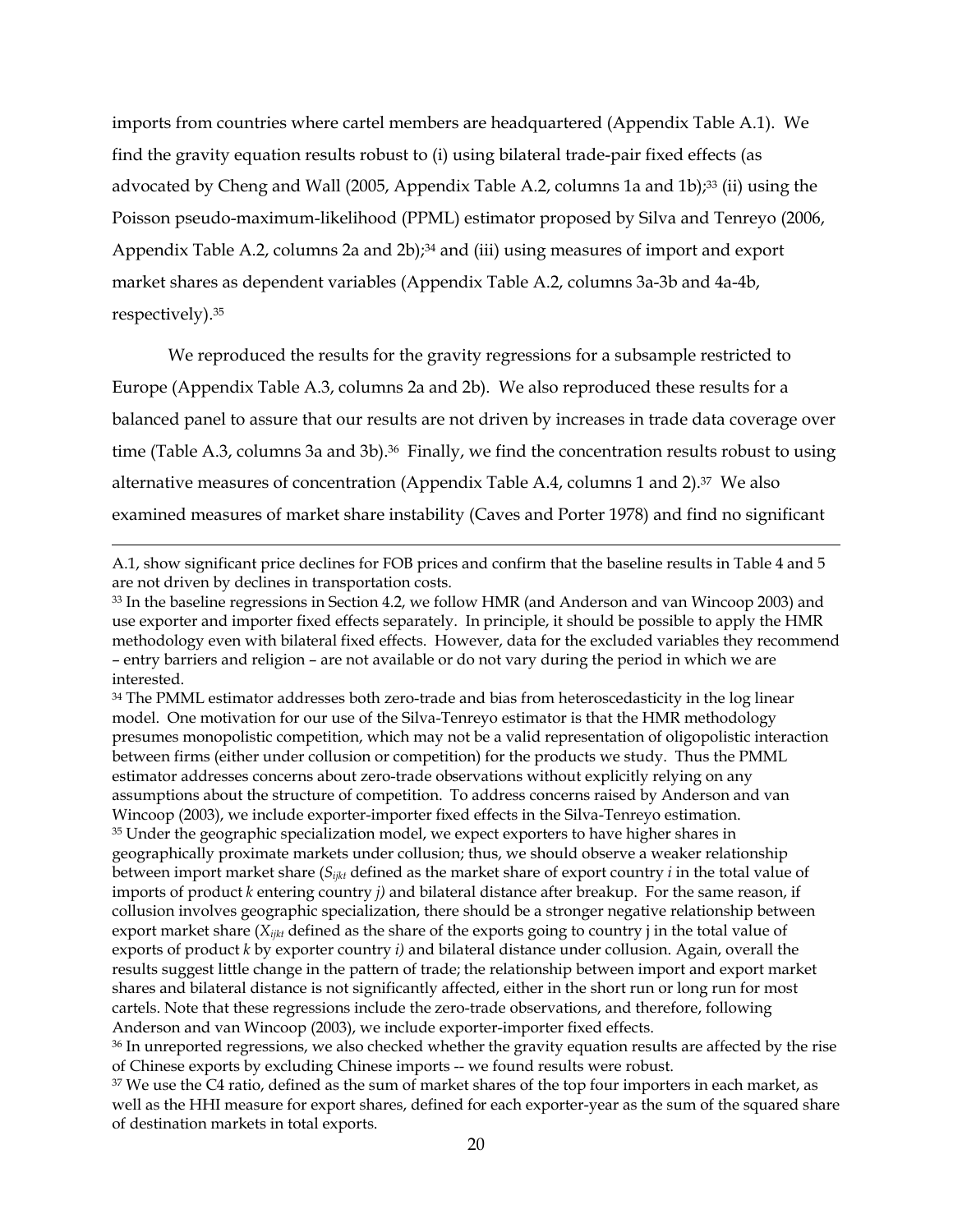imports from countries where cartel members are headquartered (Appendix Table A.1). We find the gravity equation results robust to (i) using bilateral trade-pair fixed effects (as advocated by Cheng and Wall (2005, Appendix Table A.2, columns 1a and 1b);[33] (ii) using the Poisson pseudo-maximum-likelihood (PPML) estimator proposed by Silva and Tenreyo (2006, Appendix Table A.2, columns 2a and 2b);[34] and (iii) using measures of import and export market shares as dependent variables (Appendix Table A.2, columns 3a-3b and 4a-4b, respectively).[35]

We reproduced the results for the gravity regressions for a subsample restricted to Europe (Appendix Table A.3, columns 2a and 2b). We also reproduced these results for a balanced panel to assure that our results are not driven by increases in trade data coverage over time (Table A.3, columns 3a and 3b).[36] Finally, we find the concentration results robust to using alternative measures of concentration (Appendix Table A.4, columns 1 and 2).[37] We also examined measures of market share instability (Caves and Porter 1978) and find no significant

---

A.1, show significant price declines for FOB prices and confirm that the baseline results in Table 4 and 5 are not driven by declines in transportation costs.

[33] In the baseline regressions in Section 4.2, we follow HMR (and Anderson and van Wincoop 2003) and use exporter and importer fixed effects separately. In principle, it should be possible to apply the HMR methodology even with bilateral fixed effects. However, data for the excluded variables they recommend – entry barriers and religion – are not available or do not vary during the period in which we are interested.

[34] The PMML estimator addresses both zero-trade and bias from heteroscedasticity in the log linear model. One motivation for our use of the Silva-Tenreyo estimator is that the HMR methodology presumes monopolistic competition, which may not be a valid representation of oligopolistic interaction between firms (either under collusion or competition) for the products we study. Thus the PMML estimator addresses concerns about zero-trade observations without explicitly relying on any assumptions about the structure of competition. To address concerns raised by Anderson and van Wincoop (2003), we include exporter-importer fixed effects in the Silva-Tenreyo estimation.

[35] Under the geographic specialization model, we expect exporters to have higher shares in geographically proximate markets under collusion; thus, we should observe a weaker relationship between import market share ($S_{ijkt}$ defined as the market share of export country *i* in the total value of imports of product *k* entering country *j)* and bilateral distance after breakup. For the same reason, if collusion involves geographic specialization, there should be a stronger negative relationship between export market share ($X_{ijkt}$ defined as the share of the exports going to country j in the total value of exports of product *k* by exporter country *i)* and bilateral distance under collusion. Again, overall the results suggest little change in the pattern of trade; the relationship between import and export market shares and bilateral distance is not significantly affected, either in the short run or long run for most cartels. Note that these regressions include the zero-trade observations, and therefore, following Anderson and van Wincoop (2003), we include exporter-importer fixed effects.

[36] In unreported regressions, we also checked whether the gravity equation results are affected by the rise of Chinese exports by excluding Chinese imports -- we found results were robust.

[37] We use the C4 ratio, defined as the sum of market shares of the top four importers in each market, as well as the HHI measure for export shares, defined for each exporter-year as the sum of the squared share of destination markets in total exports.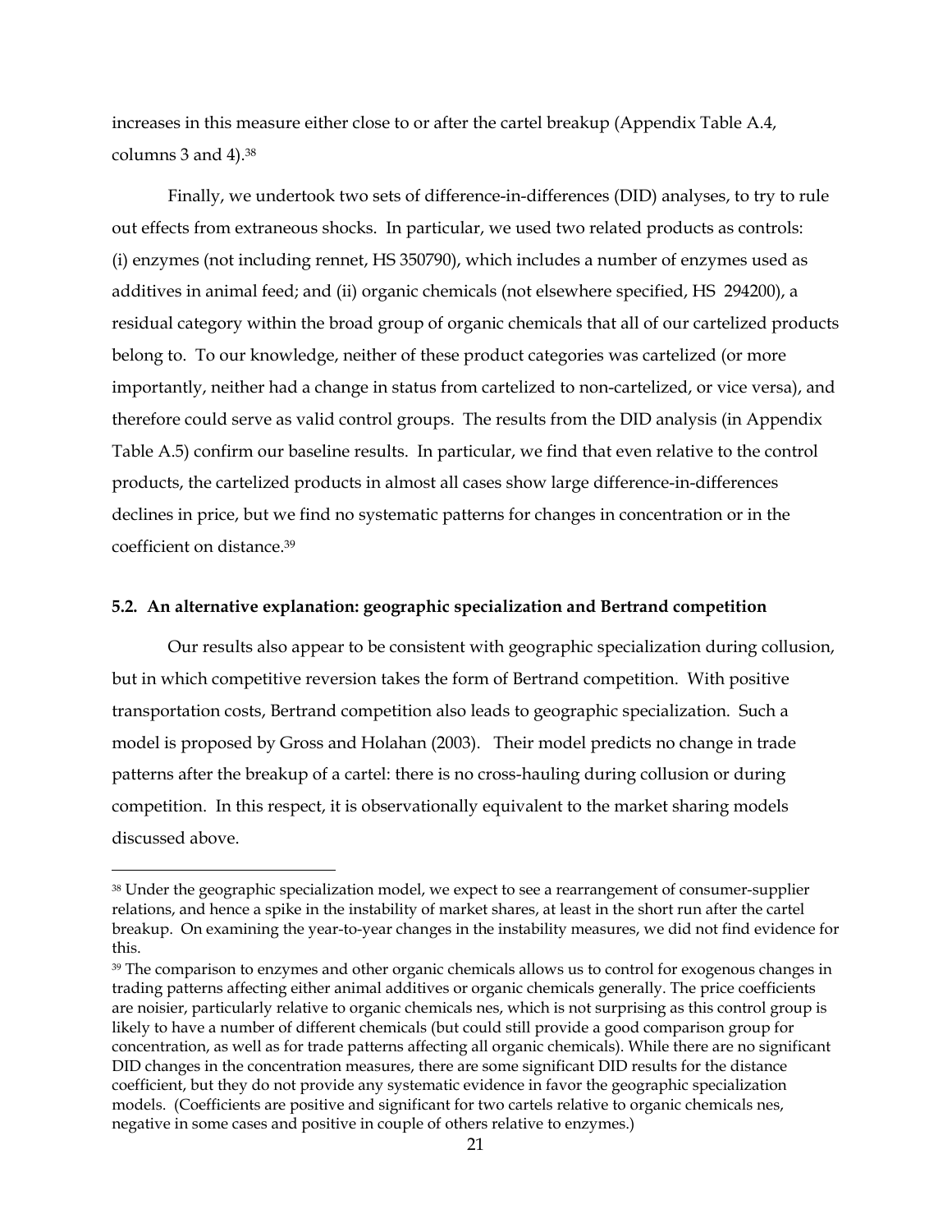increases in this measure either close to or after the cartel breakup (Appendix Table A.4, columns 3 and 4).[38]

Finally, we undertook two sets of difference-in-differences (DID) analyses, to try to rule out effects from extraneous shocks. In particular, we used two related products as controls: (i) enzymes (not including rennet, HS 350790), which includes a number of enzymes used as additives in animal feed; and (ii) organic chemicals (not elsewhere specified, HS 294200), a residual category within the broad group of organic chemicals that all of our cartelized products belong to. To our knowledge, neither of these product categories was cartelized (or more importantly, neither had a change in status from cartelized to non-cartelized, or vice versa), and therefore could serve as valid control groups. The results from the DID analysis (in Appendix Table A.5) confirm our baseline results. In particular, we find that even relative to the control products, the cartelized products in almost all cases show large difference-in-differences declines in price, but we find no systematic patterns for changes in concentration or in the coefficient on distance.[39]

### 5.2. An alternative explanation: geographic specialization and Bertrand competition

Our results also appear to be consistent with geographic specialization during collusion, but in which competitive reversion takes the form of Bertrand competition. With positive transportation costs, Bertrand competition also leads to geographic specialization. Such a model is proposed by Gross and Holahan (2003). Their model predicts no change in trade patterns after the breakup of a cartel: there is no cross-hauling during collusion or during competition. In this respect, it is observationally equivalent to the market sharing models discussed above.

---

[38] Under the geographic specialization model, we expect to see a rearrangement of consumer-supplier relations, and hence a spike in the instability of market shares, at least in the short run after the cartel breakup. On examining the year-to-year changes in the instability measures, we did not find evidence for this.

[39] The comparison to enzymes and other organic chemicals allows us to control for exogenous changes in trading patterns affecting either animal additives or organic chemicals generally. The price coefficients are noisier, particularly relative to organic chemicals nes, which is not surprising as this control group is likely to have a number of different chemicals (but could still provide a good comparison group for concentration, as well as for trade patterns affecting all organic chemicals). While there are no significant DID changes in the concentration measures, there are some significant DID results for the distance coefficient, but they do not provide any systematic evidence in favor the geographic specialization models. (Coefficients are positive and significant for two cartels relative to organic chemicals nes, negative in some cases and positive in couple of others relative to enzymes.)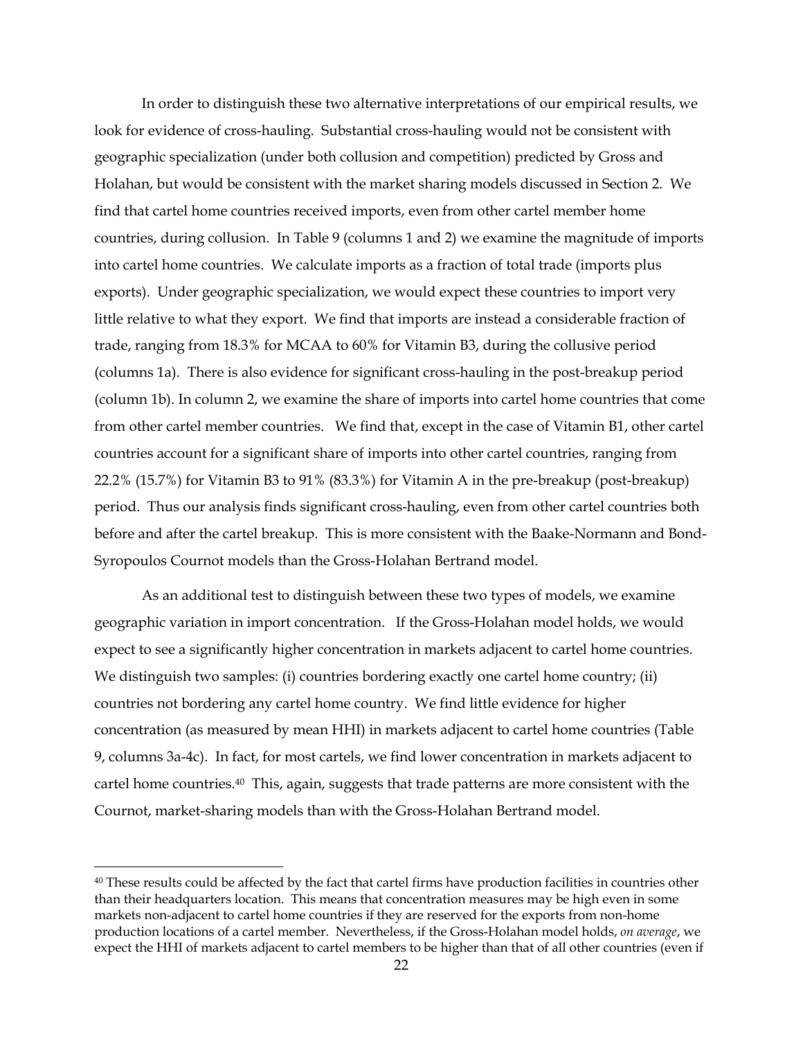In order to distinguish these two alternative interpretations of our empirical results, we look for evidence of cross-hauling. Substantial cross-hauling would not be consistent with geographic specialization (under both collusion and competition) predicted by Gross and Holahan, but would be consistent with the market sharing models discussed in Section 2. We find that cartel home countries received imports, even from other cartel member home countries, during collusion. In Table 9 (columns 1 and 2) we examine the magnitude of imports into cartel home countries. We calculate imports as a fraction of total trade (imports plus exports). Under geographic specialization, we would expect these countries to import very little relative to what they export. We find that imports are instead a considerable fraction of trade, ranging from 18.3% for MCAA to 60% for Vitamin B3, during the collusive period (columns 1a). There is also evidence for significant cross-hauling in the post-breakup period (column 1b). In column 2, we examine the share of imports into cartel home countries that come from other cartel member countries. We find that, except in the case of Vitamin B1, other cartel countries account for a significant share of imports into other cartel countries, ranging from 22.2% (15.7%) for Vitamin B3 to 91% (83.3%) for Vitamin A in the pre-breakup (post-breakup) period. Thus our analysis finds significant cross-hauling, even from other cartel countries both before and after the cartel breakup. This is more consistent with the Baake-Normann and Bond-Syropoulos Cournot models than the Gross-Holahan Bertrand model.

As an additional test to distinguish between these two types of models, we examine geographic variation in import concentration. If the Gross-Holahan model holds, we would expect to see a significantly higher concentration in markets adjacent to cartel home countries. We distinguish two samples: (i) countries bordering exactly one cartel home country; (ii) countries not bordering any cartel home country. We find little evidence for higher concentration (as measured by mean HHI) in markets adjacent to cartel home countries (Table 9, columns 3a-4c). In fact, for most cartels, we find lower concentration in markets adjacent to cartel home countries.[40] This, again, suggests that trade patterns are more consistent with the Cournot, market-sharing models than with the Gross-Holahan Bertrand model.

---

[40] These results could be affected by the fact that cartel firms have production facilities in countries other than their headquarters location. This means that concentration measures may be high even in some markets non-adjacent to cartel home countries if they are reserved for the exports from non-home production locations of a cartel member. Nevertheless, if the Gross-Holahan model holds, *on average*, we expect the HHI of markets adjacent to cartel members to be higher than that of all other countries (even if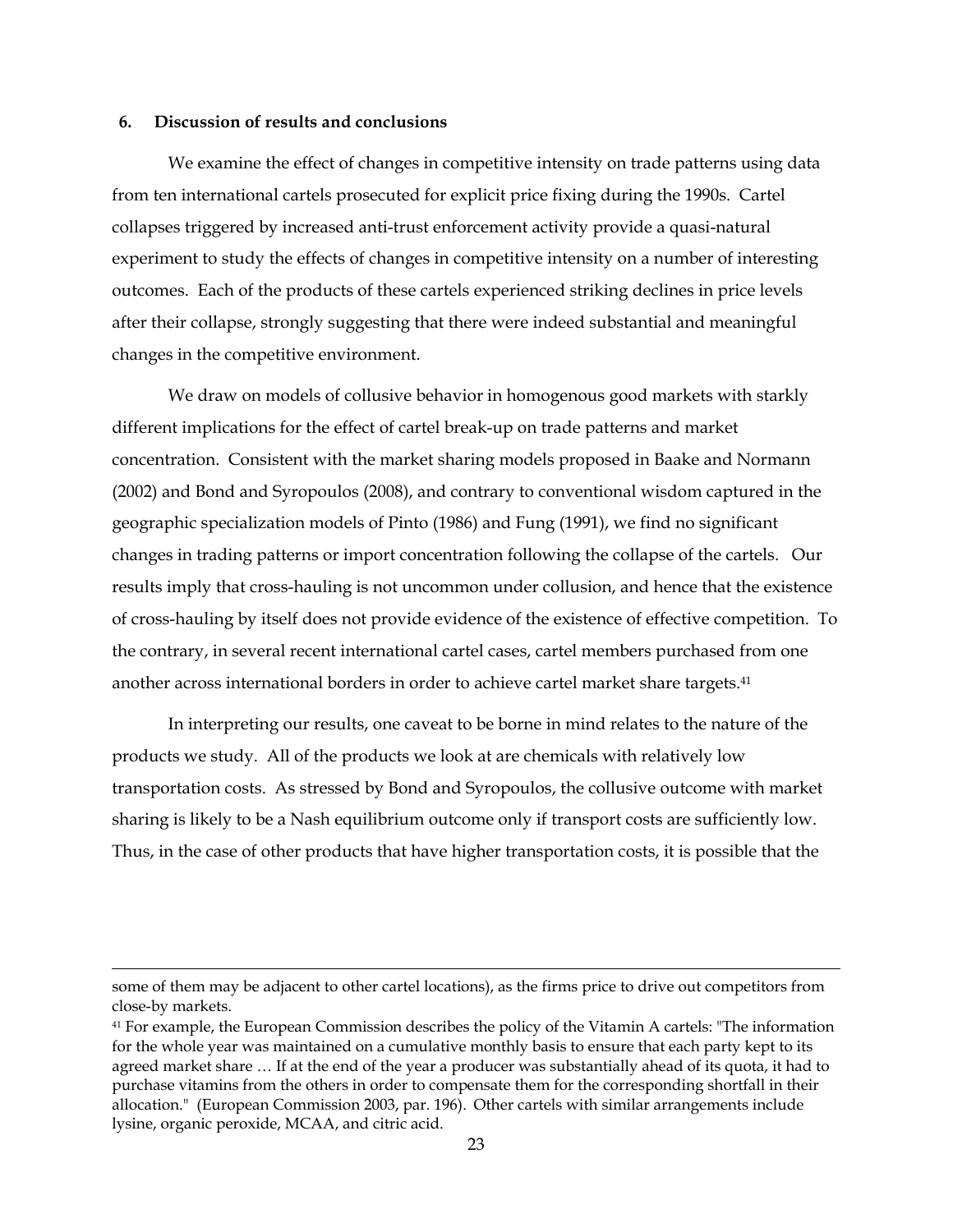## 6. Discussion of results and conclusions

We examine the effect of changes in competitive intensity on trade patterns using data from ten international cartels prosecuted for explicit price fixing during the 1990s. Cartel collapses triggered by increased anti-trust enforcement activity provide a quasi-natural experiment to study the effects of changes in competitive intensity on a number of interesting outcomes. Each of the products of these cartels experienced striking declines in price levels after their collapse, strongly suggesting that there were indeed substantial and meaningful changes in the competitive environment.

We draw on models of collusive behavior in homogenous good markets with starkly different implications for the effect of cartel break-up on trade patterns and market concentration. Consistent with the market sharing models proposed in Baake and Normann (2002) and Bond and Syropoulos (2008), and contrary to conventional wisdom captured in the geographic specialization models of Pinto (1986) and Fung (1991), we find no significant changes in trading patterns or import concentration following the collapse of the cartels. Our results imply that cross-hauling is not uncommon under collusion, and hence that the existence of cross-hauling by itself does not provide evidence of the existence of effective competition. To the contrary, in several recent international cartel cases, cartel members purchased from one another across international borders in order to achieve cartel market share targets.[41]

In interpreting our results, one caveat to be borne in mind relates to the nature of the products we study. All of the products we look at are chemicals with relatively low transportation costs. As stressed by Bond and Syropoulos, the collusive outcome with market sharing is likely to be a Nash equilibrium outcome only if transport costs are sufficiently low. Thus, in the case of other products that have higher transportation costs, it is possible that the

---

some of them may be adjacent to other cartel locations), as the firms price to drive out competitors from close-by markets.

[41] For example, the European Commission describes the policy of the Vitamin A cartels: "The information for the whole year was maintained on a cumulative monthly basis to ensure that each party kept to its agreed market share … If at the end of the year a producer was substantially ahead of its quota, it had to purchase vitamins from the others in order to compensate them for the corresponding shortfall in their allocation." (European Commission 2003, par. 196). Other cartels with similar arrangements include lysine, organic peroxide, MCAA, and citric acid.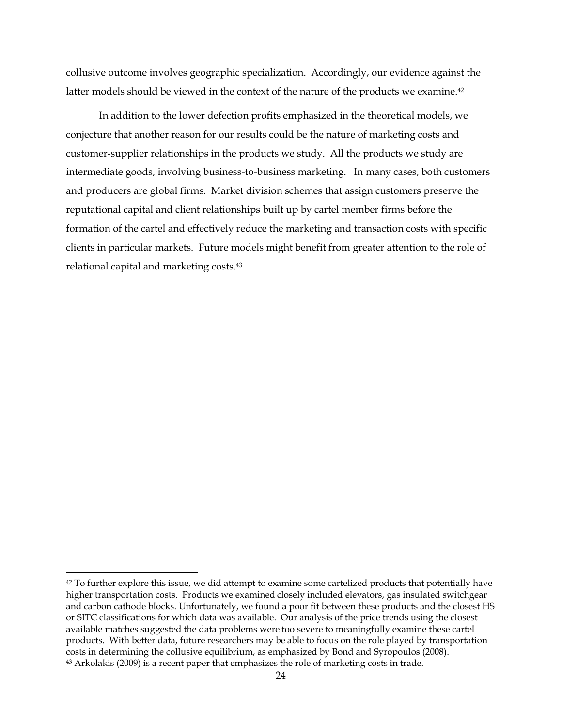collusive outcome involves geographic specialization. Accordingly, our evidence against the latter models should be viewed in the context of the nature of the products we examine.[42]

In addition to the lower defection profits emphasized in the theoretical models, we conjecture that another reason for our results could be the nature of marketing costs and customer-supplier relationships in the products we study. All the products we study are intermediate goods, involving business-to-business marketing. In many cases, both customers and producers are global firms. Market division schemes that assign customers preserve the reputational capital and client relationships built up by cartel member firms before the formation of the cartel and effectively reduce the marketing and transaction costs with specific clients in particular markets. Future models might benefit from greater attention to the role of relational capital and marketing costs.[43]

---

[42] To further explore this issue, we did attempt to examine some cartelized products that potentially have higher transportation costs. Products we examined closely included elevators, gas insulated switchgear and carbon cathode blocks. Unfortunately, we found a poor fit between these products and the closest HS or SITC classifications for which data was available. Our analysis of the price trends using the closest available matches suggested the data problems were too severe to meaningfully examine these cartel products. With better data, future researchers may be able to focus on the role played by transportation costs in determining the collusive equilibrium, as emphasized by Bond and Syropoulos (2008).

[43] Arkolakis (2009) is a recent paper that emphasizes the role of marketing costs in trade.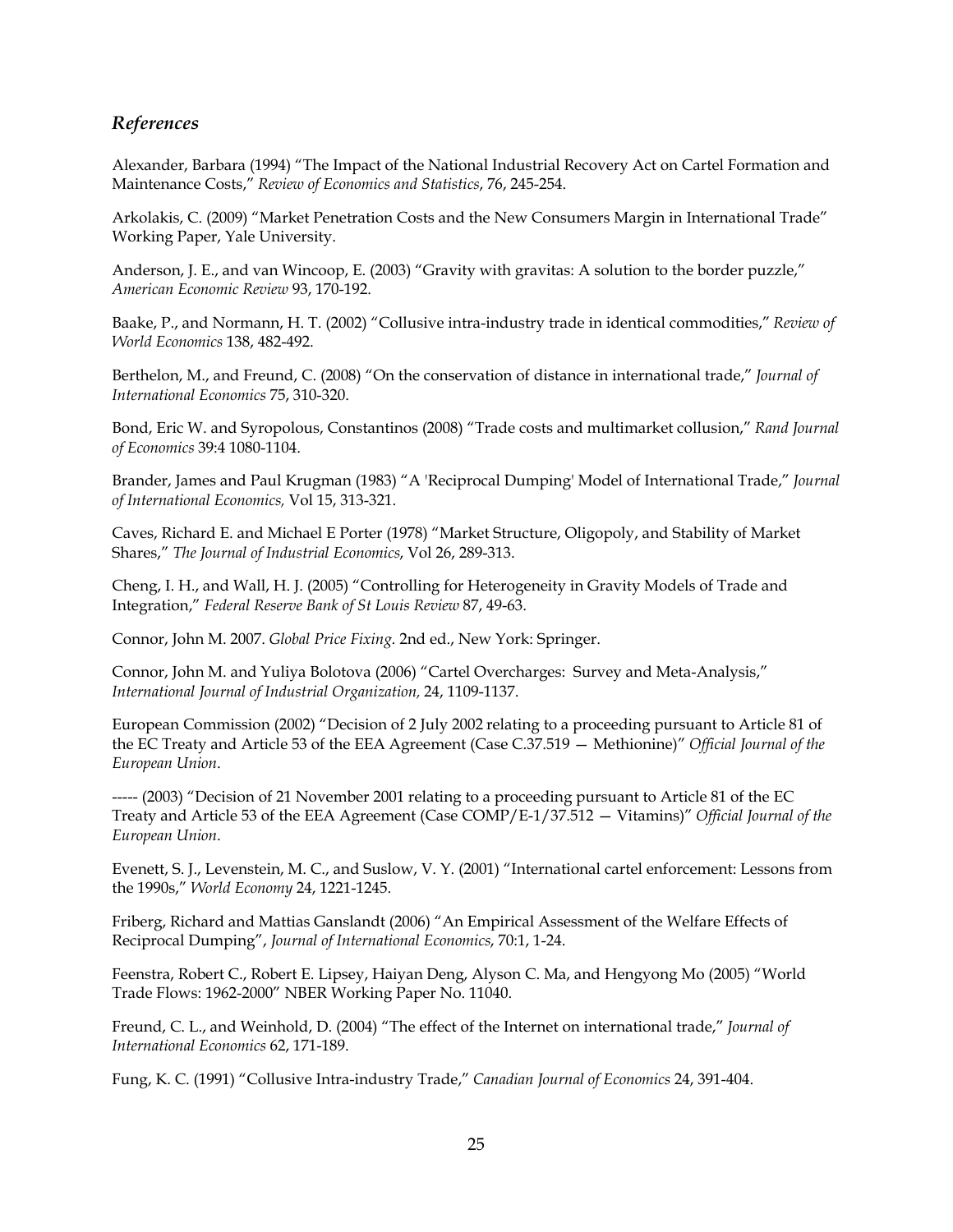## *References*

Alexander, Barbara (1994) "The Impact of the National Industrial Recovery Act on Cartel Formation and Maintenance Costs," *Review of Economics and Statistics*, 76, 245-254.

Arkolakis, C. (2009) "Market Penetration Costs and the New Consumers Margin in International Trade" Working Paper, Yale University.

Anderson, J. E., and van Wincoop, E. (2003) "Gravity with gravitas: A solution to the border puzzle," *American Economic Review* 93, 170-192.

Baake, P., and Normann, H. T. (2002) "Collusive intra-industry trade in identical commodities," *Review of World Economics* 138, 482-492.

Berthelon, M., and Freund, C. (2008) "On the conservation of distance in international trade," *Journal of International Economics* 75, 310-320.

Bond, Eric W. and Syropolous, Constantinos (2008) "Trade costs and multimarket collusion," *Rand Journal of Economics* 39:4 1080-1104.

Brander, James and Paul Krugman (1983) "A 'Reciprocal Dumping' Model of International Trade," *Journal of International Economics,* Vol 15, 313-321.

Caves, Richard E. and Michael E Porter (1978) "Market Structure, Oligopoly, and Stability of Market Shares," *The Journal of Industrial Economics*, Vol 26, 289-313.

Cheng, I. H., and Wall, H. J. (2005) "Controlling for Heterogeneity in Gravity Models of Trade and Integration," *Federal Reserve Bank of St Louis Review* 87, 49-63.

Connor, John M. 2007. *Global Price Fixing*. 2nd ed., New York: Springer.

Connor, John M. and Yuliya Bolotova (2006) "Cartel Overcharges: Survey and Meta-Analysis," *International Journal of Industrial Organization,* 24, 1109-1137.

European Commission (2002) "Decision of 2 July 2002 relating to a proceeding pursuant to Article 81 of the EC Treaty and Article 53 of the EEA Agreement (Case C.37.519 — Methionine)" *Official Journal of the European Union*.

----- (2003) "Decision of 21 November 2001 relating to a proceeding pursuant to Article 81 of the EC Treaty and Article 53 of the EEA Agreement (Case COMP/E-1/37.512 — Vitamins)" *Official Journal of the European Union*.

Evenett, S. J., Levenstein, M. C., and Suslow, V. Y. (2001) "International cartel enforcement: Lessons from the 1990s," *World Economy* 24, 1221-1245.

Friberg, Richard and Mattias Ganslandt (2006) "An Empirical Assessment of the Welfare Effects of Reciprocal Dumping", *Journal of International Economics*, 70:1, 1-24.

Feenstra, Robert C., Robert E. Lipsey, Haiyan Deng, Alyson C. Ma, and Hengyong Mo (2005) "World Trade Flows: 1962-2000" NBER Working Paper No. 11040.

Freund, C. L., and Weinhold, D. (2004) "The effect of the Internet on international trade," *Journal of International Economics* 62, 171-189.

Fung, K. C. (1991) "Collusive Intra-industry Trade," *Canadian Journal of Economics* 24, 391-404.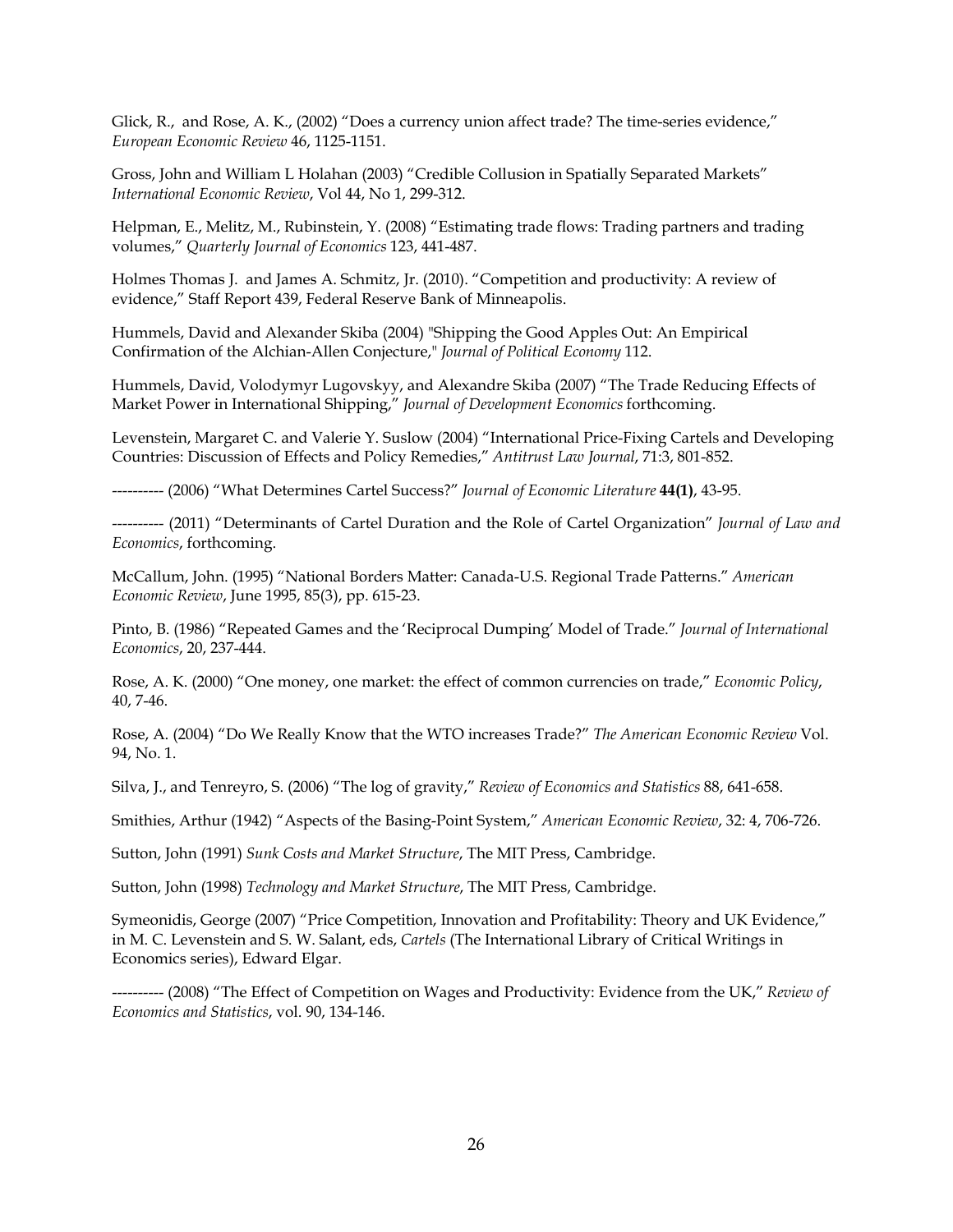Glick, R., and Rose, A. K., (2002) “Does a currency union affect trade? The time-series evidence,” *European Economic Review* 46, 1125-1151.

Gross, John and William L Holahan (2003) “Credible Collusion in Spatially Separated Markets” *International Economic Review*, Vol 44, No 1, 299-312.

Helpman, E., Melitz, M., Rubinstein, Y. (2008) “Estimating trade flows: Trading partners and trading volumes,” *Quarterly Journal of Economics* 123, 441-487.

Holmes Thomas J. and James A. Schmitz, Jr. (2010). “Competition and productivity: A review of evidence,” Staff Report 439, Federal Reserve Bank of Minneapolis.

Hummels, David and Alexander Skiba (2004) "Shipping the Good Apples Out: An Empirical Confirmation of the Alchian-Allen Conjecture," *Journal of Political Economy* 112.

Hummels, David, Volodymyr Lugovskyy, and Alexandre Skiba (2007) “The Trade Reducing Effects of Market Power in International Shipping,” *Journal of Development Economics* forthcoming.

Levenstein, Margaret C. and Valerie Y. Suslow (2004) “International Price-Fixing Cartels and Developing Countries: Discussion of Effects and Policy Remedies,” *Antitrust Law Journal*, 71:3, 801-852.

---------- (2006) “What Determines Cartel Success?” *Journal of Economic Literature* **44(1)**, 43-95.

---------- (2011) “Determinants of Cartel Duration and the Role of Cartel Organization” *Journal of Law and Economics*, forthcoming.

McCallum, John. (1995) “National Borders Matter: Canada-U.S. Regional Trade Patterns.” *American Economic Review*, June 1995, 85(3), pp. 615-23.

Pinto, B. (1986) “Repeated Games and the ‘Reciprocal Dumping’ Model of Trade.” *Journal of International Economics*, 20, 237-444.

Rose, A. K. (2000) “One money, one market: the effect of common currencies on trade,” *Economic Policy*, 40, 7-46.

Rose, A. (2004) “Do We Really Know that the WTO increases Trade?” *The American Economic Review* Vol. 94, No. 1.

Silva, J., and Tenreyro, S. (2006) “The log of gravity,” *Review of Economics and Statistics* 88, 641-658.

Smithies, Arthur (1942) “Aspects of the Basing-Point System,” *American Economic Review*, 32: 4, 706-726.

Sutton, John (1991) *Sunk Costs and Market Structure*, The MIT Press, Cambridge.

Sutton, John (1998) *Technology and Market Structure*, The MIT Press, Cambridge.

Symeonidis, George (2007) “Price Competition, Innovation and Profitability: Theory and UK Evidence,” in M. C. Levenstein and S. W. Salant, eds, *Cartels* (The International Library of Critical Writings in Economics series), Edward Elgar.

---------- (2008) “The Effect of Competition on Wages and Productivity: Evidence from the UK,” *Review of Economics and Statistics*, vol. 90, 134-146.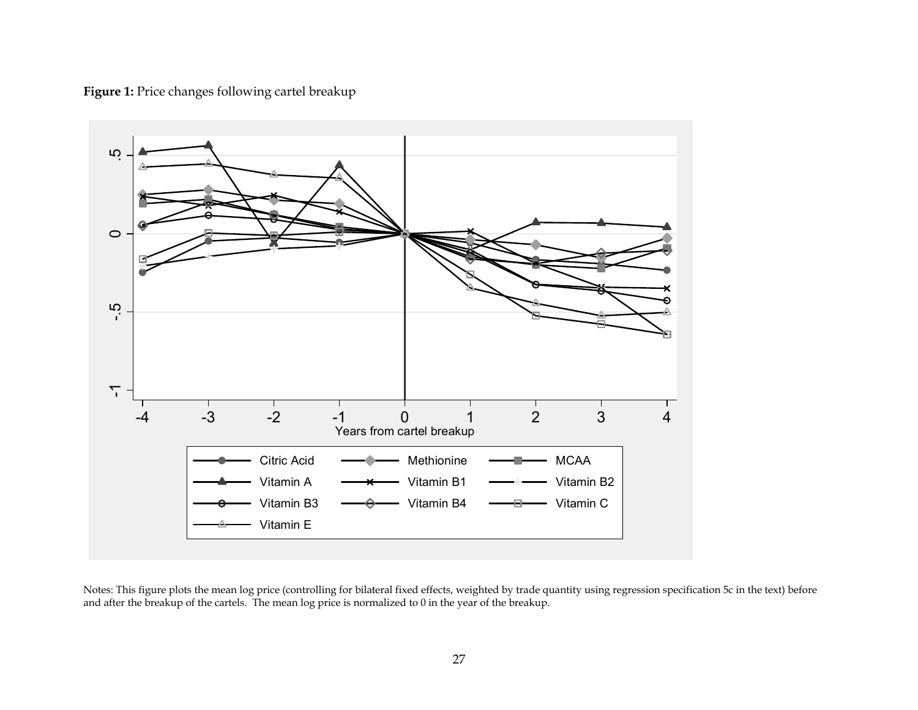**Figure 1:** Price changes following cartel breakup

Notes: This figure plots the mean log price (controlling for bilateral fixed effects, weighted by trade quantity using regression specification 5c in the text) before and after the breakup of the cartels. The mean log price is normalized to 0 in the year of the breakup.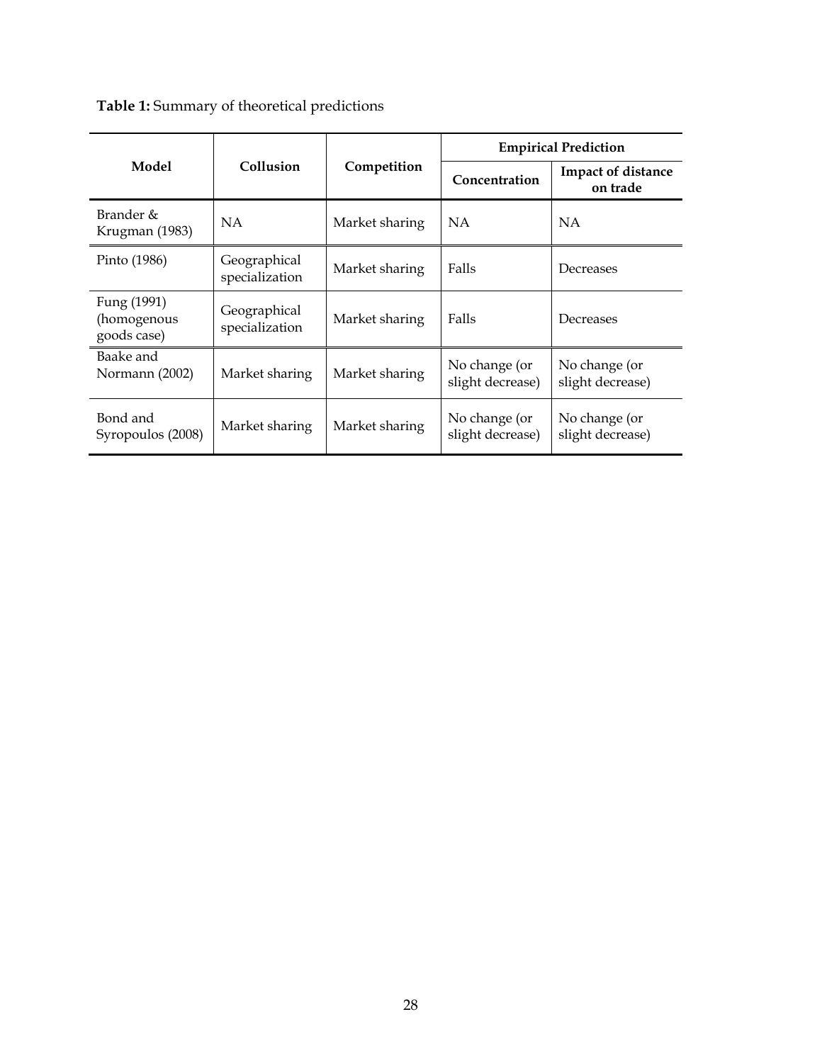**Table 1:** Summary of theoretical predictions

| Model | Collusion | Competition | Empirical Prediction | |
|---|---|---|---|---|
| | | | Concentration | Impact of distance on trade |
| Brander & Krugman (1983) | NA | Market sharing | NA | NA |
| Pinto (1986) | Geographical specialization | Market sharing | Falls | Decreases |
| Fung (1991) (homogenous goods case) | Geographical specialization | Market sharing | Falls | Decreases |
| Baake and Normann (2002) | Market sharing | Market sharing | No change (or slight decrease) | No change (or slight decrease) |
| Bond and Syropoulos (2008) | Market sharing | Market sharing | No change (or slight decrease) | No change (or slight decrease) |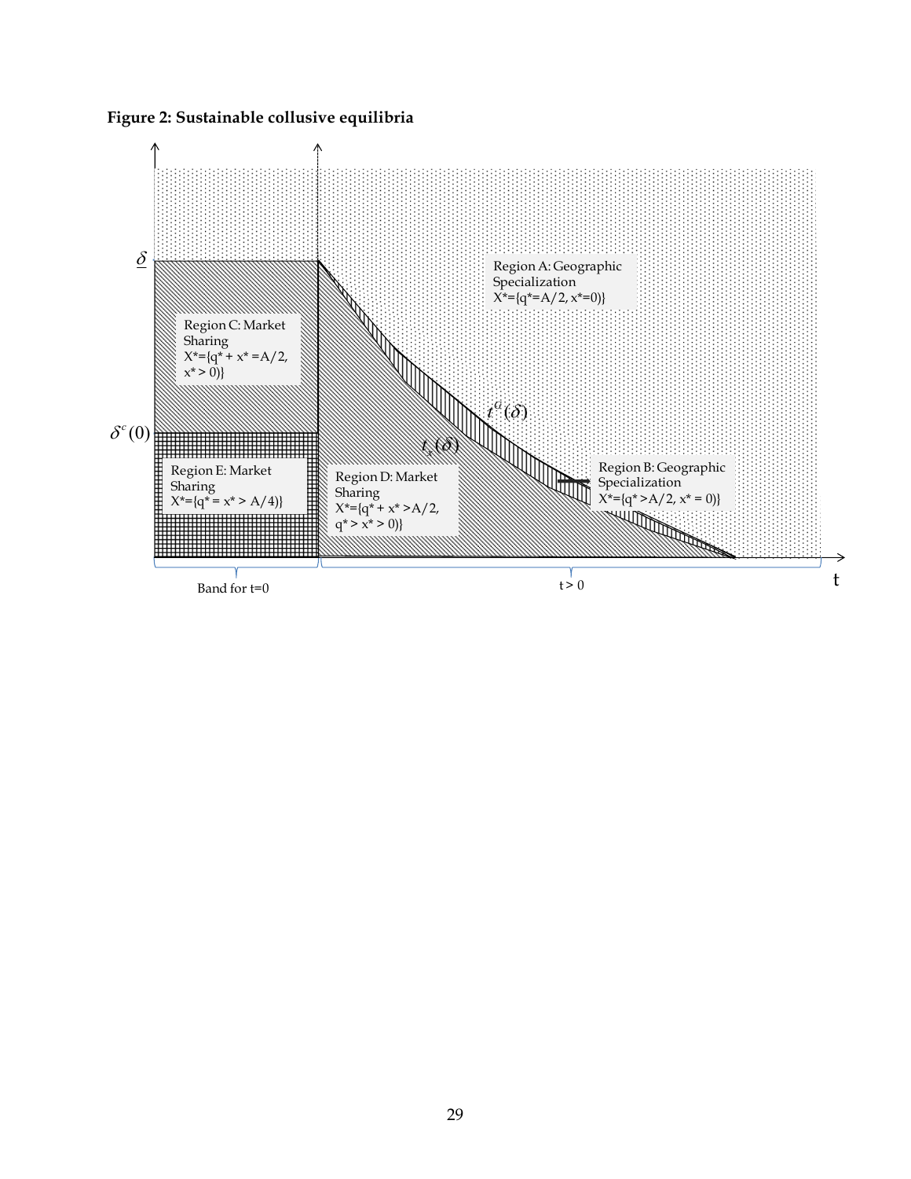**Figure 2: Sustainable collusive equilibria**

$\underline{\delta}$

$\delta^c(0)$

Region A: Geographic Specialization X*={q*=A/2, x*=0)}

Region B: Geographic Specialization X*={q* >A/2, x* = 0)}

Region C: Market Sharing X*={q* + x* =A/2, x* > 0)}

Region D: Market Sharing X*={q* + x* >A/2, q* > x* > 0)}

Region E: Market Sharing X*={q* = x* > A/4)}

$t^G(\delta)$

$t_x(\delta)$

Band for t=0

t > 0

t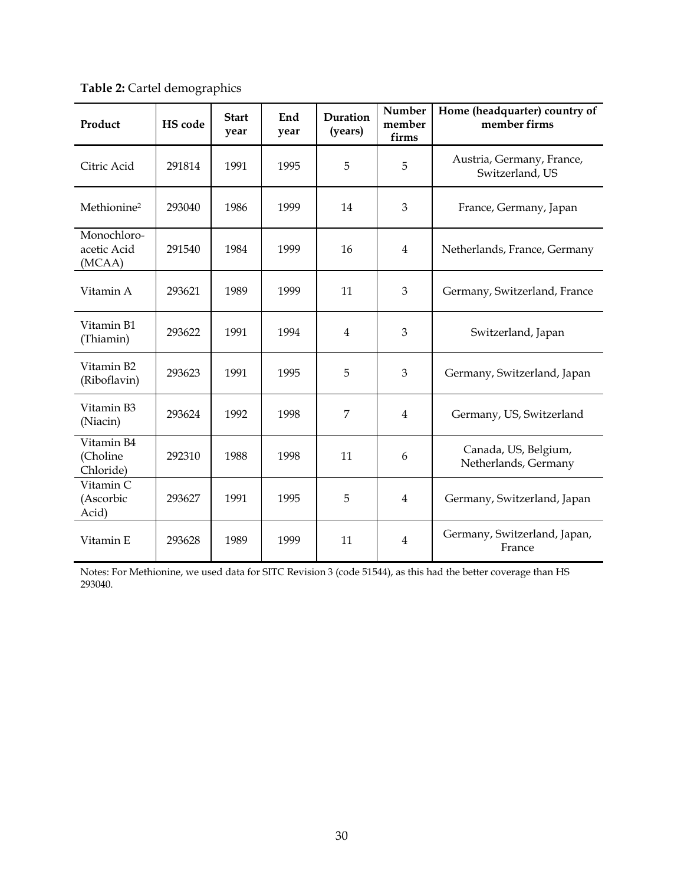**Table 2:** Cartel demographics

| Product | HS code | Start year | End year | Duration (years) | Number member firms | Home (headquarter) country of member firms |
|---|---|---|---|---|---|---|
| Citric Acid | 291814 | 1991 | 1995 | 5 | 5 | Austria, Germany, France, Switzerland, US |
| Methionine[2] | 293040 | 1986 | 1999 | 14 | 3 | France, Germany, Japan |
| Monochloro-acetic Acid (MCAA) | 291540 | 1984 | 1999 | 16 | 4 | Netherlands, France, Germany |
| Vitamin A | 293621 | 1989 | 1999 | 11 | 3 | Germany, Switzerland, France |
| Vitamin B1 (Thiamin) | 293622 | 1991 | 1994 | 4 | 3 | Switzerland, Japan |
| Vitamin B2 (Riboflavin) | 293623 | 1991 | 1995 | 5 | 3 | Germany, Switzerland, Japan |
| Vitamin B3 (Niacin) | 293624 | 1992 | 1998 | 7 | 4 | Germany, US, Switzerland |
| Vitamin B4 (Choline Chloride) | 292310 | 1988 | 1998 | 11 | 6 | Canada, US, Belgium, Netherlands, Germany |
| Vitamin C (Ascorbic Acid) | 293627 | 1991 | 1995 | 5 | 4 | Germany, Switzerland, Japan |
| Vitamin E | 293628 | 1989 | 1999 | 11 | 4 | Germany, Switzerland, Japan, France |

Notes: For Methionine, we used data for SITC Revision 3 (code 51544), as this had the better coverage than HS 293040.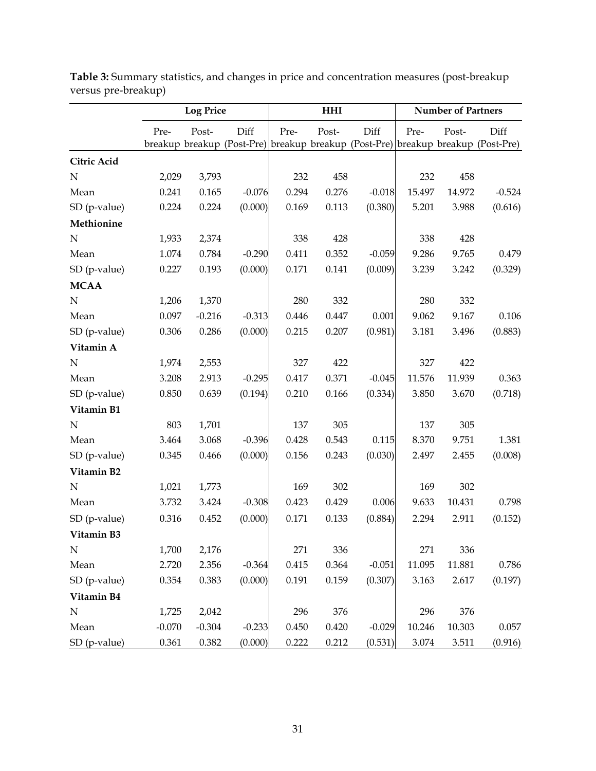**Table 3:** Summary statistics, and changes in price and concentration measures (post-breakup versus pre-breakup)

| | Log Price | | | HHI | | | Number of Partners | | |
|---|---|---|---|---|---|---|---|---|---|
| | Pre-breakup | Post-breakup | Diff (Post-Pre) | Pre-breakup | Post-breakup | Diff (Post-Pre) | Pre-breakup | Post-breakup | Diff (Post-Pre) |
| **Citric Acid** | | | | | | | | | |
| N | 2,029 | 3,793 | | 232 | 458 | | 232 | 458 | |
| Mean | 0.241 | 0.165 | -0.076 | 0.294 | 0.276 | -0.018 | 15.497 | 14.972 | -0.524 |
| SD (p-value) | 0.224 | 0.224 | (0.000) | 0.169 | 0.113 | (0.380) | 5.201 | 3.988 | (0.616) |
| **Methionine** | | | | | | | | | |
| N | 1,933 | 2,374 | | 338 | 428 | | 338 | 428 | |
| Mean | 1.074 | 0.784 | -0.290 | 0.411 | 0.352 | -0.059 | 9.286 | 9.765 | 0.479 |
| SD (p-value) | 0.227 | 0.193 | (0.000) | 0.171 | 0.141 | (0.009) | 3.239 | 3.242 | (0.329) |
| **MCAA** | | | | | | | | | |
| N | 1,206 | 1,370 | | 280 | 332 | | 280 | 332 | |
| Mean | 0.097 | -0.216 | -0.313 | 0.446 | 0.447 | 0.001 | 9.062 | 9.167 | 0.106 |
| SD (p-value) | 0.306 | 0.286 | (0.000) | 0.215 | 0.207 | (0.981) | 3.181 | 3.496 | (0.883) |
| **Vitamin A** | | | | | | | | | |
| N | 1,974 | 2,553 | | 327 | 422 | | 327 | 422 | |
| Mean | 3.208 | 2.913 | -0.295 | 0.417 | 0.371 | -0.045 | 11.576 | 11.939 | 0.363 |
| SD (p-value) | 0.850 | 0.639 | (0.194) | 0.210 | 0.166 | (0.334) | 3.850 | 3.670 | (0.718) |
| **Vitamin B1** | | | | | | | | | |
| N | 803 | 1,701 | | 137 | 305 | | 137 | 305 | |
| Mean | 3.464 | 3.068 | -0.396 | 0.428 | 0.543 | 0.115 | 8.370 | 9.751 | 1.381 |
| SD (p-value) | 0.345 | 0.466 | (0.000) | 0.156 | 0.243 | (0.030) | 2.497 | 2.455 | (0.008) |
| **Vitamin B2** | | | | | | | | | |
| N | 1,021 | 1,773 | | 169 | 302 | | 169 | 302 | |
| Mean | 3.732 | 3.424 | -0.308 | 0.423 | 0.429 | 0.006 | 9.633 | 10.431 | 0.798 |
| SD (p-value) | 0.316 | 0.452 | (0.000) | 0.171 | 0.133 | (0.884) | 2.294 | 2.911 | (0.152) |
| **Vitamin B3** | | | | | | | | | |
| N | 1,700 | 2,176 | | 271 | 336 | | 271 | 336 | |
| Mean | 2.720 | 2.356 | -0.364 | 0.415 | 0.364 | -0.051 | 11.095 | 11.881 | 0.786 |
| SD (p-value) | 0.354 | 0.383 | (0.000) | 0.191 | 0.159 | (0.307) | 3.163 | 2.617 | (0.197) |
| **Vitamin B4** | | | | | | | | | |
| N | 1,725 | 2,042 | | 296 | 376 | | 296 | 376 | |
| Mean | -0.070 | -0.304 | -0.233 | 0.450 | 0.420 | -0.029 | 10.246 | 10.303 | 0.057 |
| SD (p-value) | 0.361 | 0.382 | (0.000) | 0.222 | 0.212 | (0.531) | 3.074 | 3.511 | (0.916) |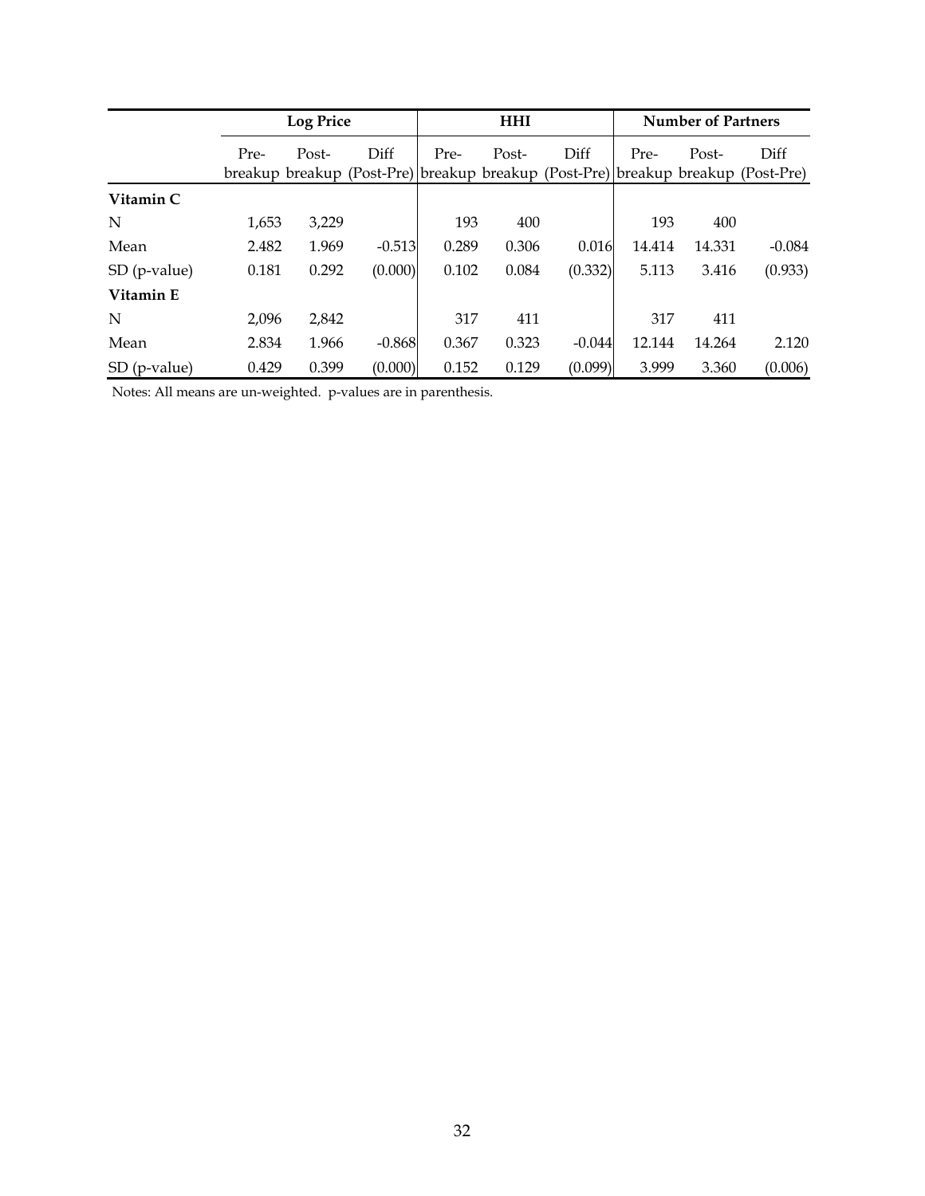| | Log Price | | | HHI | | | Number of Partners | | |
|---|---|---|---|---|---|---|---|---|---|
| | Pre-breakup | Post-breakup | Diff (Post-Pre) | Pre-breakup | Post-breakup | Diff (Post-Pre) | Pre-breakup | Post-breakup | Diff (Post-Pre) |
| **Vitamin C** | | | | | | | | | |
| N | 1,653 | 3,229 | | 193 | 400 | | 193 | 400 | |
| Mean | 2.482 | 1.969 | -0.513 | 0.289 | 0.306 | 0.016 | 14.414 | 14.331 | -0.084 |
| SD (p-value) | 0.181 | 0.292 | (0.000) | 0.102 | 0.084 | (0.332) | 5.113 | 3.416 | (0.933) |
| **Vitamin E** | | | | | | | | | |
| N | 2,096 | 2,842 | | 317 | 411 | | 317 | 411 | |
| Mean | 2.834 | 1.966 | -0.868 | 0.367 | 0.323 | -0.044 | 12.144 | 14.264 | 2.120 |
| SD (p-value) | 0.429 | 0.399 | (0.000) | 0.152 | 0.129 | (0.099) | 3.999 | 3.360 | (0.006) |

Notes: All means are un-weighted. p-values are in parenthesis.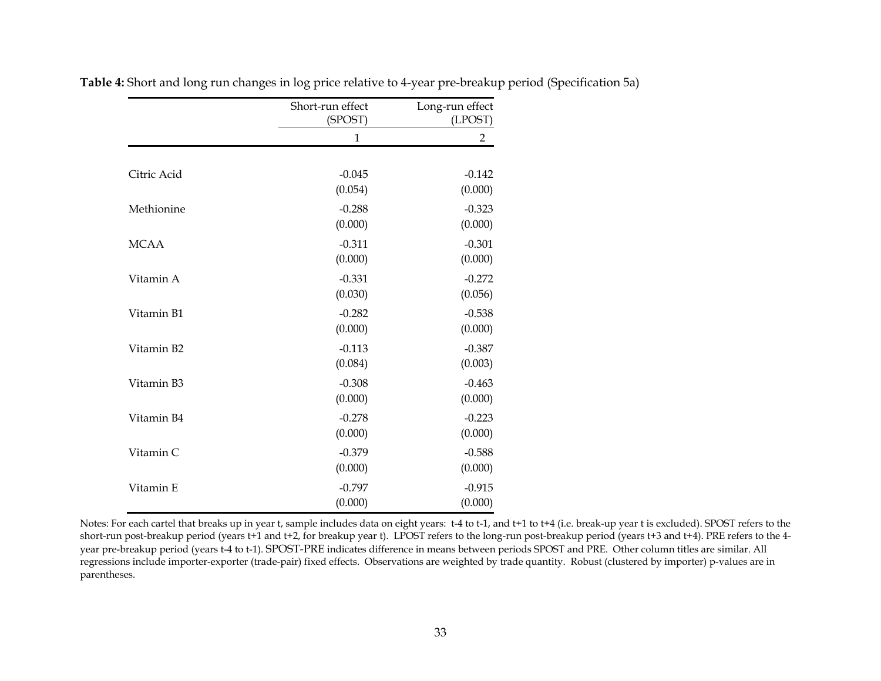**Table 4:** Short and long run changes in log price relative to 4-year pre-breakup period (Specification 5a)

| | Short-run effect (SPOST) | Long-run effect (LPOST) |
|---|---|---|
| | 1 | 2 |
| Citric Acid | -0.045 | -0.142 |
| | (0.054) | (0.000) |
| Methionine | -0.288 | -0.323 |
| | (0.000) | (0.000) |
| MCAA | -0.311 | -0.301 |
| | (0.000) | (0.000) |
| Vitamin A | -0.331 | -0.272 |
| | (0.030) | (0.056) |
| Vitamin B1 | -0.282 | -0.538 |
| | (0.000) | (0.000) |
| Vitamin B2 | -0.113 | -0.387 |
| | (0.084) | (0.003) |
| Vitamin B3 | -0.308 | -0.463 |
| | (0.000) | (0.000) |
| Vitamin B4 | -0.278 | -0.223 |
| | (0.000) | (0.000) |
| Vitamin C | -0.379 | -0.588 |
| | (0.000) | (0.000) |
| Vitamin E | -0.797 | -0.915 |
| | (0.000) | (0.000) |

Notes: For each cartel that breaks up in year t, sample includes data on eight years: t-4 to t-1, and t+1 to t+4 (i.e. break-up year t is excluded). SPOST refers to the short-run post-breakup period (years t+1 and t+2, for breakup year t). LPOST refers to the long-run post-breakup period (years t+3 and t+4). PRE refers to the 4-year pre-breakup period (years t-4 to t-1). SPOST-PRE indicates difference in means between periods SPOST and PRE. Other column titles are similar. All regressions include importer-exporter (trade-pair) fixed effects. Observations are weighted by trade quantity. Robust (clustered by importer) p-values are in parentheses.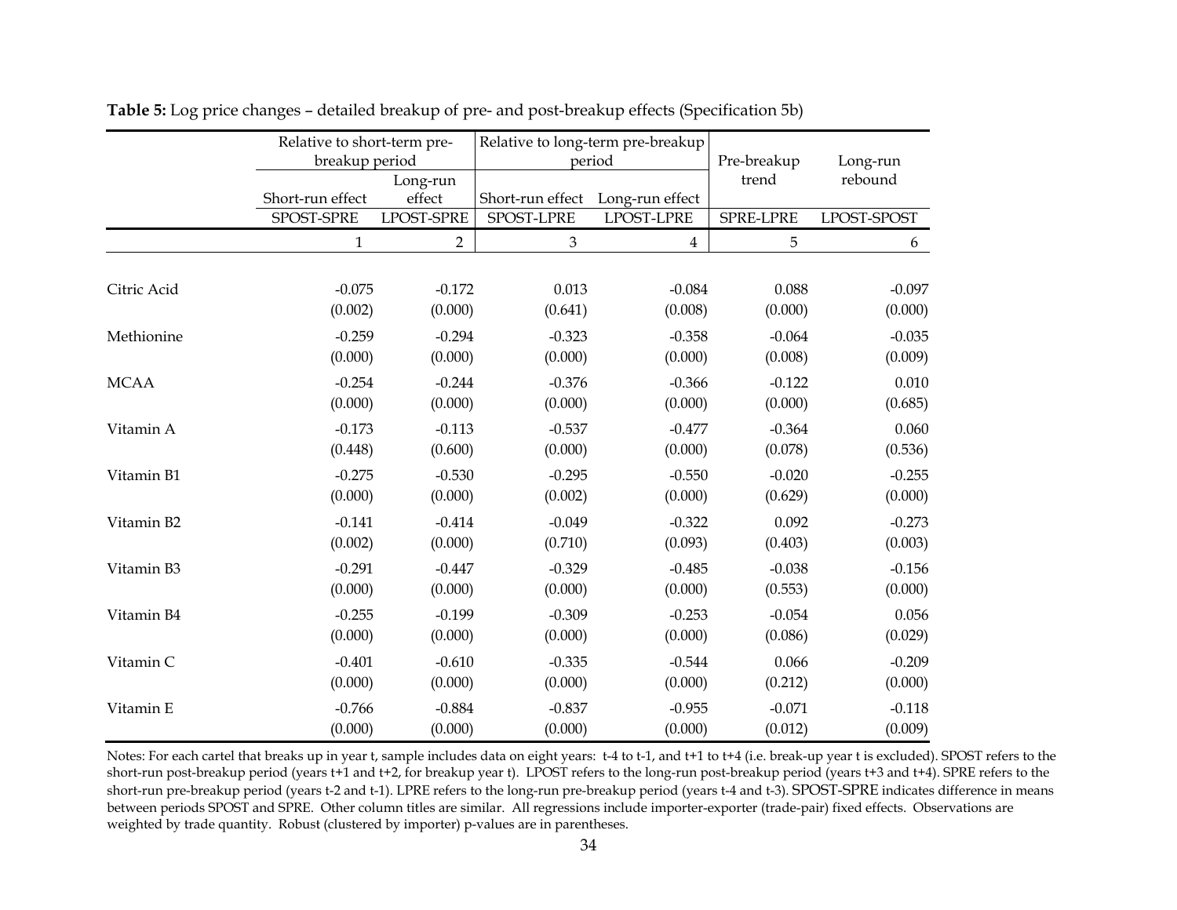**Table 5:** Log price changes – detailed breakup of pre- and post-breakup effects (Specification 5b)

| | Relative to short-term pre-breakup period | | Relative to long-term pre-breakup period | | Pre-breakup trend | Long-run rebound |
|---|---|---|---|---|---|---|
| | Short-run effect | Long-run effect | Short-run effect | Long-run effect | | |
| | SPOST-SPRE | LPOST-SPRE | SPOST-LPRE | LPOST-LPRE | SPRE-LPRE | LPOST-SPOST |
| | 1 | 2 | 3 | 4 | 5 | 6 |
| Citric Acid | -0.075 | -0.172 | 0.013 | -0.084 | 0.088 | -0.097 |
| | (0.002) | (0.000) | (0.641) | (0.008) | (0.000) | (0.000) |
| Methionine | -0.259 | -0.294 | -0.323 | -0.358 | -0.064 | -0.035 |
| | (0.000) | (0.000) | (0.000) | (0.000) | (0.008) | (0.009) |
| MCAA | -0.254 | -0.244 | -0.376 | -0.366 | -0.122 | 0.010 |
| | (0.000) | (0.000) | (0.000) | (0.000) | (0.000) | (0.685) |
| Vitamin A | -0.173 | -0.113 | -0.537 | -0.477 | -0.364 | 0.060 |
| | (0.448) | (0.600) | (0.000) | (0.000) | (0.078) | (0.536) |
| Vitamin B1 | -0.275 | -0.530 | -0.295 | -0.550 | -0.020 | -0.255 |
| | (0.000) | (0.000) | (0.002) | (0.000) | (0.629) | (0.000) |
| Vitamin B2 | -0.141 | -0.414 | -0.049 | -0.322 | 0.092 | -0.273 |
| | (0.002) | (0.000) | (0.710) | (0.093) | (0.403) | (0.003) |
| Vitamin B3 | -0.291 | -0.447 | -0.329 | -0.485 | -0.038 | -0.156 |
| | (0.000) | (0.000) | (0.000) | (0.000) | (0.553) | (0.000) |
| Vitamin B4 | -0.255 | -0.199 | -0.309 | -0.253 | -0.054 | 0.056 |
| | (0.000) | (0.000) | (0.000) | (0.000) | (0.086) | (0.029) |
| Vitamin C | -0.401 | -0.610 | -0.335 | -0.544 | 0.066 | -0.209 |
| | (0.000) | (0.000) | (0.000) | (0.000) | (0.212) | (0.000) |
| Vitamin E | -0.766 | -0.884 | -0.837 | -0.955 | -0.071 | -0.118 |
| | (0.000) | (0.000) | (0.000) | (0.000) | (0.012) | (0.009) |

Notes: For each cartel that breaks up in year t, sample includes data on eight years: t-4 to t-1, and t+1 to t+4 (i.e. break-up year t is excluded). SPOST refers to the short-run post-breakup period (years t+1 and t+2, for breakup year t). LPOST refers to the long-run post-breakup period (years t+3 and t+4). SPRE refers to the short-run pre-breakup period (years t-2 and t-1). LPRE refers to the long-run pre-breakup period (years t-4 and t-3). SPOST-SPRE indicates difference in means between periods SPOST and SPRE. Other column titles are similar. All regressions include importer-exporter (trade-pair) fixed effects. Observations are weighted by trade quantity. Robust (clustered by importer) p-values are in parentheses.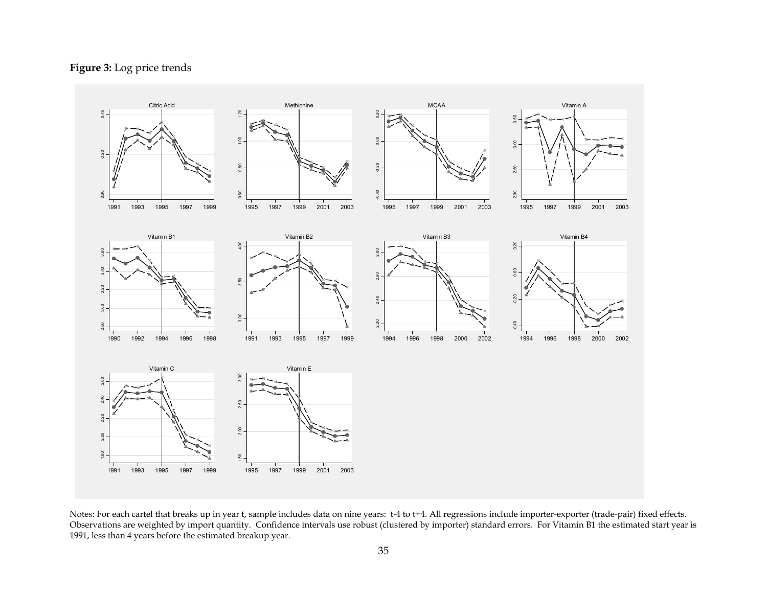**Figure 3:** Log price trends

Notes: For each cartel that breaks up in year t, sample includes data on nine years: t-4 to t+4. All regressions include importer-exporter (trade-pair) fixed effects. Observations are weighted by import quantity. Confidence intervals use robust (clustered by importer) standard errors. For Vitamin B1 the estimated start year is 1991, less than 4 years before the estimated breakup year.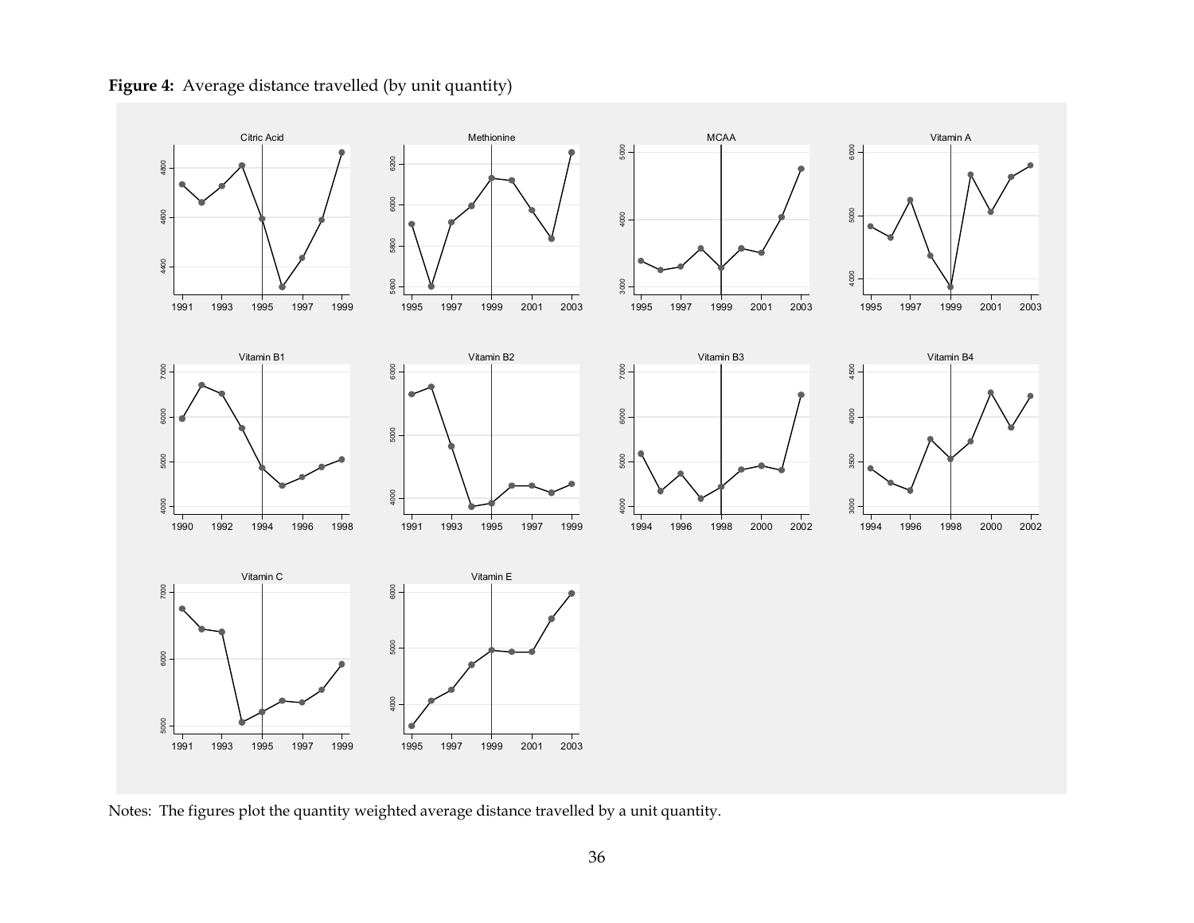**Figure 4:** Average distance travelled (by unit quantity)

Notes: The figures plot the quantity weighted average distance travelled by a unit quantity.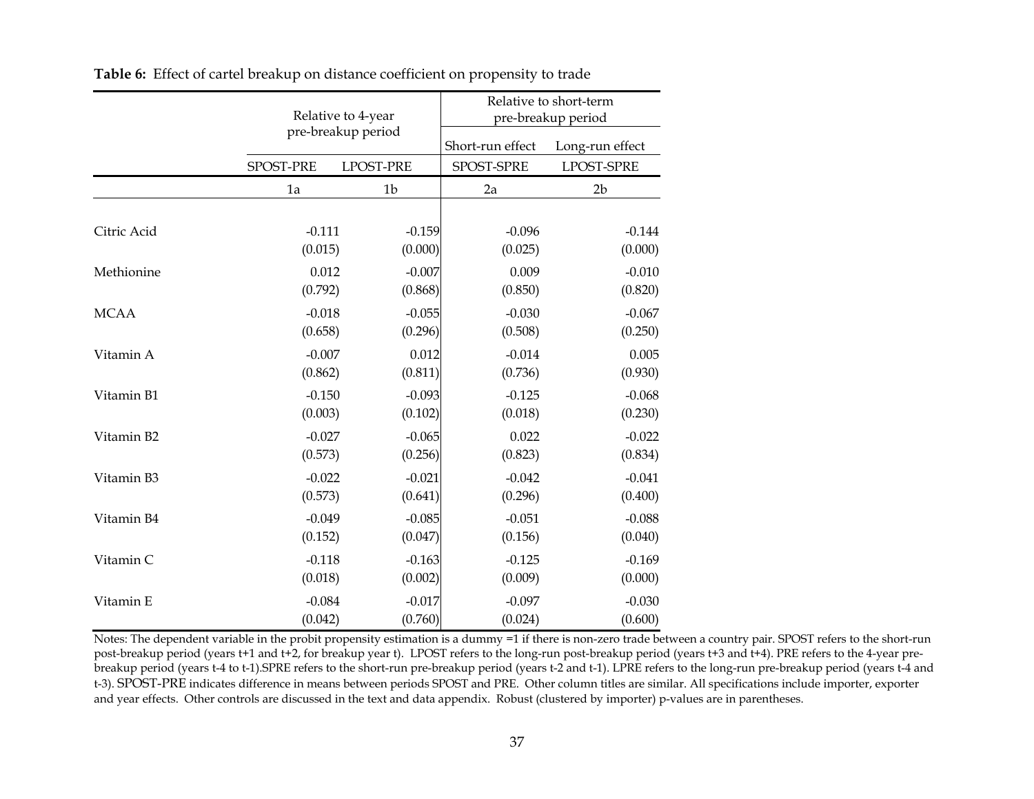**Table 6:** Effect of cartel breakup on distance coefficient on propensity to trade

| | Relative to 4-year pre-breakup period | | Relative to short-term pre-breakup period | |
|---|---|---|---|---|
| | | | Short-run effect | Long-run effect |
| | SPOST-PRE | LPOST-PRE | SPOST-SPRE | LPOST-SPRE |
| | 1a | 1b | 2a | 2b |
| Citric Acid | -0.111 | -0.159 | -0.096 | -0.144 |
| | (0.015) | (0.000) | (0.025) | (0.000) |
| Methionine | 0.012 | -0.007 | 0.009 | -0.010 |
| | (0.792) | (0.868) | (0.850) | (0.820) |
| MCAA | -0.018 | -0.055 | -0.030 | -0.067 |
| | (0.658) | (0.296) | (0.508) | (0.250) |
| Vitamin A | -0.007 | 0.012 | -0.014 | 0.005 |
| | (0.862) | (0.811) | (0.736) | (0.930) |
| Vitamin B1 | -0.150 | -0.093 | -0.125 | -0.068 |
| | (0.003) | (0.102) | (0.018) | (0.230) |
| Vitamin B2 | -0.027 | -0.065 | 0.022 | -0.022 |
| | (0.573) | (0.256) | (0.823) | (0.834) |
| Vitamin B3 | -0.022 | -0.021 | -0.042 | -0.041 |
| | (0.573) | (0.641) | (0.296) | (0.400) |
| Vitamin B4 | -0.049 | -0.085 | -0.051 | -0.088 |
| | (0.152) | (0.047) | (0.156) | (0.040) |
| Vitamin C | -0.118 | -0.163 | -0.125 | -0.169 |
| | (0.018) | (0.002) | (0.009) | (0.000) |
| Vitamin E | -0.084 | -0.017 | -0.097 | -0.030 |
| | (0.042) | (0.760) | (0.024) | (0.600) |

Notes: The dependent variable in the probit propensity estimation is a dummy =1 if there is non-zero trade between a country pair. SPOST refers to the short-run post-breakup period (years t+1 and t+2, for breakup year t). LPOST refers to the long-run post-breakup period (years t+3 and t+4). PRE refers to the 4-year pre-breakup period (years t-4 to t-1).SPRE refers to the short-run pre-breakup period (years t-2 and t-1). LPRE refers to the long-run pre-breakup period (years t-4 and t-3). SPOST-PRE indicates difference in means between periods SPOST and PRE. Other column titles are similar. All specifications include importer, exporter and year effects. Other controls are discussed in the text and data appendix. Robust (clustered by importer) p-values are in parentheses.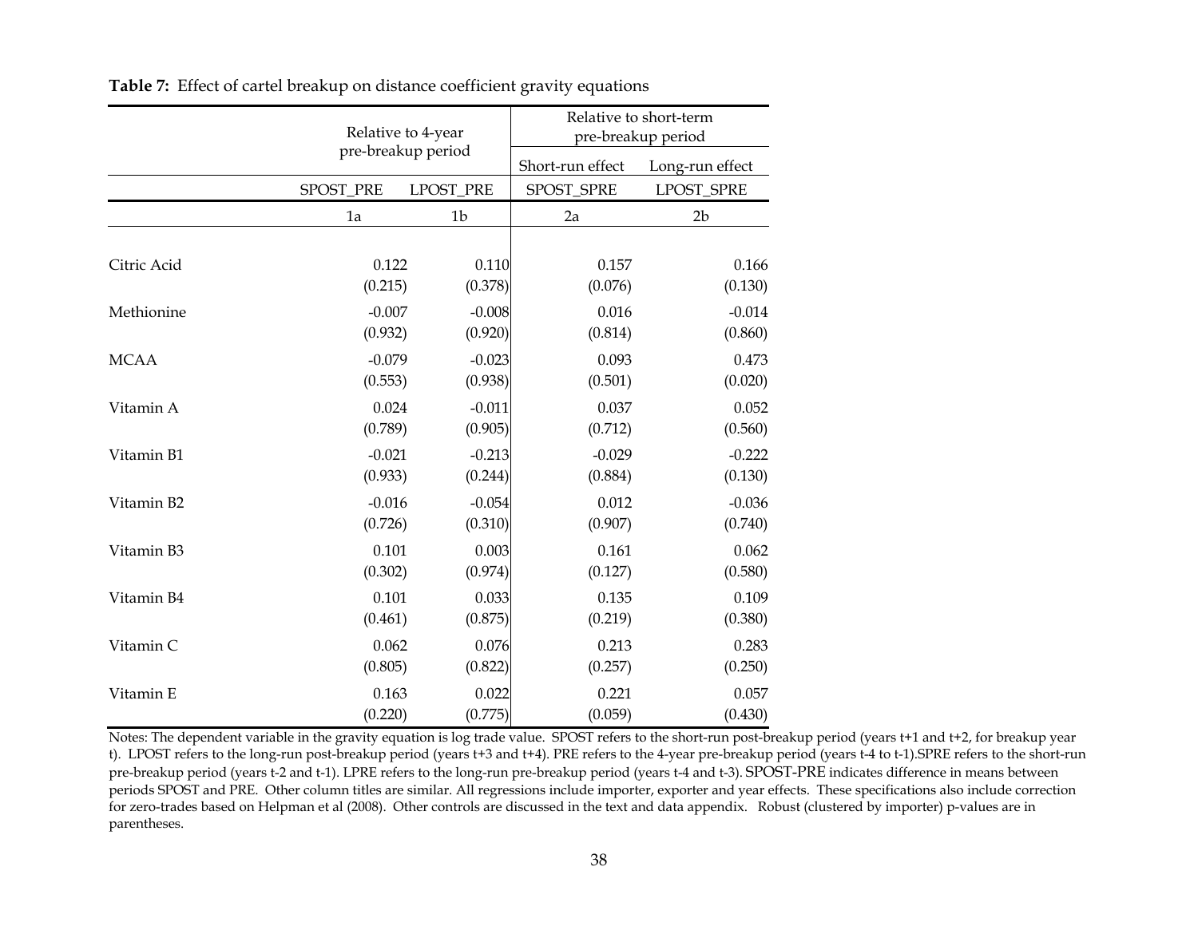**Table 7:** Effect of cartel breakup on distance coefficient gravity equations

| | Relative to 4-year pre-breakup period | | Relative to short-term pre-breakup period | |
|---|---|---|---|---|
| | | | Short-run effect | Long-run effect |
| | SPOST_PRE | LPOST_PRE | SPOST_SPRE | LPOST_SPRE |
| | 1a | 1b | 2a | 2b |
| Citric Acid | 0.122 | 0.110 | 0.157 | 0.166 |
| | (0.215) | (0.378) | (0.076) | (0.130) |
| Methionine | -0.007 | -0.008 | 0.016 | -0.014 |
| | (0.932) | (0.920) | (0.814) | (0.860) |
| MCAA | -0.079 | -0.023 | 0.093 | 0.473 |
| | (0.553) | (0.938) | (0.501) | (0.020) |
| Vitamin A | 0.024 | -0.011 | 0.037 | 0.052 |
| | (0.789) | (0.905) | (0.712) | (0.560) |
| Vitamin B1 | -0.021 | -0.213 | -0.029 | -0.222 |
| | (0.933) | (0.244) | (0.884) | (0.130) |
| Vitamin B2 | -0.016 | -0.054 | 0.012 | -0.036 |
| | (0.726) | (0.310) | (0.907) | (0.740) |
| Vitamin B3 | 0.101 | 0.003 | 0.161 | 0.062 |
| | (0.302) | (0.974) | (0.127) | (0.580) |
| Vitamin B4 | 0.101 | 0.033 | 0.135 | 0.109 |
| | (0.461) | (0.875) | (0.219) | (0.380) |
| Vitamin C | 0.062 | 0.076 | 0.213 | 0.283 |
| | (0.805) | (0.822) | (0.257) | (0.250) |
| Vitamin E | 0.163 | 0.022 | 0.221 | 0.057 |
| | (0.220) | (0.775) | (0.059) | (0.430) |

Notes: The dependent variable in the gravity equation is log trade value. SPOST refers to the short-run post-breakup period (years t+1 and t+2, for breakup year t). LPOST refers to the long-run post-breakup period (years t+3 and t+4). PRE refers to the 4-year pre-breakup period (years t-4 to t-1).SPRE refers to the short-run pre-breakup period (years t-2 and t-1). LPRE refers to the long-run pre-breakup period (years t-4 and t-3). SPOST-PRE indicates difference in means between periods SPOST and PRE. Other column titles are similar. All regressions include importer, exporter and year effects. These specifications also include correction for zero-trades based on Helpman et al (2008). Other controls are discussed in the text and data appendix. Robust (clustered by importer) p-values are in parentheses.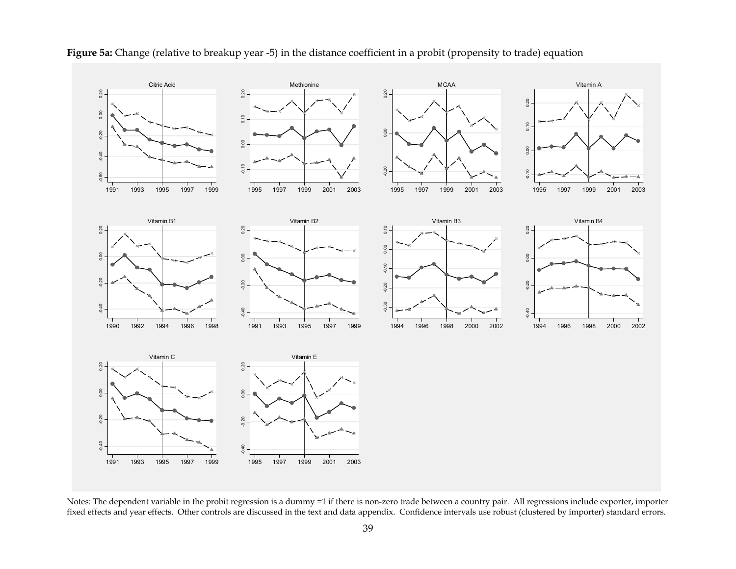**Figure 5a:** Change (relative to breakup year -5) in the distance coefficient in a probit (propensity to trade) equation

Notes: The dependent variable in the probit regression is a dummy =1 if there is non-zero trade between a country pair. All regressions include exporter, importer fixed effects and year effects. Other controls are discussed in the text and data appendix. Confidence intervals use robust (clustered by importer) standard errors.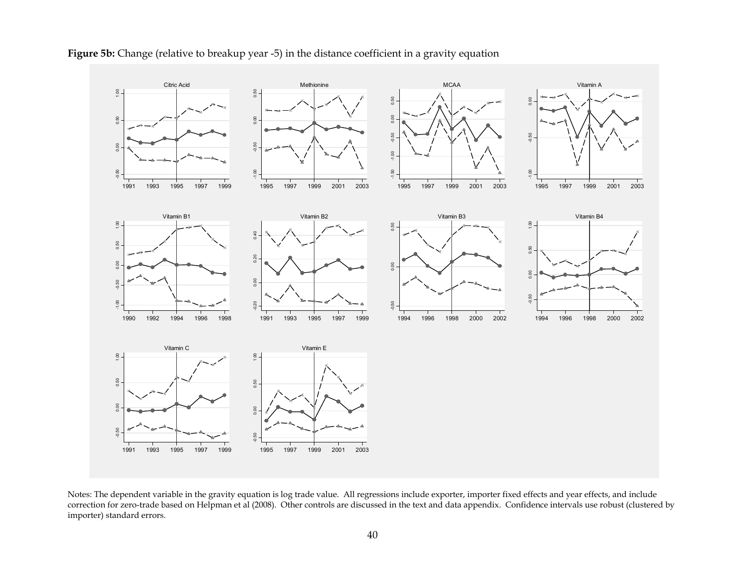**Figure 5b:** Change (relative to breakup year -5) in the distance coefficient in a gravity equation

Notes: The dependent variable in the gravity equation is log trade value. All regressions include exporter, importer fixed effects and year effects, and include correction for zero-trade based on Helpman et al (2008). Other controls are discussed in the text and data appendix. Confidence intervals use robust (clustered by importer) standard errors.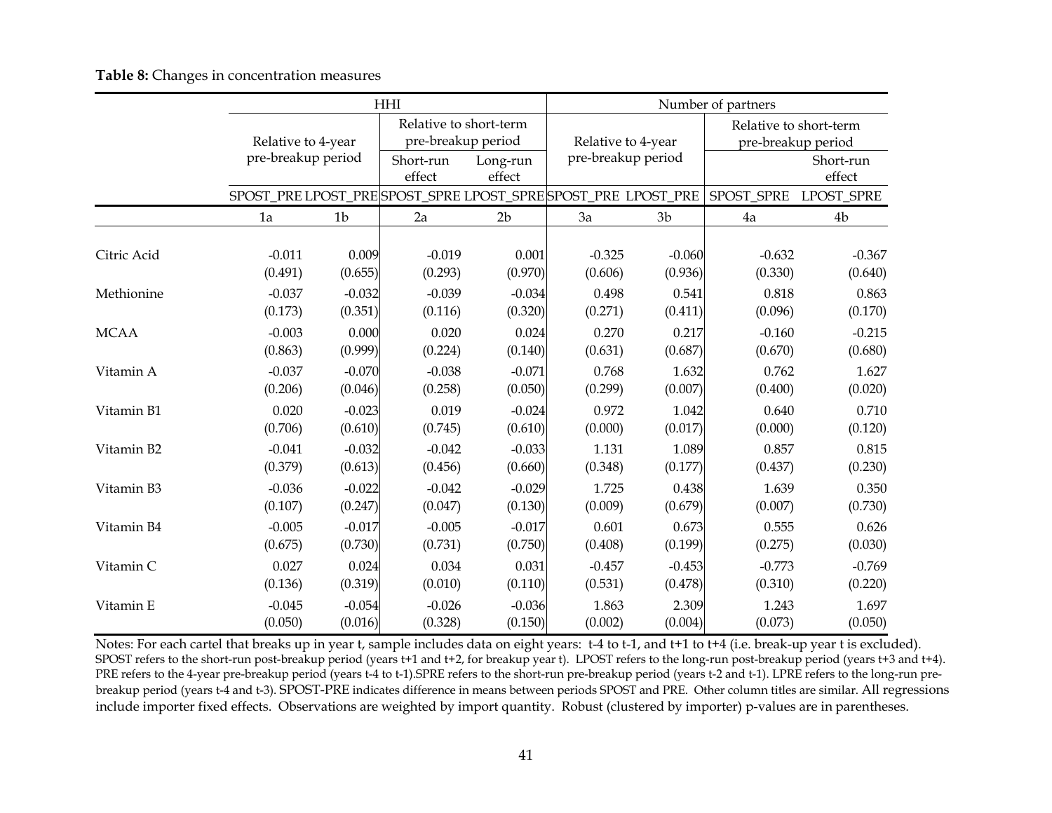**Table 8:** Changes in concentration measures

| | HHI | | | | Number of partners | | | |
|---|---|---|---|---|---|---|---|---|
| | Relative to 4-year pre-breakup period | | Relative to short-term pre-breakup period | | Relative to 4-year pre-breakup period | | Relative to short-term pre-breakup period | |
| | | | Short-run effect | Long-run effect | | | | Short-run effect |
| | SPOST_PRE | LPOST_PRE | SPOST_SPRE | LPOST_SPRE | SPOST_PRE | LPOST_PRE | SPOST_SPRE | LPOST_SPRE |
| | 1a | 1b | 2a | 2b | 3a | 3b | 4a | 4b |
| Citric Acid | -0.011 | 0.009 | -0.019 | 0.001 | -0.325 | -0.060 | -0.632 | -0.367 |
| | (0.491) | (0.655) | (0.293) | (0.970) | (0.606) | (0.936) | (0.330) | (0.640) |
| Methionine | -0.037 | -0.032 | -0.039 | -0.034 | 0.498 | 0.541 | 0.818 | 0.863 |
| | (0.173) | (0.351) | (0.116) | (0.320) | (0.271) | (0.411) | (0.096) | (0.170) |
| MCAA | -0.003 | 0.000 | 0.020 | 0.024 | 0.270 | 0.217 | -0.160 | -0.215 |
| | (0.863) | (0.999) | (0.224) | (0.140) | (0.631) | (0.687) | (0.670) | (0.680) |
| Vitamin A | -0.037 | -0.070 | -0.038 | -0.071 | 0.768 | 1.632 | 0.762 | 1.627 |
| | (0.206) | (0.046) | (0.258) | (0.050) | (0.299) | (0.007) | (0.400) | (0.020) |
| Vitamin B1 | 0.020 | -0.023 | 0.019 | -0.024 | 0.972 | 1.042 | 0.640 | 0.710 |
| | (0.706) | (0.610) | (0.745) | (0.610) | (0.000) | (0.017) | (0.000) | (0.120) |
| Vitamin B2 | -0.041 | -0.032 | -0.042 | -0.033 | 1.131 | 1.089 | 0.857 | 0.815 |
| | (0.379) | (0.613) | (0.456) | (0.660) | (0.348) | (0.177) | (0.437) | (0.230) |
| Vitamin B3 | -0.036 | -0.022 | -0.042 | -0.029 | 1.725 | 0.438 | 1.639 | 0.350 |
| | (0.107) | (0.247) | (0.047) | (0.130) | (0.009) | (0.679) | (0.007) | (0.730) |
| Vitamin B4 | -0.005 | -0.017 | -0.005 | -0.017 | 0.601 | 0.673 | 0.555 | 0.626 |
| | (0.675) | (0.730) | (0.731) | (0.750) | (0.408) | (0.199) | (0.275) | (0.030) |
| Vitamin C | 0.027 | 0.024 | 0.034 | 0.031 | -0.457 | -0.453 | -0.773 | -0.769 |
| | (0.136) | (0.319) | (0.010) | (0.110) | (0.531) | (0.478) | (0.310) | (0.220) |
| Vitamin E | -0.045 | -0.054 | -0.026 | -0.036 | 1.863 | 2.309 | 1.243 | 1.697 |
| | (0.050) | (0.016) | (0.328) | (0.150) | (0.002) | (0.004) | (0.073) | (0.050) |

Notes: For each cartel that breaks up in year t, sample includes data on eight years: t-4 to t-1, and t+1 to t+4 (i.e. break-up year t is excluded). SPOST refers to the short-run post-breakup period (years t+1 and t+2, for breakup year t). LPOST refers to the long-run post-breakup period (years t+3 and t+4). PRE refers to the 4-year pre-breakup period (years t-4 to t-1).SPRE refers to the short-run pre-breakup period (years t-2 and t-1). LPRE refers to the long-run pre-breakup period (years t-4 and t-3). SPOST-PRE indicates difference in means between periods SPOST and PRE. Other column titles are similar. All regressions include importer fixed effects. Observations are weighted by import quantity. Robust (clustered by importer) p-values are in parentheses.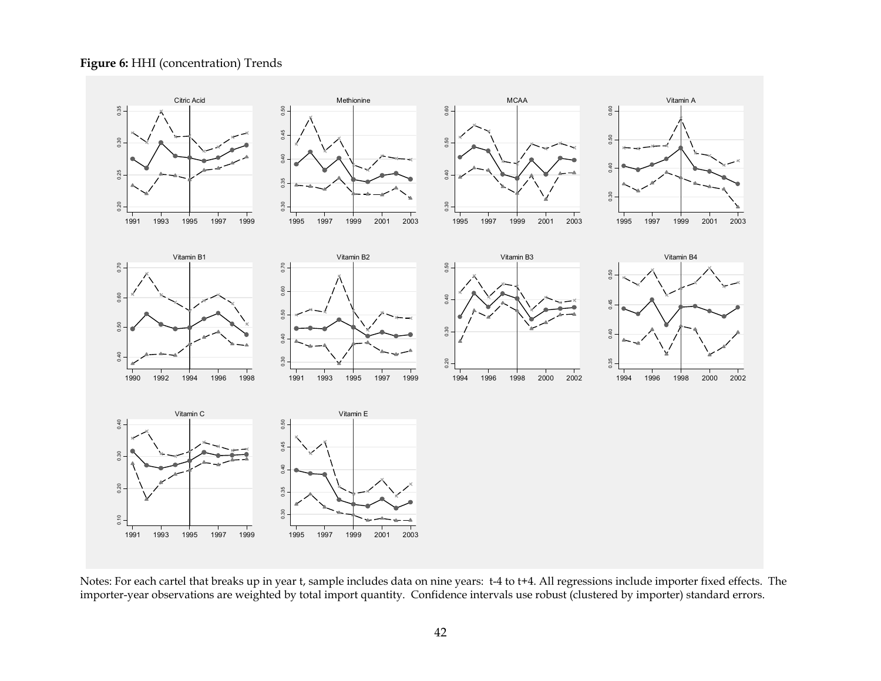**Figure 6:** HHI (concentration) Trends

Notes: For each cartel that breaks up in year t, sample includes data on nine years: t-4 to t+4. All regressions include importer fixed effects. The importer-year observations are weighted by total import quantity. Confidence intervals use robust (clustered by importer) standard errors.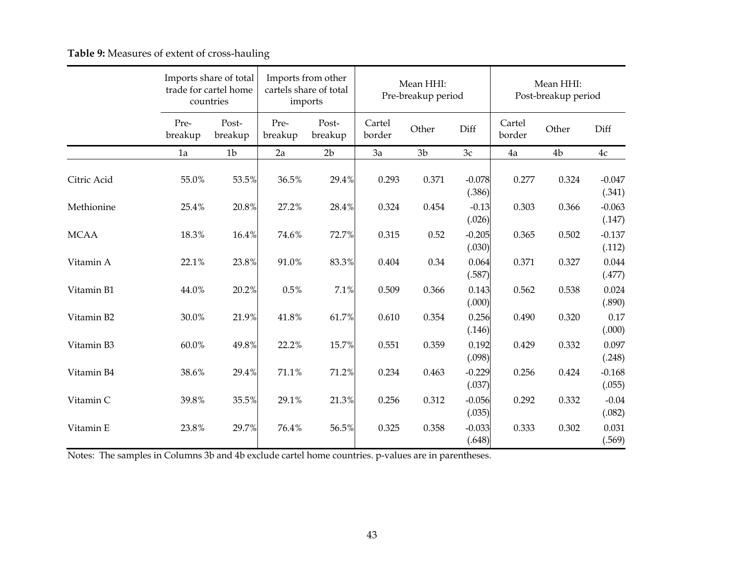**Table 9:** Measures of extent of cross-hauling

| | Imports share of total trade for cartel home countries | | Imports from other cartels share of total imports | | Mean HHI: Pre-breakup period | | | Mean HHI: Post-breakup period | | |
|---|---|---|---|---|---|---|---|---|---|---|
| | Pre-breakup | Post-breakup | Pre-breakup | Post-breakup | Cartel border | Other | Diff | Cartel border | Other | Diff |
| | 1a | 1b | 2a | 2b | 3a | 3b | 3c | 4a | 4b | 4c |
| Citric Acid | 55.0% | 53.5% | 36.5% | 29.4% | 0.293 | 0.371 | -0.078 (.386) | 0.277 | 0.324 | -0.047 (.341) |
| Methionine | 25.4% | 20.8% | 27.2% | 28.4% | 0.324 | 0.454 | -0.13 (.026) | 0.303 | 0.366 | -0.063 (.147) |
| MCAA | 18.3% | 16.4% | 74.6% | 72.7% | 0.315 | 0.52 | -0.205 (.030) | 0.365 | 0.502 | -0.137 (.112) |
| Vitamin A | 22.1% | 23.8% | 91.0% | 83.3% | 0.404 | 0.34 | 0.064 (.587) | 0.371 | 0.327 | 0.044 (.477) |
| Vitamin B1 | 44.0% | 20.2% | 0.5% | 7.1% | 0.509 | 0.366 | 0.143 (.000) | 0.562 | 0.538 | 0.024 (.890) |
| Vitamin B2 | 30.0% | 21.9% | 41.8% | 61.7% | 0.610 | 0.354 | 0.256 (.146) | 0.490 | 0.320 | 0.17 (.000) |
| Vitamin B3 | 60.0% | 49.8% | 22.2% | 15.7% | 0.551 | 0.359 | 0.192 (.098) | 0.429 | 0.332 | 0.097 (.248) |
| Vitamin B4 | 38.6% | 29.4% | 71.1% | 71.2% | 0.234 | 0.463 | -0.229 (.037) | 0.256 | 0.424 | -0.168 (.055) |
| Vitamin C | 39.8% | 35.5% | 29.1% | 21.3% | 0.256 | 0.312 | -0.056 (.035) | 0.292 | 0.332 | -0.04 (.082) |
| Vitamin E | 23.8% | 29.7% | 76.4% | 56.5% | 0.325 | 0.358 | -0.033 (.648) | 0.333 | 0.302 | 0.031 (.569) |

Notes: The samples in Columns 3b and 4b exclude cartel home countries. p-values are in parentheses.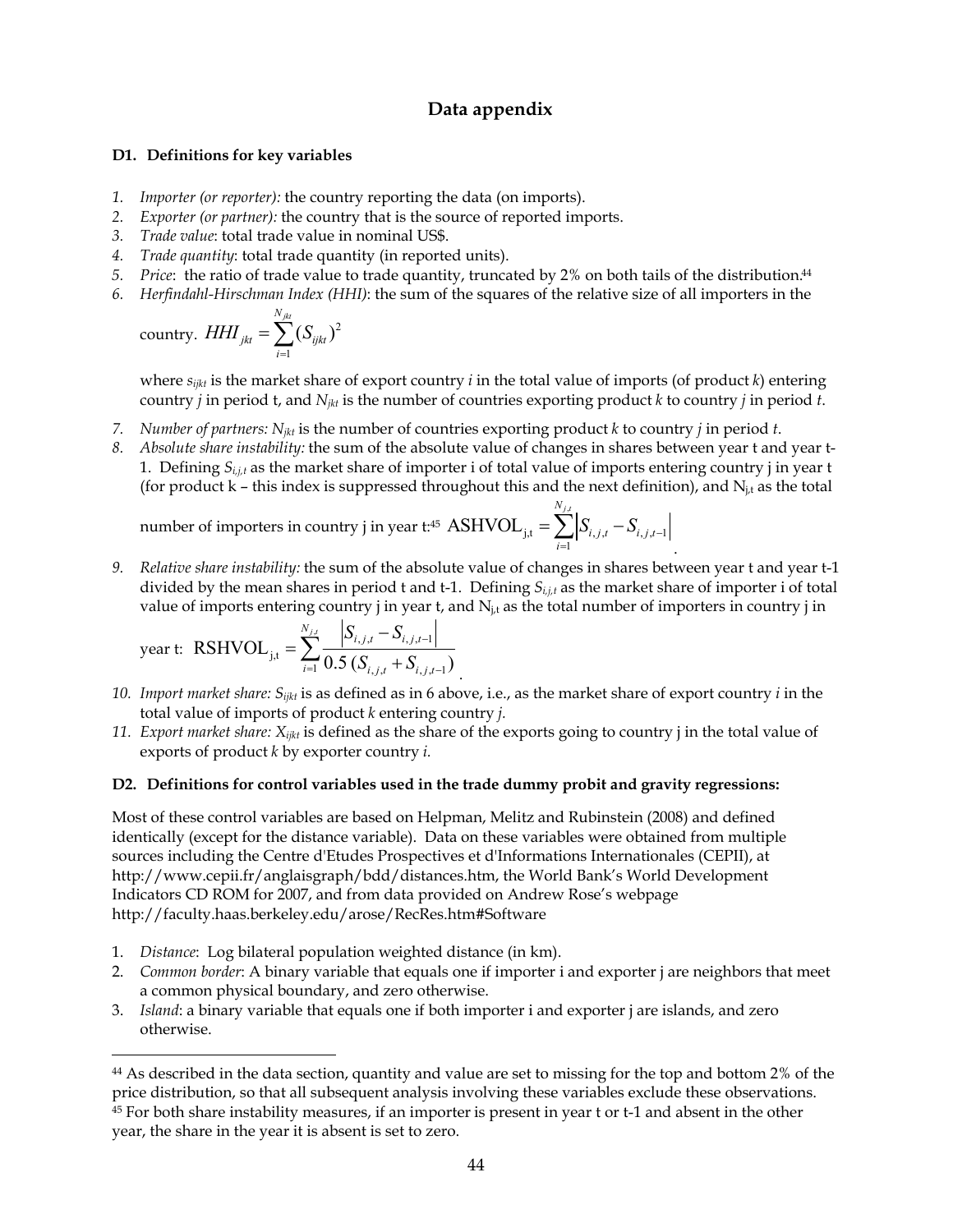# Data appendix

### D1. Definitions for key variables

1. *Importer (or reporter):* the country reporting the data (on imports).
2. *Exporter (or partner):* the country that is the source of reported imports.
3. *Trade value*: total trade value in nominal US$.
4. *Trade quantity*: total trade quantity (in reported units).
5. *Price*: the ratio of trade value to trade quantity, truncated by 2% on both tails of the distribution.[44]
6. *Herfindahl-Hirschman Index (HHI)*: the sum of the squares of the relative size of all importers in the country. $HHI_{jkt} = \sum_{i=1}^{N_{jkt}} (S_{ijkt})^2$

   where $s_{ijkt}$ is the market share of export country *i* in the total value of imports (of product *k*) entering country *j* in period t, and $N_{jkt}$ is the number of countries exporting product *k* to country *j* in period *t*.
7. *Number of partners:* $N_{jkt}$ is the number of countries exporting product *k* to country *j* in period *t*.
8. *Absolute share instability:* the sum of the absolute value of changes in shares between year t and year t-1. Defining $S_{i,j,t}$ as the market share of importer i of total value of imports entering country j in year t (for product k – this index is suppressed throughout this and the next definition), and $N_{j,t}$ as the total number of importers in country j in year t:[45] $\text{ASHVOL}_{j,t} = \sum_{i=1}^{N_{j,t}} \left| S_{i,j,t} - S_{i,j,t-1} \right|$.
9. *Relative share instability:* the sum of the absolute value of changes in shares between year t and year t-1 divided by the mean shares in period t and t-1. Defining $S_{i,j,t}$ as the market share of importer i of total value of imports entering country j in year t, and $N_{j,t}$ as the total number of importers in country j in year t: $\text{RSHVOL}_{j,t} = \sum_{i=1}^{N_{j,t}} \frac{\left| S_{i,j,t} - S_{i,j,t-1} \right|}{0.5\,(S_{i,j,t} + S_{i,j,t-1})}$.
10. *Import market share:* $S_{ijkt}$ is as defined as in 6 above, i.e., as the market share of export country *i* in the total value of imports of product *k* entering country *j*.
11. *Export market share:* $X_{ijkt}$ is defined as the share of the exports going to country j in the total value of exports of product *k* by exporter country *i*.

### D2. Definitions for control variables used in the trade dummy probit and gravity regressions:

Most of these control variables are based on Helpman, Melitz and Rubinstein (2008) and defined identically (except for the distance variable). Data on these variables were obtained from multiple sources including the Centre d'Etudes Prospectives et d'Informations Internationales (CEPII), at http://www.cepii.fr/anglaisgraph/bdd/distances.htm, the World Bank's World Development Indicators CD ROM for 2007, and from data provided on Andrew Rose's webpage http://faculty.haas.berkeley.edu/arose/RecRes.htm#Software

1. *Distance*: Log bilateral population weighted distance (in km).
2. *Common border*: A binary variable that equals one if importer i and exporter j are neighbors that meet a common physical boundary, and zero otherwise.
3. *Island*: a binary variable that equals one if both importer i and exporter j are islands, and zero otherwise.

---

[44] As described in the data section, quantity and value are set to missing for the top and bottom 2% of the price distribution, so that all subsequent analysis involving these variables exclude these observations.
[45] For both share instability measures, if an importer is present in year t or t-1 and absent in the other year, the share in the year it is absent is set to zero.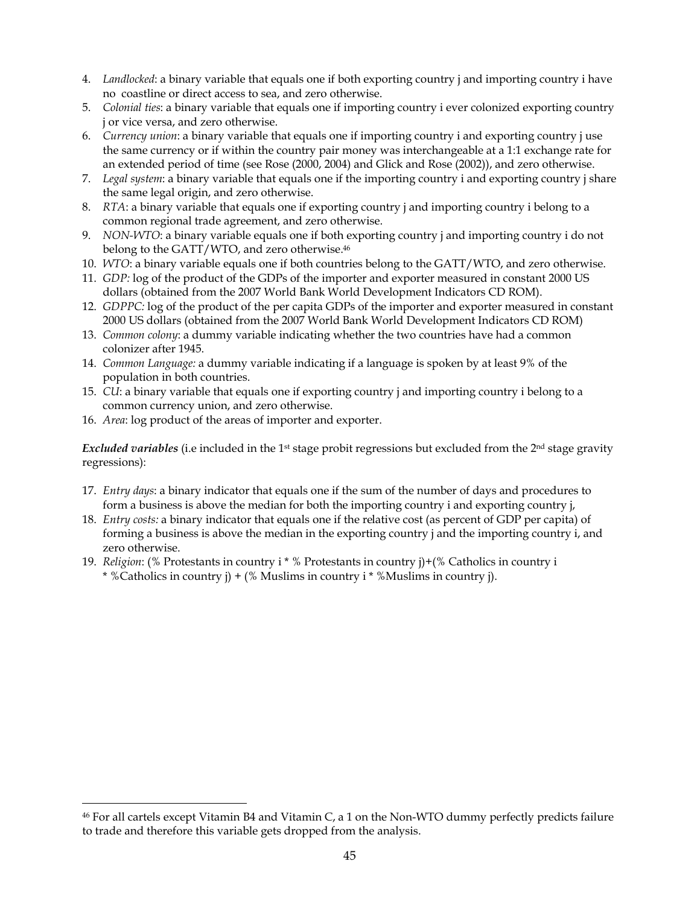4. *Landlocked*: a binary variable that equals one if both exporting country j and importing country i have no coastline or direct access to sea, and zero otherwise.
5. *Colonial ties*: a binary variable that equals one if importing country i ever colonized exporting country j or vice versa, and zero otherwise.
6. *Currency union*: a binary variable that equals one if importing country i and exporting country j use the same currency or if within the country pair money was interchangeable at a 1:1 exchange rate for an extended period of time (see Rose (2000, 2004) and Glick and Rose (2002)), and zero otherwise.
7. *Legal system*: a binary variable that equals one if the importing country i and exporting country j share the same legal origin, and zero otherwise.
8. *RTA*: a binary variable that equals one if exporting country j and importing country i belong to a common regional trade agreement, and zero otherwise.
9. *NON-WTO*: a binary variable equals one if both exporting country j and importing country i do not belong to the GATT/WTO, and zero otherwise.[46]
10. *WTO*: a binary variable equals one if both countries belong to the GATT/WTO, and zero otherwise.
11. *GDP:* log of the product of the GDPs of the importer and exporter measured in constant 2000 US dollars (obtained from the 2007 World Bank World Development Indicators CD ROM).
12. *GDPPC:* log of the product of the per capita GDPs of the importer and exporter measured in constant 2000 US dollars (obtained from the 2007 World Bank World Development Indicators CD ROM)
13. *Common colony*: a dummy variable indicating whether the two countries have had a common colonizer after 1945.
14. *Common Language:* a dummy variable indicating if a language is spoken by at least 9% of the population in both countries.
15. *CU*: a binary variable that equals one if exporting country j and importing country i belong to a common currency union, and zero otherwise.
16. *Area*: log product of the areas of importer and exporter.

***Excluded variables*** (i.e included in the 1st stage probit regressions but excluded from the 2nd stage gravity regressions):

17. *Entry days*: a binary indicator that equals one if the sum of the number of days and procedures to form a business is above the median for both the importing country i and exporting country j,
18. *Entry costs:* a binary indicator that equals one if the relative cost (as percent of GDP per capita) of forming a business is above the median in the exporting country j and the importing country i, and zero otherwise.
19. *Religion*: (% Protestants in country i * % Protestants in country j)+(% Catholics in country i * %Catholics in country j) + (% Muslims in country i * %Muslims in country j).

---

[46] For all cartels except Vitamin B4 and Vitamin C, a 1 on the Non-WTO dummy perfectly predicts failure to trade and therefore this variable gets dropped from the analysis.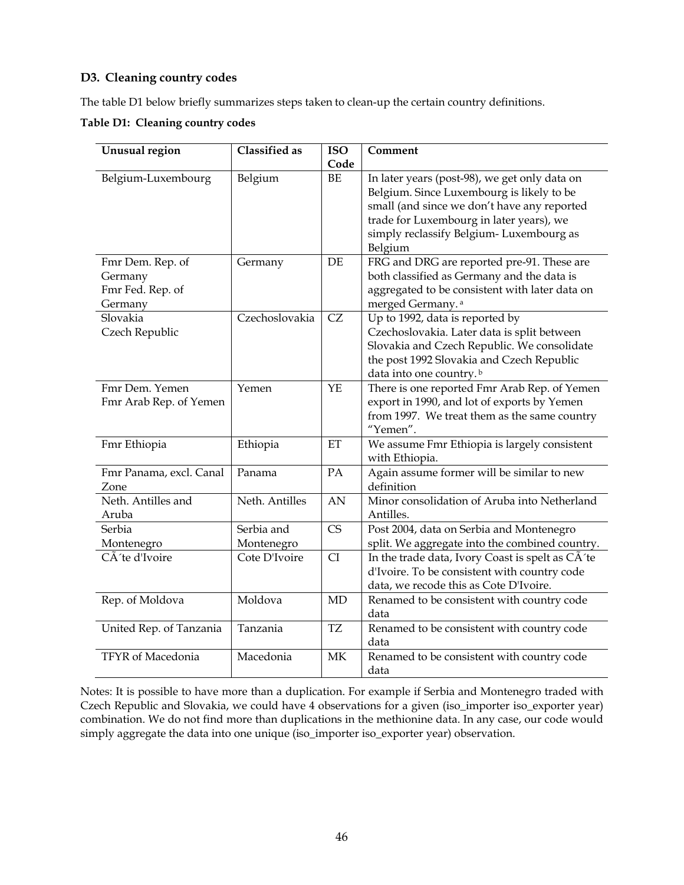### D3. Cleaning country codes

The table D1 below briefly summarizes steps taken to clean-up the certain country definitions.

**Table D1: Cleaning country codes**

| Unusual region | Classified as | ISO Code | Comment |
|---|---|---|---|
| Belgium-Luxembourg | Belgium | BE | In later years (post-98), we get only data on Belgium. Since Luxembourg is likely to be small (and since we don't have any reported trade for Luxembourg in later years), we simply reclassify Belgium- Luxembourg as Belgium |
| Fmr Dem. Rep. of Germany<br>Fmr Fed. Rep. of Germany | Germany | DE | FRG and DRG are reported pre-91. These are both classified as Germany and the data is aggregated to be consistent with later data on merged Germany. [a] |
| Slovakia<br>Czech Republic | Czechoslovakia | CZ | Up to 1992, data is reported by Czechoslovakia. Later data is split between Slovakia and Czech Republic. We consolidate the post 1992 Slovakia and Czech Republic data into one country. [b] |
| Fmr Dem. Yemen<br>Fmr Arab Rep. of Yemen | Yemen | YE | There is one reported Fmr Arab Rep. of Yemen export in 1990, and lot of exports by Yemen from 1997. We treat them as the same country "Yemen". |
| Fmr Ethiopia | Ethiopia | ET | We assume Fmr Ethiopia is largely consistent with Ethiopia. |
| Fmr Panama, excl. Canal Zone | Panama | PA | Again assume former will be similar to new definition |
| Neth. Antilles and Aruba | Neth. Antilles | AN | Minor consolidation of Aruba into Netherland Antilles. |
| Serbia<br>Montenegro | Serbia and Montenegro | CS | Post 2004, data on Serbia and Montenegro split. We aggregate into the combined country. |
| CÃ´te d'Ivoire | Cote D'Ivoire | CI | In the trade data, Ivory Coast is spelt as CÃ´te d'Ivoire. To be consistent with country code data, we recode this as Cote D'Ivoire. |
| Rep. of Moldova | Moldova | MD | Renamed to be consistent with country code data |
| United Rep. of Tanzania | Tanzania | TZ | Renamed to be consistent with country code data |
| TFYR of Macedonia | Macedonia | MK | Renamed to be consistent with country code data |

Notes: It is possible to have more than a duplication. For example if Serbia and Montenegro traded with Czech Republic and Slovakia, we could have 4 observations for a given (iso_importer iso_exporter year) combination. We do not find more than duplications in the methionine data. In any case, our code would simply aggregate the data into one unique (iso_importer iso_exporter year) observation.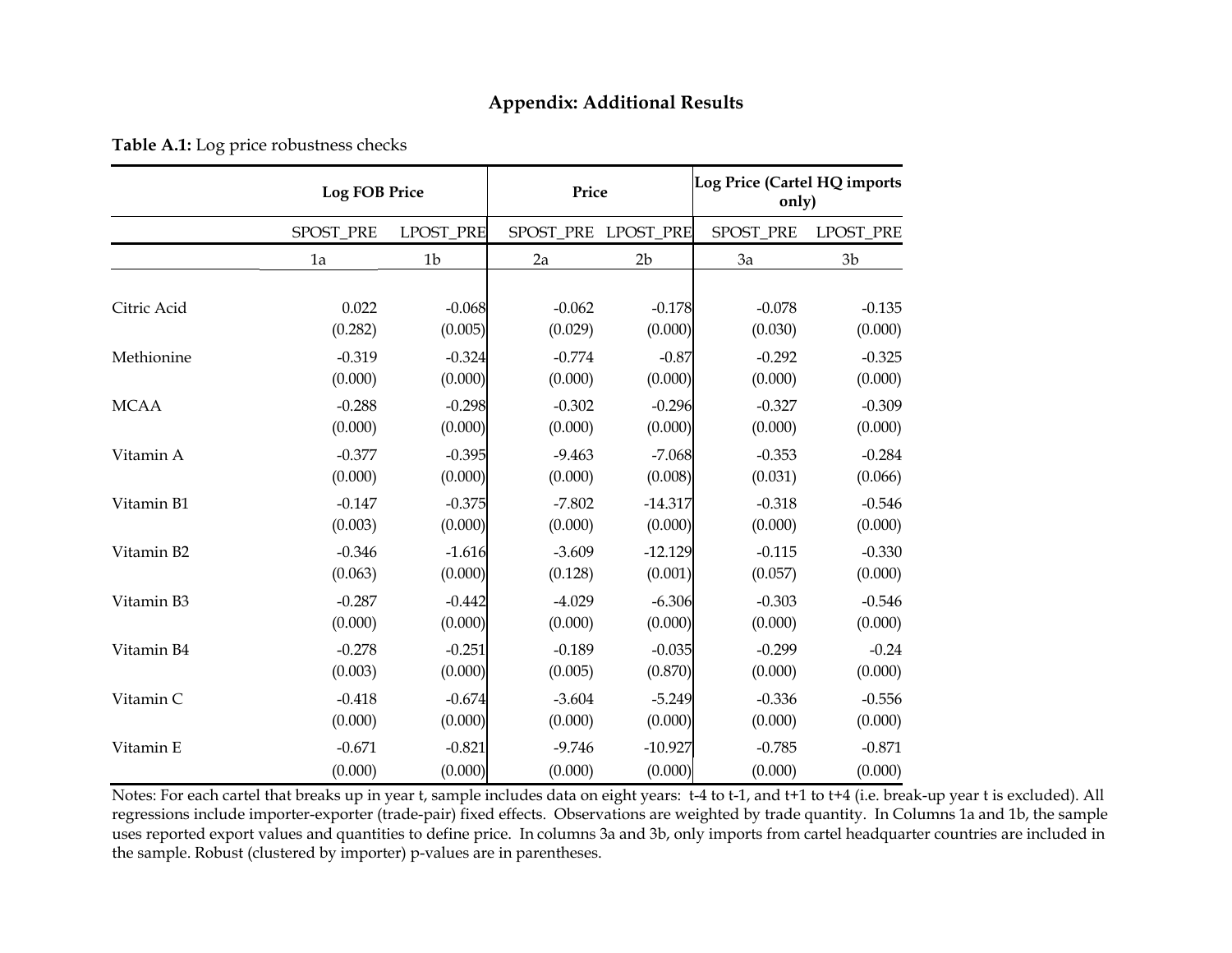## Appendix: Additional Results

**Table A.1:** Log price robustness checks

| | Log FOB Price | | Price | | Log Price (Cartel HQ imports only) | |
|---|---|---|---|---|---|---|
| | SPOST_PRE | LPOST_PRE | SPOST_PRE | LPOST_PRE | SPOST_PRE | LPOST_PRE |
| | 1a | 1b | 2a | 2b | 3a | 3b |
| Citric Acid | 0.022 | -0.068 | -0.062 | -0.178 | -0.078 | -0.135 |
| | (0.282) | (0.005) | (0.029) | (0.000) | (0.030) | (0.000) |
| Methionine | -0.319 | -0.324 | -0.774 | -0.87 | -0.292 | -0.325 |
| | (0.000) | (0.000) | (0.000) | (0.000) | (0.000) | (0.000) |
| MCAA | -0.288 | -0.298 | -0.302 | -0.296 | -0.327 | -0.309 |
| | (0.000) | (0.000) | (0.000) | (0.000) | (0.000) | (0.000) |
| Vitamin A | -0.377 | -0.395 | -9.463 | -7.068 | -0.353 | -0.284 |
| | (0.000) | (0.000) | (0.000) | (0.008) | (0.031) | (0.066) |
| Vitamin B1 | -0.147 | -0.375 | -7.802 | -14.317 | -0.318 | -0.546 |
| | (0.003) | (0.000) | (0.000) | (0.000) | (0.000) | (0.000) |
| Vitamin B2 | -0.346 | -1.616 | -3.609 | -12.129 | -0.115 | -0.330 |
| | (0.063) | (0.000) | (0.128) | (0.001) | (0.057) | (0.000) |
| Vitamin B3 | -0.287 | -0.442 | -4.029 | -6.306 | -0.303 | -0.546 |
| | (0.000) | (0.000) | (0.000) | (0.000) | (0.000) | (0.000) |
| Vitamin B4 | -0.278 | -0.251 | -0.189 | -0.035 | -0.299 | -0.24 |
| | (0.003) | (0.000) | (0.005) | (0.870) | (0.000) | (0.000) |
| Vitamin C | -0.418 | -0.674 | -3.604 | -5.249 | -0.336 | -0.556 |
| | (0.000) | (0.000) | (0.000) | (0.000) | (0.000) | (0.000) |
| Vitamin E | -0.671 | -0.821 | -9.746 | -10.927 | -0.785 | -0.871 |
| | (0.000) | (0.000) | (0.000) | (0.000) | (0.000) | (0.000) |

Notes: For each cartel that breaks up in year t, sample includes data on eight years: t-4 to t-1, and t+1 to t+4 (i.e. break-up year t is excluded). All regressions include importer-exporter (trade-pair) fixed effects. Observations are weighted by trade quantity. In Columns 1a and 1b, the sample uses reported export values and quantities to define price. In columns 3a and 3b, only imports from cartel headquarter countries are included in the sample. Robust (clustered by importer) p-values are in parentheses.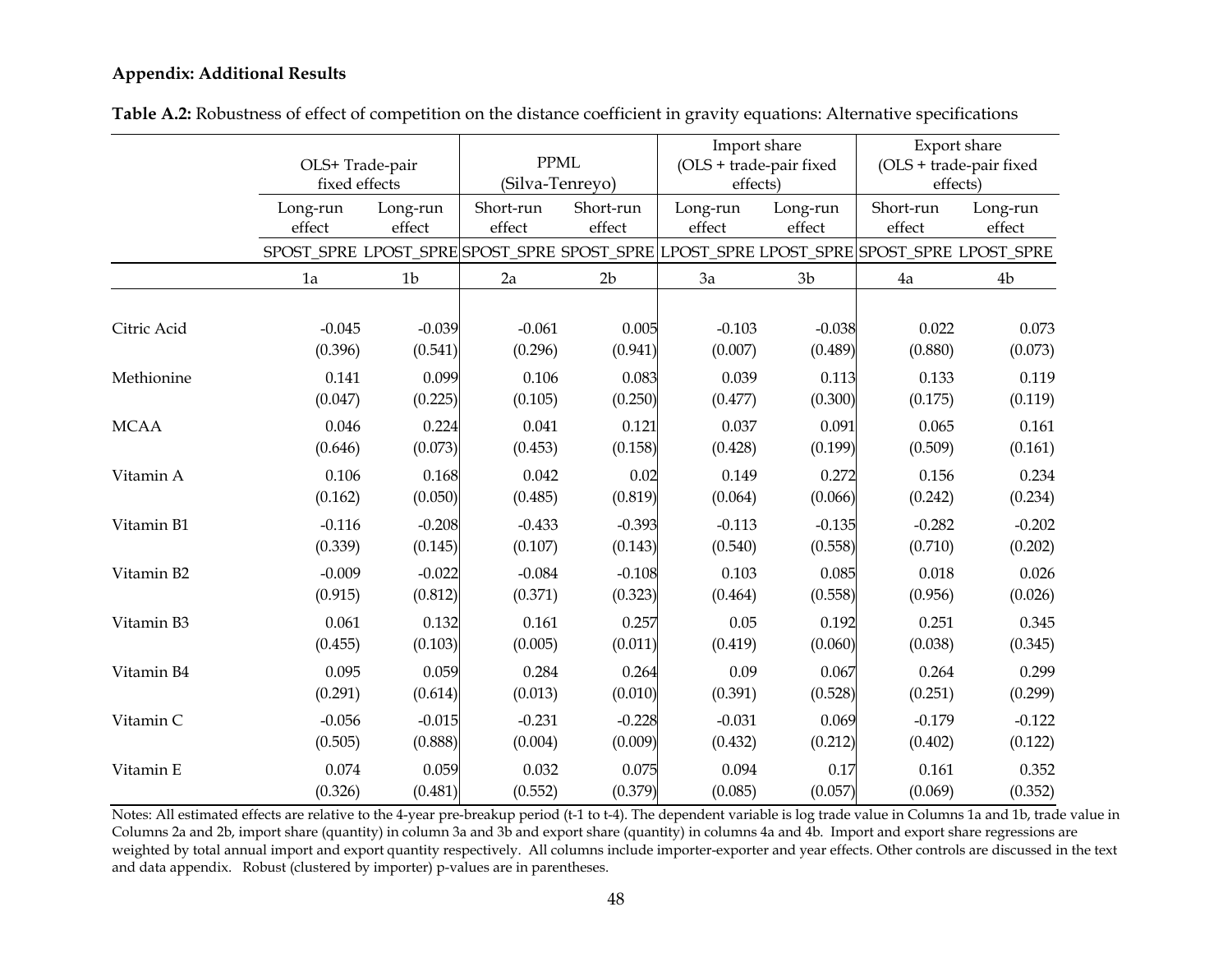**Appendix: Additional Results**

**Table A.2:** Robustness of effect of competition on the distance coefficient in gravity equations: Alternative specifications

| | OLS+ Trade-pair fixed effects | | PPML (Silva-Tenreyo) | | Import share (OLS + trade-pair fixed effects) | | Export share (OLS + trade-pair fixed effects) | |
|---|---|---|---|---|---|---|---|---|
| | Long-run effect | Long-run effect | Short-run effect | Short-run effect | Long-run effect | Long-run effect | Short-run effect | Long-run effect |
| | SPOST_SPRE | LPOST_SPRE | SPOST_SPRE | SPOST_SPRE | LPOST_SPRE | LPOST_SPRE | SPOST_SPRE | LPOST_SPRE |
| | 1a | 1b | 2a | 2b | 3a | 3b | 4a | 4b |
| Citric Acid | -0.045 | -0.039 | -0.061 | 0.005 | -0.103 | -0.038 | 0.022 | 0.073 |
| | (0.396) | (0.541) | (0.296) | (0.941) | (0.007) | (0.489) | (0.880) | (0.073) |
| Methionine | 0.141 | 0.099 | 0.106 | 0.083 | 0.039 | 0.113 | 0.133 | 0.119 |
| | (0.047) | (0.225) | (0.105) | (0.250) | (0.477) | (0.300) | (0.175) | (0.119) |
| MCAA | 0.046 | 0.224 | 0.041 | 0.121 | 0.037 | 0.091 | 0.065 | 0.161 |
| | (0.646) | (0.073) | (0.453) | (0.158) | (0.428) | (0.199) | (0.509) | (0.161) |
| Vitamin A | 0.106 | 0.168 | 0.042 | 0.02 | 0.149 | 0.272 | 0.156 | 0.234 |
| | (0.162) | (0.050) | (0.485) | (0.819) | (0.064) | (0.066) | (0.242) | (0.234) |
| Vitamin B1 | -0.116 | -0.208 | -0.433 | -0.393 | -0.113 | -0.135 | -0.282 | -0.202 |
| | (0.339) | (0.145) | (0.107) | (0.143) | (0.540) | (0.558) | (0.710) | (0.202) |
| Vitamin B2 | -0.009 | -0.022 | -0.084 | -0.108 | 0.103 | 0.085 | 0.018 | 0.026 |
| | (0.915) | (0.812) | (0.371) | (0.323) | (0.464) | (0.558) | (0.956) | (0.026) |
| Vitamin B3 | 0.061 | 0.132 | 0.161 | 0.257 | 0.05 | 0.192 | 0.251 | 0.345 |
| | (0.455) | (0.103) | (0.005) | (0.011) | (0.419) | (0.060) | (0.038) | (0.345) |
| Vitamin B4 | 0.095 | 0.059 | 0.284 | 0.264 | 0.09 | 0.067 | 0.264 | 0.299 |
| | (0.291) | (0.614) | (0.013) | (0.010) | (0.391) | (0.528) | (0.251) | (0.299) |
| Vitamin C | -0.056 | -0.015 | -0.231 | -0.228 | -0.031 | 0.069 | -0.179 | -0.122 |
| | (0.505) | (0.888) | (0.004) | (0.009) | (0.432) | (0.212) | (0.402) | (0.122) |
| Vitamin E | 0.074 | 0.059 | 0.032 | 0.075 | 0.094 | 0.17 | 0.161 | 0.352 |
| | (0.326) | (0.481) | (0.552) | (0.379) | (0.085) | (0.057) | (0.069) | (0.352) |

Notes: All estimated effects are relative to the 4-year pre-breakup period (t-1 to t-4). The dependent variable is log trade value in Columns 1a and 1b, trade value in Columns 2a and 2b, import share (quantity) in column 3a and 3b and export share (quantity) in columns 4a and 4b. Import and export share regressions are weighted by total annual import and export quantity respectively. All columns include importer-exporter and year effects. Other controls are discussed in the text and data appendix. Robust (clustered by importer) p-values are in parentheses.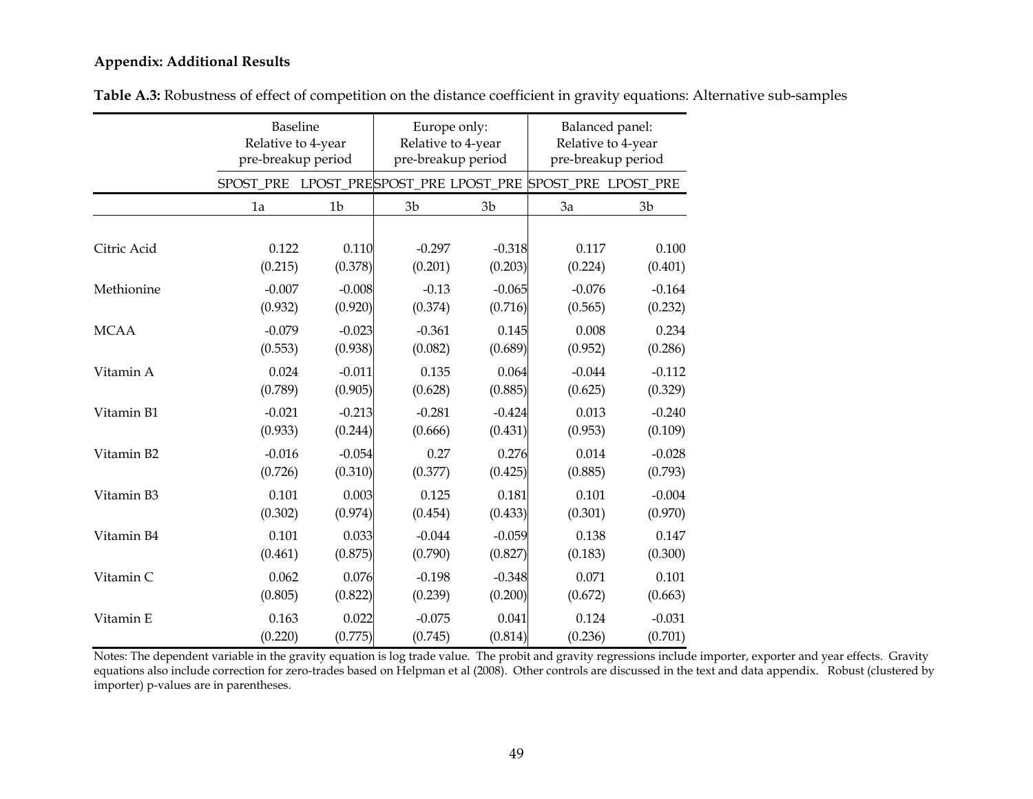**Appendix: Additional Results**

**Table A.3:** Robustness of effect of competition on the distance coefficient in gravity equations: Alternative sub-samples

| | Baseline Relative to 4-year pre-breakup period | | Europe only: Relative to 4-year pre-breakup period | | Balanced panel: Relative to 4-year pre-breakup period | |
|---|---|---|---|---|---|---|
| | SPOST_PRE | LPOST_PRE | SPOST_PRE | LPOST_PRE | SPOST_PRE | LPOST_PRE |
| | 1a | 1b | 3b | 3b | 3a | 3b |
| Citric Acid | 0.122 | 0.110 | -0.297 | -0.318 | 0.117 | 0.100 |
| | (0.215) | (0.378) | (0.201) | (0.203) | (0.224) | (0.401) |
| Methionine | -0.007 | -0.008 | -0.13 | -0.065 | -0.076 | -0.164 |
| | (0.932) | (0.920) | (0.374) | (0.716) | (0.565) | (0.232) |
| MCAA | -0.079 | -0.023 | -0.361 | 0.145 | 0.008 | 0.234 |
| | (0.553) | (0.938) | (0.082) | (0.689) | (0.952) | (0.286) |
| Vitamin A | 0.024 | -0.011 | 0.135 | 0.064 | -0.044 | -0.112 |
| | (0.789) | (0.905) | (0.628) | (0.885) | (0.625) | (0.329) |
| Vitamin B1 | -0.021 | -0.213 | -0.281 | -0.424 | 0.013 | -0.240 |
| | (0.933) | (0.244) | (0.666) | (0.431) | (0.953) | (0.109) |
| Vitamin B2 | -0.016 | -0.054 | 0.27 | 0.276 | 0.014 | -0.028 |
| | (0.726) | (0.310) | (0.377) | (0.425) | (0.885) | (0.793) |
| Vitamin B3 | 0.101 | 0.003 | 0.125 | 0.181 | 0.101 | -0.004 |
| | (0.302) | (0.974) | (0.454) | (0.433) | (0.301) | (0.970) |
| Vitamin B4 | 0.101 | 0.033 | -0.044 | -0.059 | 0.138 | 0.147 |
| | (0.461) | (0.875) | (0.790) | (0.827) | (0.183) | (0.300) |
| Vitamin C | 0.062 | 0.076 | -0.198 | -0.348 | 0.071 | 0.101 |
| | (0.805) | (0.822) | (0.239) | (0.200) | (0.672) | (0.663) |
| Vitamin E | 0.163 | 0.022 | -0.075 | 0.041 | 0.124 | -0.031 |
| | (0.220) | (0.775) | (0.745) | (0.814) | (0.236) | (0.701) |

Notes: The dependent variable in the gravity equation is log trade value. The probit and gravity regressions include importer, exporter and year effects. Gravity equations also include correction for zero-trades based on Helpman et al (2008). Other controls are discussed in the text and data appendix. Robust (clustered by importer) p-values are in parentheses.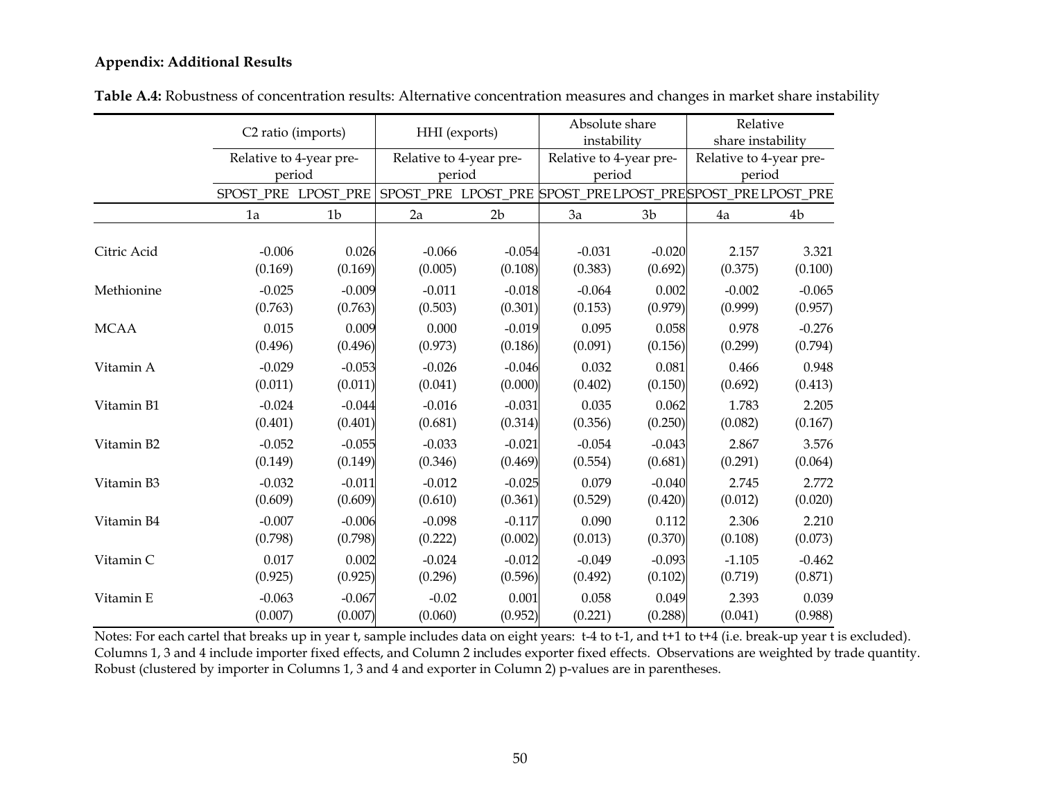**Appendix: Additional Results**

**Table A.4:** Robustness of concentration results: Alternative concentration measures and changes in market share instability

| | C2 ratio (imports) | | HHI (exports) | | Absolute share instability | | Relative share instability | |
|---|---|---|---|---|---|---|---|---|
| | Relative to 4-year pre-period | | Relative to 4-year pre-period | | Relative to 4-year pre-period | | Relative to 4-year pre-period | |
| | SPOST_PRE | LPOST_PRE | SPOST_PRE | LPOST_PRE | SPOST_PRE | LPOST_PRE | SPOST_PRE | LPOST_PRE |
| | 1a | 1b | 2a | 2b | 3a | 3b | 4a | 4b |
| Citric Acid | -0.006 | 0.026 | -0.066 | -0.054 | -0.031 | -0.020 | 2.157 | 3.321 |
| | (0.169) | (0.169) | (0.005) | (0.108) | (0.383) | (0.692) | (0.375) | (0.100) |
| Methionine | -0.025 | -0.009 | -0.011 | -0.018 | -0.064 | 0.002 | -0.002 | -0.065 |
| | (0.763) | (0.763) | (0.503) | (0.301) | (0.153) | (0.979) | (0.999) | (0.957) |
| MCAA | 0.015 | 0.009 | 0.000 | -0.019 | 0.095 | 0.058 | 0.978 | -0.276 |
| | (0.496) | (0.496) | (0.973) | (0.186) | (0.091) | (0.156) | (0.299) | (0.794) |
| Vitamin A | -0.029 | -0.053 | -0.026 | -0.046 | 0.032 | 0.081 | 0.466 | 0.948 |
| | (0.011) | (0.011) | (0.041) | (0.000) | (0.402) | (0.150) | (0.692) | (0.413) |
| Vitamin B1 | -0.024 | -0.044 | -0.016 | -0.031 | 0.035 | 0.062 | 1.783 | 2.205 |
| | (0.401) | (0.401) | (0.681) | (0.314) | (0.356) | (0.250) | (0.082) | (0.167) |
| Vitamin B2 | -0.052 | -0.055 | -0.033 | -0.021 | -0.054 | -0.043 | 2.867 | 3.576 |
| | (0.149) | (0.149) | (0.346) | (0.469) | (0.554) | (0.681) | (0.291) | (0.064) |
| Vitamin B3 | -0.032 | -0.011 | -0.012 | -0.025 | 0.079 | -0.040 | 2.745 | 2.772 |
| | (0.609) | (0.609) | (0.610) | (0.361) | (0.529) | (0.420) | (0.012) | (0.020) |
| Vitamin B4 | -0.007 | -0.006 | -0.098 | -0.117 | 0.090 | 0.112 | 2.306 | 2.210 |
| | (0.798) | (0.798) | (0.222) | (0.002) | (0.013) | (0.370) | (0.108) | (0.073) |
| Vitamin C | 0.017 | 0.002 | -0.024 | -0.012 | -0.049 | -0.093 | -1.105 | -0.462 |
| | (0.925) | (0.925) | (0.296) | (0.596) | (0.492) | (0.102) | (0.719) | (0.871) |
| Vitamin E | -0.063 | -0.067 | -0.02 | 0.001 | 0.058 | 0.049 | 2.393 | 0.039 |
| | (0.007) | (0.007) | (0.060) | (0.952) | (0.221) | (0.288) | (0.041) | (0.988) |

Notes: For each cartel that breaks up in year t, sample includes data on eight years: t-4 to t-1, and t+1 to t+4 (i.e. break-up year t is excluded). Columns 1, 3 and 4 include importer fixed effects, and Column 2 includes exporter fixed effects. Observations are weighted by trade quantity. Robust (clustered by importer in Columns 1, 3 and 4 and exporter in Column 2) p-values are in parentheses.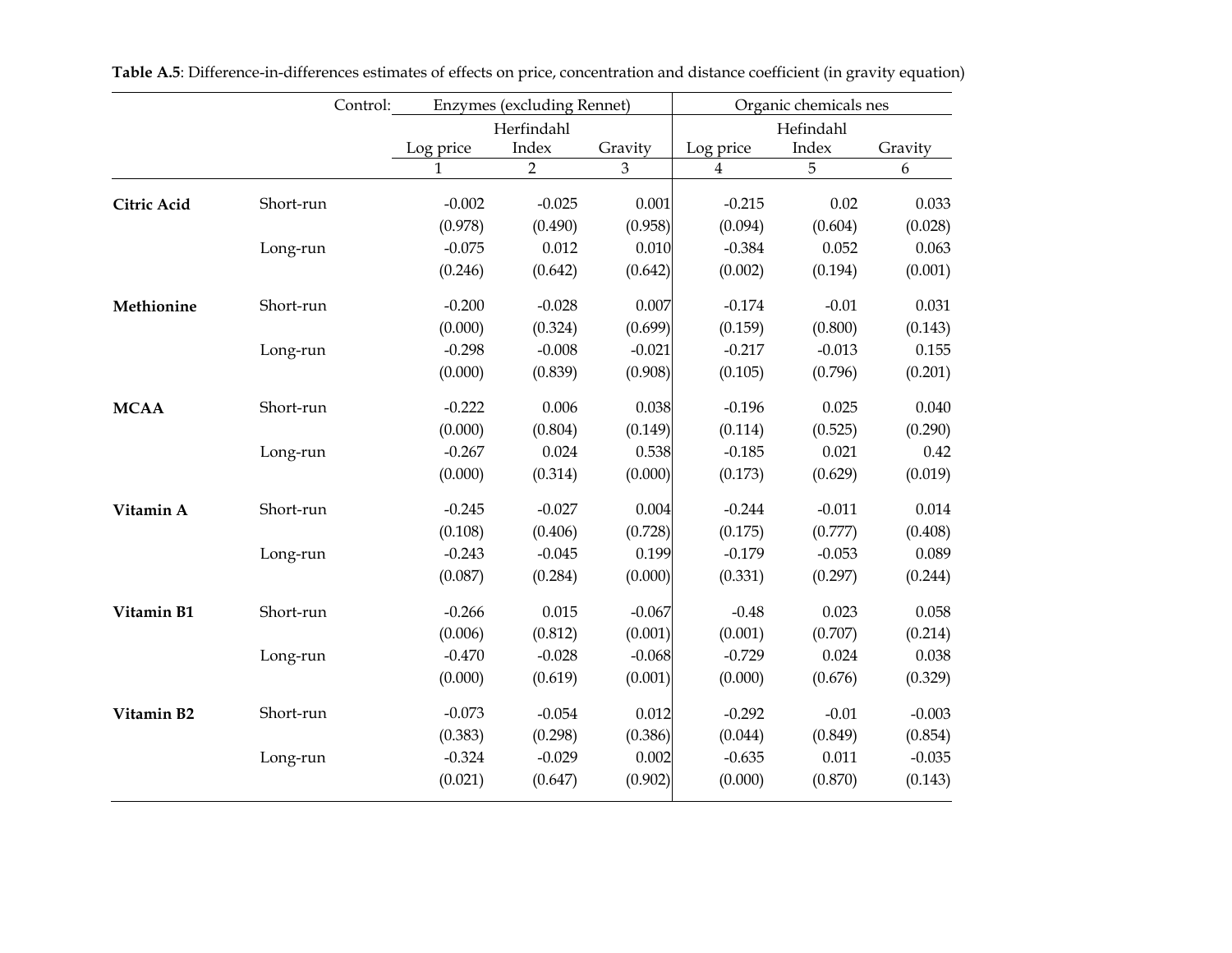**Table A.5**: Difference-in-differences estimates of effects on price, concentration and distance coefficient (in gravity equation)

| | Control: | Enzymes (excluding Rennet) | | | Organic chemicals nes | | |
|---|---|---|---|---|---|---|---|
| | | Log price | Herfindahl Index | Gravity | Log price | Hefindahl Index | Gravity |
| | | 1 | 2 | 3 | 4 | 5 | 6 |
| **Citric Acid** | Short-run | -0.002 | -0.025 | 0.001 | -0.215 | 0.02 | 0.033 |
| | | (0.978) | (0.490) | (0.958) | (0.094) | (0.604) | (0.028) |
| | Long-run | -0.075 | 0.012 | 0.010 | -0.384 | 0.052 | 0.063 |
| | | (0.246) | (0.642) | (0.642) | (0.002) | (0.194) | (0.001) |
| **Methionine** | Short-run | -0.200 | -0.028 | 0.007 | -0.174 | -0.01 | 0.031 |
| | | (0.000) | (0.324) | (0.699) | (0.159) | (0.800) | (0.143) |
| | Long-run | -0.298 | -0.008 | -0.021 | -0.217 | -0.013 | 0.155 |
| | | (0.000) | (0.839) | (0.908) | (0.105) | (0.796) | (0.201) |
| **MCAA** | Short-run | -0.222 | 0.006 | 0.038 | -0.196 | 0.025 | 0.040 |
| | | (0.000) | (0.804) | (0.149) | (0.114) | (0.525) | (0.290) |
| | Long-run | -0.267 | 0.024 | 0.538 | -0.185 | 0.021 | 0.42 |
| | | (0.000) | (0.314) | (0.000) | (0.173) | (0.629) | (0.019) |
| **Vitamin A** | Short-run | -0.245 | -0.027 | 0.004 | -0.244 | -0.011 | 0.014 |
| | | (0.108) | (0.406) | (0.728) | (0.175) | (0.777) | (0.408) |
| | Long-run | -0.243 | -0.045 | 0.199 | -0.179 | -0.053 | 0.089 |
| | | (0.087) | (0.284) | (0.000) | (0.331) | (0.297) | (0.244) |
| **Vitamin B1** | Short-run | -0.266 | 0.015 | -0.067 | -0.48 | 0.023 | 0.058 |
| | | (0.006) | (0.812) | (0.001) | (0.001) | (0.707) | (0.214) |
| | Long-run | -0.470 | -0.028 | -0.068 | -0.729 | 0.024 | 0.038 |
| | | (0.000) | (0.619) | (0.001) | (0.000) | (0.676) | (0.329) |
| **Vitamin B2** | Short-run | -0.073 | -0.054 | 0.012 | -0.292 | -0.01 | -0.003 |
| | | (0.383) | (0.298) | (0.386) | (0.044) | (0.849) | (0.854) |
| | Long-run | -0.324 | -0.029 | 0.002 | -0.635 | 0.011 | -0.035 |
| | | (0.021) | (0.647) | (0.902) | (0.000) | (0.870) | (0.143) |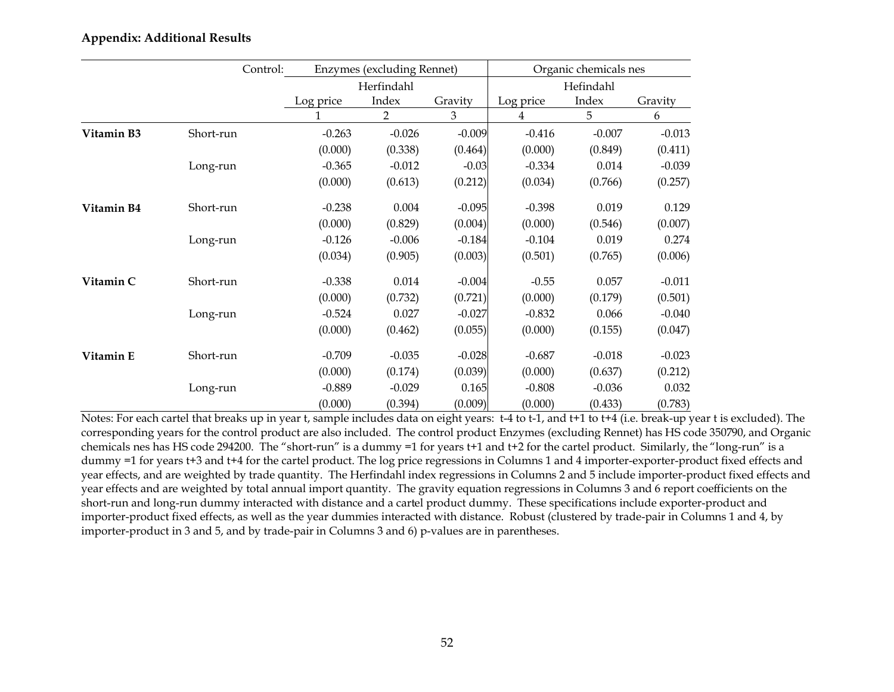**Appendix: Additional Results**

| | Control: | Enzymes (excluding Rennet) | | | Organic chemicals nes | | |
|---|---|---|---|---|---|---|---|
| | | Log price | Herfindahl Index | Gravity | Log price | Hefindahl Index | Gravity |
| | | 1 | 2 | 3 | 4 | 5 | 6 |
| **Vitamin B3** | Short-run | -0.263 | -0.026 | -0.009 | -0.416 | -0.007 | -0.013 |
| | | (0.000) | (0.338) | (0.464) | (0.000) | (0.849) | (0.411) |
| | Long-run | -0.365 | -0.012 | -0.03 | -0.334 | 0.014 | -0.039 |
| | | (0.000) | (0.613) | (0.212) | (0.034) | (0.766) | (0.257) |
| **Vitamin B4** | Short-run | -0.238 | 0.004 | -0.095 | -0.398 | 0.019 | 0.129 |
| | | (0.000) | (0.829) | (0.004) | (0.000) | (0.546) | (0.007) |
| | Long-run | -0.126 | -0.006 | -0.184 | -0.104 | 0.019 | 0.274 |
| | | (0.034) | (0.905) | (0.003) | (0.501) | (0.765) | (0.006) |
| **Vitamin C** | Short-run | -0.338 | 0.014 | -0.004 | -0.55 | 0.057 | -0.011 |
| | | (0.000) | (0.732) | (0.721) | (0.000) | (0.179) | (0.501) |
| | Long-run | -0.524 | 0.027 | -0.027 | -0.832 | 0.066 | -0.040 |
| | | (0.000) | (0.462) | (0.055) | (0.000) | (0.155) | (0.047) |
| **Vitamin E** | Short-run | -0.709 | -0.035 | -0.028 | -0.687 | -0.018 | -0.023 |
| | | (0.000) | (0.174) | (0.039) | (0.000) | (0.637) | (0.212) |
| | Long-run | -0.889 | -0.029 | 0.165 | -0.808 | -0.036 | 0.032 |
| | | (0.000) | (0.394) | (0.009) | (0.000) | (0.433) | (0.783) |

Notes: For each cartel that breaks up in year t, sample includes data on eight years: t-4 to t-1, and t+1 to t+4 (i.e. break-up year t is excluded). The corresponding years for the control product are also included. The control product Enzymes (excluding Rennet) has HS code 350790, and Organic chemicals nes has HS code 294200. The "short-run" is a dummy =1 for years t+1 and t+2 for the cartel product. Similarly, the "long-run" is a dummy =1 for years t+3 and t+4 for the cartel product. The log price regressions in Columns 1 and 4 importer-exporter-product fixed effects and year effects, and are weighted by trade quantity. The Herfindahl index regressions in Columns 2 and 5 include importer-product fixed effects and year effects and are weighted by total annual import quantity. The gravity equation regressions in Columns 3 and 6 report coefficients on the short-run and long-run dummy interacted with distance and a cartel product dummy. These specifications include exporter-product and importer-product fixed effects, as well as the year dummies interacted with distance. Robust (clustered by trade-pair in Columns 1 and 4, by importer-product in 3 and 5, and by trade-pair in Columns 3 and 6) p-values are in parentheses.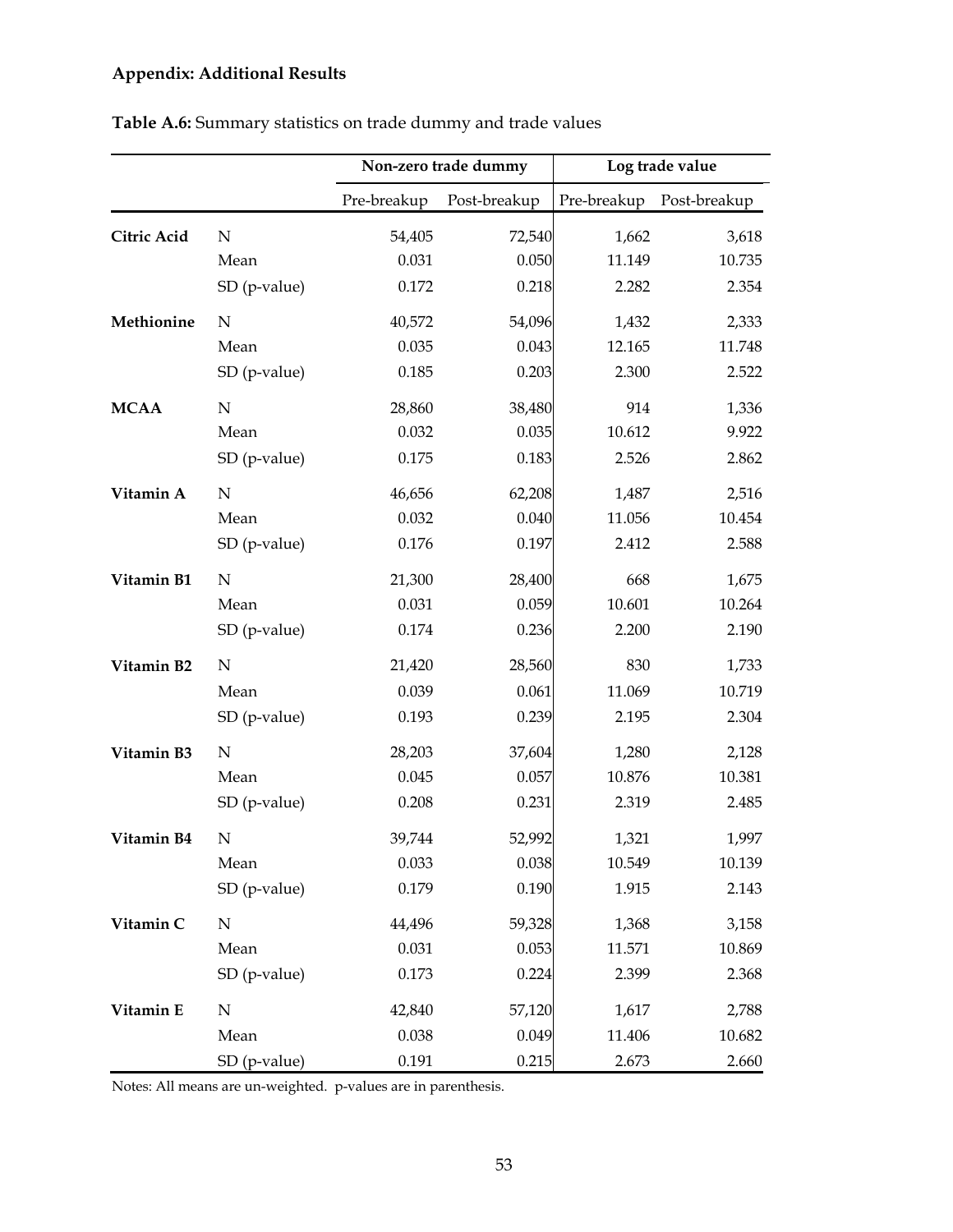## Appendix: Additional Results

**Table A.6:** Summary statistics on trade dummy and trade values

| | | Non-zero trade dummy | | Log trade value | |
|---|---|---|---|---|---|
| | | Pre-breakup | Post-breakup | Pre-breakup | Post-breakup |
| **Citric Acid** | N | 54,405 | 72,540 | 1,662 | 3,618 |
| | Mean | 0.031 | 0.050 | 11.149 | 10.735 |
| | SD (p-value) | 0.172 | 0.218 | 2.282 | 2.354 |
| **Methionine** | N | 40,572 | 54,096 | 1,432 | 2,333 |
| | Mean | 0.035 | 0.043 | 12.165 | 11.748 |
| | SD (p-value) | 0.185 | 0.203 | 2.300 | 2.522 |
| **MCAA** | N | 28,860 | 38,480 | 914 | 1,336 |
| | Mean | 0.032 | 0.035 | 10.612 | 9.922 |
| | SD (p-value) | 0.175 | 0.183 | 2.526 | 2.862 |
| **Vitamin A** | N | 46,656 | 62,208 | 1,487 | 2,516 |
| | Mean | 0.032 | 0.040 | 11.056 | 10.454 |
| | SD (p-value) | 0.176 | 0.197 | 2.412 | 2.588 |
| **Vitamin B1** | N | 21,300 | 28,400 | 668 | 1,675 |
| | Mean | 0.031 | 0.059 | 10.601 | 10.264 |
| | SD (p-value) | 0.174 | 0.236 | 2.200 | 2.190 |
| **Vitamin B2** | N | 21,420 | 28,560 | 830 | 1,733 |
| | Mean | 0.039 | 0.061 | 11.069 | 10.719 |
| | SD (p-value) | 0.193 | 0.239 | 2.195 | 2.304 |
| **Vitamin B3** | N | 28,203 | 37,604 | 1,280 | 2,128 |
| | Mean | 0.045 | 0.057 | 10.876 | 10.381 |
| | SD (p-value) | 0.208 | 0.231 | 2.319 | 2.485 |
| **Vitamin B4** | N | 39,744 | 52,992 | 1,321 | 1,997 |
| | Mean | 0.033 | 0.038 | 10.549 | 10.139 |
| | SD (p-value) | 0.179 | 0.190 | 1.915 | 2.143 |
| **Vitamin C** | N | 44,496 | 59,328 | 1,368 | 3,158 |
| | Mean | 0.031 | 0.053 | 11.571 | 10.869 |
| | SD (p-value) | 0.173 | 0.224 | 2.399 | 2.368 |
| **Vitamin E** | N | 42,840 | 57,120 | 1,617 | 2,788 |
| | Mean | 0.038 | 0.049 | 11.406 | 10.682 |
| | SD (p-value) | 0.191 | 0.215 | 2.673 | 2.660 |

Notes: All means are un-weighted. p-values are in parenthesis.